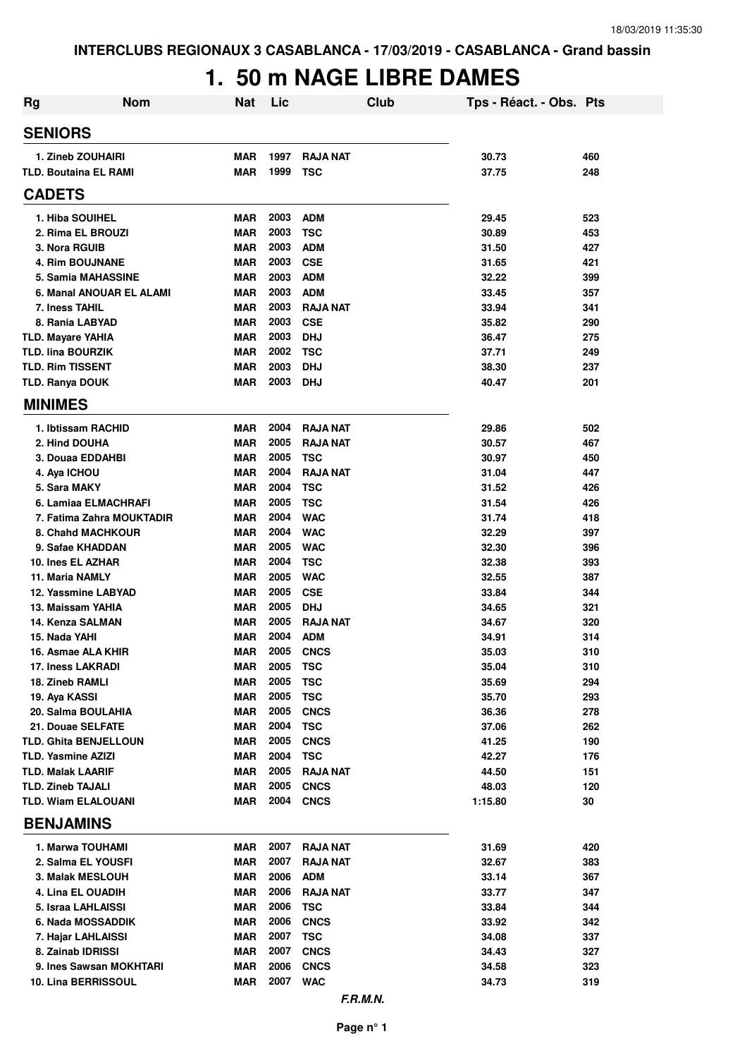**INTERCLUBS REGIONAUX 3 CASABLANCA - 17/03/2019 - CASABLANCA - Grand bassin**

# 1. 50 m NAGE LIBRE DAMES

| Rg | Nom | Nat | Lic | Club | Tps - Réact. - Obs. | Pts |
|---|---|---|---|---|---|---|
| **SENIORS** | | | | | | |
| 1. | Zineb ZOUHAIRI | MAR | 1997 | RAJA NAT | 30.73 | 460 |
| TLD. | Boutaina EL RAMI | MAR | 1999 | TSC | 37.75 | 248 |
| **CADETS** | | | | | | |
| 1. | Hiba SOUIHEL | MAR | 2003 | ADM | 29.45 | 523 |
| 2. | Rima EL BROUZI | MAR | 2003 | TSC | 30.89 | 453 |
| 3. | Nora RGUIB | MAR | 2003 | ADM | 31.50 | 427 |
| 4. | Rim BOUJNANE | MAR | 2003 | CSE | 31.65 | 421 |
| 5. | Samia MAHASSINE | MAR | 2003 | ADM | 32.22 | 399 |
| 6. | Manal ANOUAR EL ALAMI | MAR | 2003 | ADM | 33.45 | 357 |
| 7. | Iness TAHIL | MAR | 2003 | RAJA NAT | 33.94 | 341 |
| 8. | Rania LABYAD | MAR | 2003 | CSE | 35.82 | 290 |
| TLD. | Mayare YAHIA | MAR | 2003 | DHJ | 36.47 | 275 |
| TLD. | Iina BOURZIK | MAR | 2002 | TSC | 37.71 | 249 |
| TLD. | Rim TISSENT | MAR | 2003 | DHJ | 38.30 | 237 |
| TLD. | Ranya DOUK | MAR | 2003 | DHJ | 40.47 | 201 |
| **MINIMES** | | | | | | |
| 1. | Ibtissam RACHID | MAR | 2004 | RAJA NAT | 29.86 | 502 |
| 2. | Hind DOUHA | MAR | 2005 | RAJA NAT | 30.57 | 467 |
| 3. | Douaa EDDAHBI | MAR | 2005 | TSC | 30.97 | 450 |
| 4. | Aya ICHOU | MAR | 2004 | RAJA NAT | 31.04 | 447 |
| 5. | Sara MAKY | MAR | 2004 | TSC | 31.52 | 426 |
| 6. | Lamiaa ELMACHRAFI | MAR | 2005 | TSC | 31.54 | 426 |
| 7. | Fatima Zahra MOUKTADIR | MAR | 2004 | WAC | 31.74 | 418 |
| 8. | Chahd MACHKOUR | MAR | 2004 | WAC | 32.29 | 397 |
| 9. | Safae KHADDAN | MAR | 2005 | WAC | 32.30 | 396 |
| 10. | Ines EL AZHAR | MAR | 2004 | TSC | 32.38 | 393 |
| 11. | Maria NAMLY | MAR | 2005 | WAC | 32.55 | 387 |
| 12. | Yassmine LABYAD | MAR | 2005 | CSE | 33.84 | 344 |
| 13. | Maissam YAHIA | MAR | 2005 | DHJ | 34.65 | 321 |
| 14. | Kenza SALMAN | MAR | 2005 | RAJA NAT | 34.67 | 320 |
| 15. | Nada YAHI | MAR | 2004 | ADM | 34.91 | 314 |
| 16. | Asmae ALA KHIR | MAR | 2005 | CNCS | 35.03 | 310 |
| 17. | Iness LAKRADI | MAR | 2005 | TSC | 35.04 | 310 |
| 18. | Zineb RAMLI | MAR | 2005 | TSC | 35.69 | 294 |
| 19. | Aya KASSI | MAR | 2005 | TSC | 35.70 | 293 |
| 20. | Salma BOULAHIA | MAR | 2005 | CNCS | 36.36 | 278 |
| 21. | Douae SELFATE | MAR | 2004 | TSC | 37.06 | 262 |
| TLD. | Ghita BENJELLOUN | MAR | 2005 | CNCS | 41.25 | 190 |
| TLD. | Yasmine AZIZI | MAR | 2004 | TSC | 42.27 | 176 |
| TLD. | Malak LAARIF | MAR | 2005 | RAJA NAT | 44.50 | 151 |
| TLD. | Zineb TAJALI | MAR | 2005 | CNCS | 48.03 | 120 |
| TLD. | Wiam ELALOUANI | MAR | 2004 | CNCS | 1:15.80 | 30 |
| **BENJAMINS** | | | | | | |
| 1. | Marwa TOUHAMI | MAR | 2007 | RAJA NAT | 31.69 | 420 |
| 2. | Salma EL YOUSFI | MAR | 2007 | RAJA NAT | 32.67 | 383 |
| 3. | Malak MESLOUH | MAR | 2006 | ADM | 33.14 | 367 |
| 4. | Lina EL OUADIH | MAR | 2006 | RAJA NAT | 33.77 | 347 |
| 5. | Israa LAHLAISSI | MAR | 2006 | TSC | 33.84 | 344 |
| 6. | Nada MOSSADDIK | MAR | 2006 | CNCS | 33.92 | 342 |
| 7. | Hajar LAHLAISSI | MAR | 2007 | TSC | 34.08 | 337 |
| 8. | Zainab IDRISSI | MAR | 2007 | CNCS | 34.43 | 327 |
| 9. | Ines Sawsan MOKHTARI | MAR | 2006 | CNCS | 34.58 | 323 |
| 10. | Lina BERRISSOUL | MAR | 2007 | WAC | 34.73 | 319 |

*F.R.M.N.*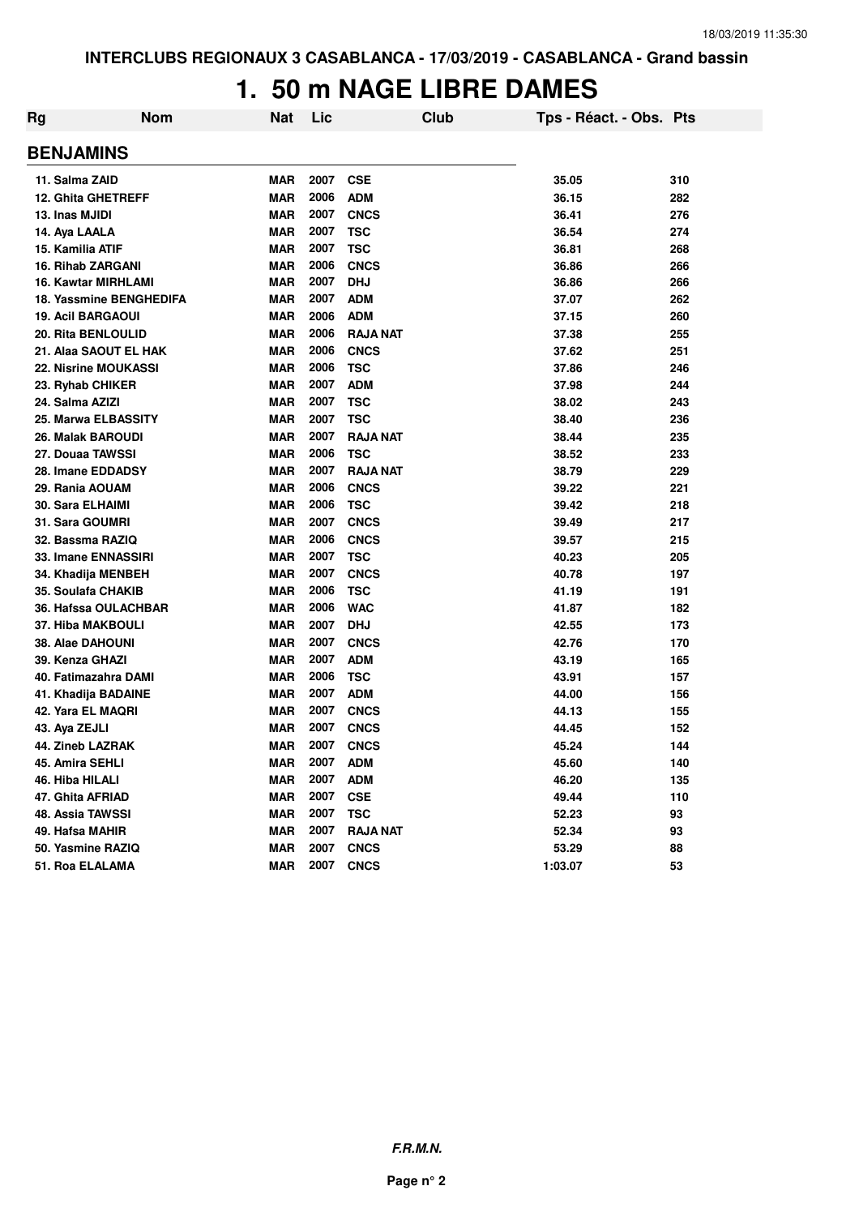INTERCLUBS REGIONAUX 3 CASABLANCA - 17/03/2019 - CASABLANCA - Grand bassin

# 1. 50 m NAGE LIBRE DAMES

| Rg | Nom | Nat | Lic | Club | Tps - Réact. - Obs. | Pts |
|---|---|---|---|---|---|---|
| **BENJAMINS** | | | | | | |
| 11. | Salma ZAID | MAR | 2007 | CSE | 35.05 | 310 |
| 12. | Ghita GHETREFF | MAR | 2006 | ADM | 36.15 | 282 |
| 13. | Inas MJIDI | MAR | 2007 | CNCS | 36.41 | 276 |
| 14. | Aya LAALA | MAR | 2007 | TSC | 36.54 | 274 |
| 15. | Kamilia ATIF | MAR | 2007 | TSC | 36.81 | 268 |
| 16. | Rihab ZARGANI | MAR | 2006 | CNCS | 36.86 | 266 |
| 16. | Kawtar MIRHLAMI | MAR | 2007 | DHJ | 36.86 | 266 |
| 18. | Yassmine BENGHEDIFA | MAR | 2007 | ADM | 37.07 | 262 |
| 19. | Acil BARGAOUI | MAR | 2006 | ADM | 37.15 | 260 |
| 20. | Rita BENLOULID | MAR | 2006 | RAJA NAT | 37.38 | 255 |
| 21. | Alaa SAOUT EL HAK | MAR | 2006 | CNCS | 37.62 | 251 |
| 22. | Nisrine MOUKASSI | MAR | 2006 | TSC | 37.86 | 246 |
| 23. | Ryhab CHIKER | MAR | 2007 | ADM | 37.98 | 244 |
| 24. | Salma AZIZI | MAR | 2007 | TSC | 38.02 | 243 |
| 25. | Marwa ELBASSITY | MAR | 2007 | TSC | 38.40 | 236 |
| 26. | Malak BAROUDI | MAR | 2007 | RAJA NAT | 38.44 | 235 |
| 27. | Douaa TAWSSI | MAR | 2006 | TSC | 38.52 | 233 |
| 28. | Imane EDDADSY | MAR | 2007 | RAJA NAT | 38.79 | 229 |
| 29. | Rania AOUAM | MAR | 2006 | CNCS | 39.22 | 221 |
| 30. | Sara ELHAIMI | MAR | 2006 | TSC | 39.42 | 218 |
| 31. | Sara GOUMRI | MAR | 2007 | CNCS | 39.49 | 217 |
| 32. | Bassma RAZIQ | MAR | 2006 | CNCS | 39.57 | 215 |
| 33. | Imane ENNASSIRI | MAR | 2007 | TSC | 40.23 | 205 |
| 34. | Khadija MENBEH | MAR | 2007 | CNCS | 40.78 | 197 |
| 35. | Soulafa CHAKIB | MAR | 2006 | TSC | 41.19 | 191 |
| 36. | Hafssa OULACHBAR | MAR | 2006 | WAC | 41.87 | 182 |
| 37. | Hiba MAKBOULI | MAR | 2007 | DHJ | 42.55 | 173 |
| 38. | Alae DAHOUNI | MAR | 2007 | CNCS | 42.76 | 170 |
| 39. | Kenza GHAZI | MAR | 2007 | ADM | 43.19 | 165 |
| 40. | Fatimazahra DAMI | MAR | 2006 | TSC | 43.91 | 157 |
| 41. | Khadija BADAINE | MAR | 2007 | ADM | 44.00 | 156 |
| 42. | Yara EL MAQRI | MAR | 2007 | CNCS | 44.13 | 155 |
| 43. | Aya ZEJLI | MAR | 2007 | CNCS | 44.45 | 152 |
| 44. | Zineb LAZRAK | MAR | 2007 | CNCS | 45.24 | 144 |
| 45. | Amira SEHLI | MAR | 2007 | ADM | 45.60 | 140 |
| 46. | Hiba HILALI | MAR | 2007 | ADM | 46.20 | 135 |
| 47. | Ghita AFRIAD | MAR | 2007 | CSE | 49.44 | 110 |
| 48. | Assia TAWSSI | MAR | 2007 | TSC | 52.23 | 93 |
| 49. | Hafsa MAHIR | MAR | 2007 | RAJA NAT | 52.34 | 93 |
| 50. | Yasmine RAZIQ | MAR | 2007 | CNCS | 53.29 | 88 |
| 51. | Roa ELALAMA | MAR | 2007 | CNCS | 1:03.07 | 53 |

***F.R.M.N.***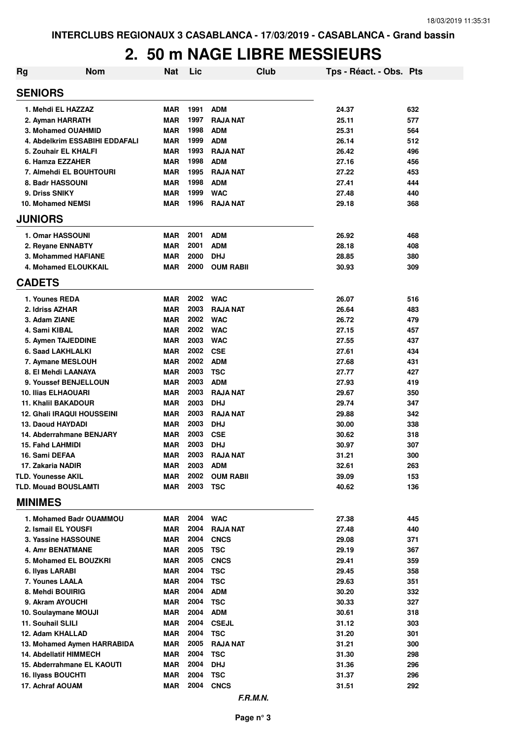INTERCLUBS REGIONAUX 3 CASABLANCA - 17/03/2019 - CASABLANCA - Grand bassin

# 2. 50 m NAGE LIBRE MESSIEURS

| Rg | Nom | Nat | Lic | Club | Tps - Réact. - Obs. | Pts |
|---|---|---|---|---|---|---|
| **SENIORS** | | | | | | |
| 1. | Mehdi EL HAZZAZ | MAR | 1991 | ADM | 24.37 | 632 |
| 2. | Ayman HARRATH | MAR | 1997 | RAJA NAT | 25.11 | 577 |
| 3. | Mohamed OUAHMID | MAR | 1998 | ADM | 25.31 | 564 |
| 4. | Abdelkrim ESSABIHI EDDAFALI | MAR | 1999 | ADM | 26.14 | 512 |
| 5. | Zouhair EL KHALFI | MAR | 1993 | RAJA NAT | 26.42 | 496 |
| 6. | Hamza EZZAHER | MAR | 1998 | ADM | 27.16 | 456 |
| 7. | Almehdi EL BOUHTOURI | MAR | 1995 | RAJA NAT | 27.22 | 453 |
| 8. | Badr HASSOUNI | MAR | 1998 | ADM | 27.41 | 444 |
| 9. | Driss SNIKY | MAR | 1999 | WAC | 27.48 | 440 |
| 10. | Mohamed NEMSI | MAR | 1996 | RAJA NAT | 29.18 | 368 |
| **JUNIORS** | | | | | | |
| 1. | Omar HASSOUNI | MAR | 2001 | ADM | 26.92 | 468 |
| 2. | Reyane ENNABTY | MAR | 2001 | ADM | 28.18 | 408 |
| 3. | Mohammed HAFIANE | MAR | 2000 | DHJ | 28.85 | 380 |
| 4. | Mohamed ELOUKKAIL | MAR | 2000 | OUM RABII | 30.93 | 309 |
| **CADETS** | | | | | | |
| 1. | Younes REDA | MAR | 2002 | WAC | 26.07 | 516 |
| 2. | Idriss AZHAR | MAR | 2003 | RAJA NAT | 26.64 | 483 |
| 3. | Adam ZIANE | MAR | 2002 | WAC | 26.72 | 479 |
| 4. | Sami KIBAL | MAR | 2002 | WAC | 27.15 | 457 |
| 5. | Aymen TAJEDDINE | MAR | 2003 | WAC | 27.55 | 437 |
| 6. | Saad LAKHLALKI | MAR | 2002 | CSE | 27.61 | 434 |
| 7. | Aymane MESLOUH | MAR | 2002 | ADM | 27.68 | 431 |
| 8. | El Mehdi LAANAYA | MAR | 2003 | TSC | 27.77 | 427 |
| 9. | Youssef BENJELLOUN | MAR | 2003 | ADM | 27.93 | 419 |
| 10. | Ilias ELHAOUARI | MAR | 2003 | RAJA NAT | 29.67 | 350 |
| 11. | Khalil BAKADOUR | MAR | 2003 | DHJ | 29.74 | 347 |
| 12. | Ghali IRAQUI HOUSSEINI | MAR | 2003 | RAJA NAT | 29.88 | 342 |
| 13. | Daoud HAYDADI | MAR | 2003 | DHJ | 30.00 | 338 |
| 14. | Abderrahmane BENJARY | MAR | 2003 | CSE | 30.62 | 318 |
| 15. | Fahd LAHMIDI | MAR | 2003 | DHJ | 30.97 | 307 |
| 16. | Sami DEFAA | MAR | 2003 | RAJA NAT | 31.21 | 300 |
| 17. | Zakaria NADIR | MAR | 2003 | ADM | 32.61 | 263 |
| TLD. | Younesse AKIL | MAR | 2002 | OUM RABII | 39.09 | 153 |
| TLD. | Mouad BOUSLAMTI | MAR | 2003 | TSC | 40.62 | 136 |
| **MINIMES** | | | | | | |
| 1. | Mohamed Badr OUAMMOU | MAR | 2004 | WAC | 27.38 | 445 |
| 2. | Ismail EL YOUSFI | MAR | 2004 | RAJA NAT | 27.48 | 440 |
| 3. | Yassine HASSOUNE | MAR | 2004 | CNCS | 29.08 | 371 |
| 4. | Amr BENATMANE | MAR | 2005 | TSC | 29.19 | 367 |
| 5. | Mohamed EL BOUZKRI | MAR | 2005 | CNCS | 29.41 | 359 |
| 6. | Ilyas LARABI | MAR | 2004 | TSC | 29.45 | 358 |
| 7. | Younes LAALA | MAR | 2004 | TSC | 29.63 | 351 |
| 8. | Mehdi BOUIRIG | MAR | 2004 | ADM | 30.20 | 332 |
| 9. | Akram AYOUCHI | MAR | 2004 | TSC | 30.33 | 327 |
| 10. | Soulaymane MOUJI | MAR | 2004 | ADM | 30.61 | 318 |
| 11. | Souhail SLILI | MAR | 2004 | CSEJL | 31.12 | 303 |
| 12. | Adam KHALLAD | MAR | 2004 | TSC | 31.20 | 301 |
| 13. | Mohamed Aymen HARRABIDA | MAR | 2005 | RAJA NAT | 31.21 | 300 |
| 14. | Abdellatif HIMMECH | MAR | 2004 | TSC | 31.30 | 298 |
| 15. | Abderrahmane EL KAOUTI | MAR | 2004 | DHJ | 31.36 | 296 |
| 16. | Ilyass BOUCHTI | MAR | 2004 | TSC | 31.37 | 296 |
| 17. | Achraf AOUAM | MAR | 2004 | CNCS | 31.51 | 292 |

*F.R.M.N.*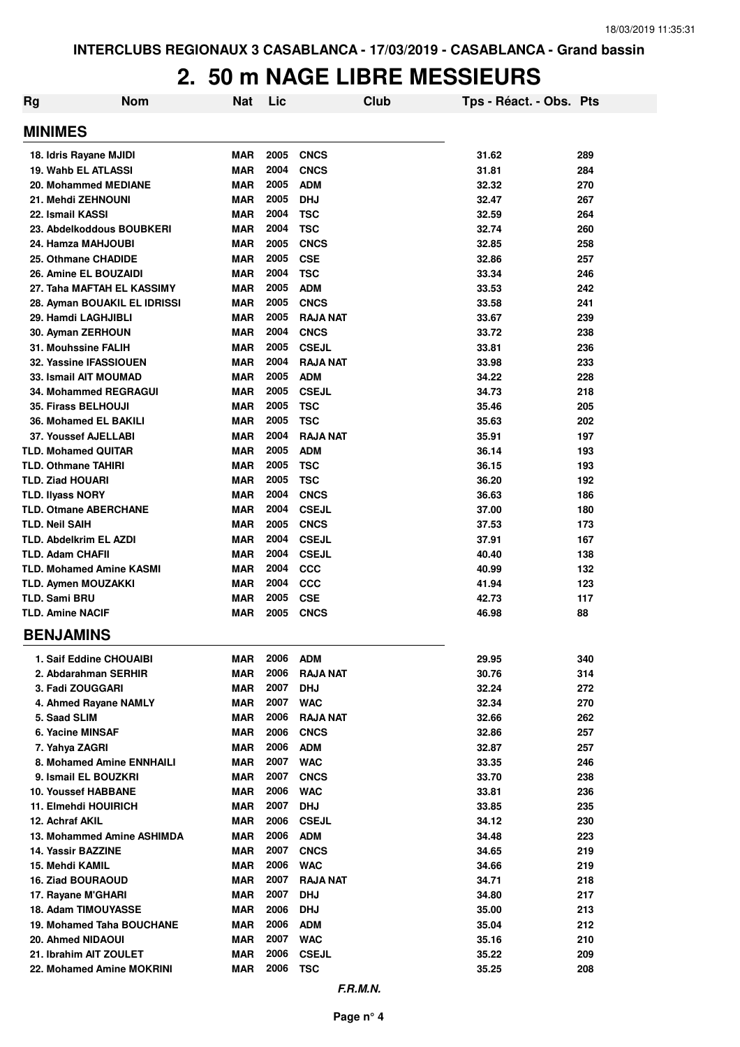INTERCLUBS REGIONAUX 3 CASABLANCA - 17/03/2019 - CASABLANCA - Grand bassin

# 2. 50 m NAGE LIBRE MESSIEURS

| Rg | Nom | Nat | Lic | Club | Tps - Réact. - Obs. | Pts |
|---|---|---|---|---|---|---|
| **MINIMES** | | | | | | |
| 18. Idris Rayane MJIDI | | MAR | 2005 | CNCS | 31.62 | 289 |
| 19. Wahb EL ATLASSI | | MAR | 2004 | CNCS | 31.81 | 284 |
| 20. Mohammed MEDIANE | | MAR | 2005 | ADM | 32.32 | 270 |
| 21. Mehdi ZEHNOUNI | | MAR | 2005 | DHJ | 32.47 | 267 |
| 22. Ismail KASSI | | MAR | 2004 | TSC | 32.59 | 264 |
| 23. Abdelkoddous BOUBKERI | | MAR | 2004 | TSC | 32.74 | 260 |
| 24. Hamza MAHJOUBI | | MAR | 2005 | CNCS | 32.85 | 258 |
| 25. Othmane CHADIDE | | MAR | 2005 | CSE | 32.86 | 257 |
| 26. Amine EL BOUZAIDI | | MAR | 2004 | TSC | 33.34 | 246 |
| 27. Taha MAFTAH EL KASSIMY | | MAR | 2005 | ADM | 33.53 | 242 |
| 28. Ayman BOUAKIL EL IDRISSI | | MAR | 2005 | CNCS | 33.58 | 241 |
| 29. Hamdi LAGHJIBLI | | MAR | 2005 | RAJA NAT | 33.67 | 239 |
| 30. Ayman ZERHOUN | | MAR | 2004 | CNCS | 33.72 | 238 |
| 31. Mouhssine FALIH | | MAR | 2005 | CSEJL | 33.81 | 236 |
| 32. Yassine IFASSIOUEN | | MAR | 2004 | RAJA NAT | 33.98 | 233 |
| 33. Ismail AIT MOUMAD | | MAR | 2005 | ADM | 34.22 | 228 |
| 34. Mohammed REGRAGUI | | MAR | 2005 | CSEJL | 34.73 | 218 |
| 35. Firass BELHOUJI | | MAR | 2005 | TSC | 35.46 | 205 |
| 36. Mohamed EL BAKILI | | MAR | 2005 | TSC | 35.63 | 202 |
| 37. Youssef AJELLABI | | MAR | 2004 | RAJA NAT | 35.91 | 197 |
| TLD. Mohamed QUITAR | | MAR | 2005 | ADM | 36.14 | 193 |
| TLD. Othmane TAHIRI | | MAR | 2005 | TSC | 36.15 | 193 |
| TLD. Ziad HOUARI | | MAR | 2005 | TSC | 36.20 | 192 |
| TLD. Ilyass NORY | | MAR | 2004 | CNCS | 36.63 | 186 |
| TLD. Otmane ABERCHANE | | MAR | 2004 | CSEJL | 37.00 | 180 |
| TLD. Neil SAIH | | MAR | 2005 | CNCS | 37.53 | 173 |
| TLD. Abdelkrim EL AZDI | | MAR | 2004 | CSEJL | 37.91 | 167 |
| TLD. Adam CHAFII | | MAR | 2004 | CSEJL | 40.40 | 138 |
| TLD. Mohamed Amine KASMI | | MAR | 2004 | CCC | 40.99 | 132 |
| TLD. Aymen MOUZAKKI | | MAR | 2004 | CCC | 41.94 | 123 |
| TLD. Sami BRU | | MAR | 2005 | CSE | 42.73 | 117 |
| TLD. Amine NACIF | | MAR | 2005 | CNCS | 46.98 | 88 |
| **BENJAMINS** | | | | | | |
| 1. Saif Eddine CHOUAIBI | | MAR | 2006 | ADM | 29.95 | 340 |
| 2. Abdarahman SERHIR | | MAR | 2006 | RAJA NAT | 30.76 | 314 |
| 3. Fadi ZOUGGARI | | MAR | 2007 | DHJ | 32.24 | 272 |
| 4. Ahmed Rayane NAMLY | | MAR | 2007 | WAC | 32.34 | 270 |
| 5. Saad SLIM | | MAR | 2006 | RAJA NAT | 32.66 | 262 |
| 6. Yacine MINSAF | | MAR | 2006 | CNCS | 32.86 | 257 |
| 7. Yahya ZAGRI | | MAR | 2006 | ADM | 32.87 | 257 |
| 8. Mohamed Amine ENNHAILI | | MAR | 2007 | WAC | 33.35 | 246 |
| 9. Ismail EL BOUZKRI | | MAR | 2007 | CNCS | 33.70 | 238 |
| 10. Youssef HABBANE | | MAR | 2006 | WAC | 33.81 | 236 |
| 11. Elmehdi HOUIRICH | | MAR | 2007 | DHJ | 33.85 | 235 |
| 12. Achraf AKIL | | MAR | 2006 | CSEJL | 34.12 | 230 |
| 13. Mohammed Amine ASHIMDA | | MAR | 2006 | ADM | 34.48 | 223 |
| 14. Yassir BAZZINE | | MAR | 2007 | CNCS | 34.65 | 219 |
| 15. Mehdi KAMIL | | MAR | 2006 | WAC | 34.66 | 219 |
| 16. Ziad BOURAOUD | | MAR | 2007 | RAJA NAT | 34.71 | 218 |
| 17. Rayane M'GHARI | | MAR | 2007 | DHJ | 34.80 | 217 |
| 18. Adam TIMOUYASSE | | MAR | 2006 | DHJ | 35.00 | 213 |
| 19. Mohamed Taha BOUCHANE | | MAR | 2006 | ADM | 35.04 | 212 |
| 20. Ahmed NIDAOUI | | MAR | 2007 | WAC | 35.16 | 210 |
| 21. Ibrahim AIT ZOULET | | MAR | 2006 | CSEJL | 35.22 | 209 |
| 22. Mohamed Amine MOKRINI | | MAR | 2006 | TSC | 35.25 | 208 |

*F.R.M.N.*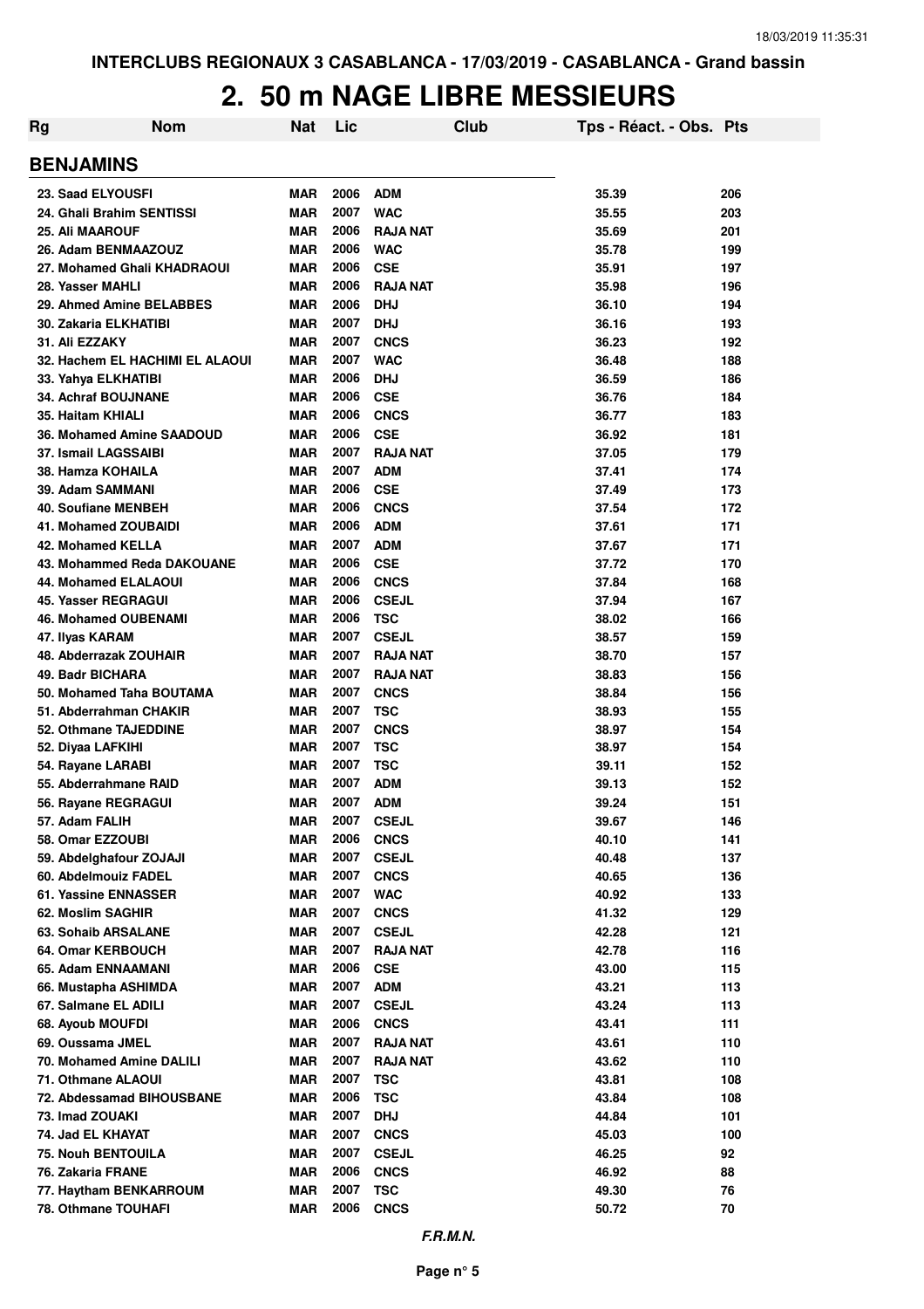INTERCLUBS REGIONAUX 3 CASABLANCA - 17/03/2019 - CASABLANCA - Grand bassin

# 2. 50 m NAGE LIBRE MESSIEURS

| Rg | Nom | Nat | Lic | Club | Tps - Réact. - Obs. | Pts |
|---|---|---|---|---|---|---|

## BENJAMINS

| Rg | Nom | Nat | Lic | Club | Tps - Réact. - Obs. | Pts |
|---|---|---|---|---|---|---|
| 23. | Saad ELYOUSFI | MAR | 2006 | ADM | 35.39 | 206 |
| 24. | Ghali Brahim SENTISSI | MAR | 2007 | WAC | 35.55 | 203 |
| 25. | Ali MAAROUF | MAR | 2006 | RAJA NAT | 35.69 | 201 |
| 26. | Adam BENMAAZOUZ | MAR | 2006 | WAC | 35.78 | 199 |
| 27. | Mohamed Ghali KHADRAOUI | MAR | 2006 | CSE | 35.91 | 197 |
| 28. | Yasser MAHLI | MAR | 2006 | RAJA NAT | 35.98 | 196 |
| 29. | Ahmed Amine BELABBES | MAR | 2006 | DHJ | 36.10 | 194 |
| 30. | Zakaria ELKHATIBI | MAR | 2007 | DHJ | 36.16 | 193 |
| 31. | Ali EZZAKY | MAR | 2007 | CNCS | 36.23 | 192 |
| 32. | Hachem EL HACHIMI EL ALAOUI | MAR | 2007 | WAC | 36.48 | 188 |
| 33. | Yahya ELKHATIBI | MAR | 2006 | DHJ | 36.59 | 186 |
| 34. | Achraf BOUJNANE | MAR | 2006 | CSE | 36.76 | 184 |
| 35. | Haitam KHIALI | MAR | 2006 | CNCS | 36.77 | 183 |
| 36. | Mohamed Amine SAADOUD | MAR | 2006 | CSE | 36.92 | 181 |
| 37. | Ismail LAGSSAIBI | MAR | 2007 | RAJA NAT | 37.05 | 179 |
| 38. | Hamza KOHAILA | MAR | 2007 | ADM | 37.41 | 174 |
| 39. | Adam SAMMANI | MAR | 2006 | CSE | 37.49 | 173 |
| 40. | Soufiane MENBEH | MAR | 2006 | CNCS | 37.54 | 172 |
| 41. | Mohamed ZOUBAIDI | MAR | 2006 | ADM | 37.61 | 171 |
| 42. | Mohamed KELLA | MAR | 2007 | ADM | 37.67 | 171 |
| 43. | Mohammed Reda DAKOUANE | MAR | 2006 | CSE | 37.72 | 170 |
| 44. | Mohamed ELALAOUI | MAR | 2006 | CNCS | 37.84 | 168 |
| 45. | Yasser REGRAGUI | MAR | 2006 | CSEJL | 37.94 | 167 |
| 46. | Mohamed OUBENAMI | MAR | 2006 | TSC | 38.02 | 166 |
| 47. | Ilyas KARAM | MAR | 2007 | CSEJL | 38.57 | 159 |
| 48. | Abderrazak ZOUHAIR | MAR | 2007 | RAJA NAT | 38.70 | 157 |
| 49. | Badr BICHARA | MAR | 2007 | RAJA NAT | 38.83 | 156 |
| 50. | Mohamed Taha BOUTAMA | MAR | 2007 | CNCS | 38.84 | 156 |
| 51. | Abderrahman CHAKIR | MAR | 2007 | TSC | 38.93 | 155 |
| 52. | Othmane TAJEDDINE | MAR | 2007 | CNCS | 38.97 | 154 |
| 52. | Diyaa LAFKIHI | MAR | 2007 | TSC | 38.97 | 154 |
| 54. | Rayane LARABI | MAR | 2007 | TSC | 39.11 | 152 |
| 55. | Abderrahmane RAID | MAR | 2007 | ADM | 39.13 | 152 |
| 56. | Rayane REGRAGUI | MAR | 2007 | ADM | 39.24 | 151 |
| 57. | Adam FALIH | MAR | 2007 | CSEJL | 39.67 | 146 |
| 58. | Omar EZZOUBI | MAR | 2006 | CNCS | 40.10 | 141 |
| 59. | Abdelghafour ZOJAJI | MAR | 2007 | CSEJL | 40.48 | 137 |
| 60. | Abdelmouiz FADEL | MAR | 2007 | CNCS | 40.65 | 136 |
| 61. | Yassine ENNASSER | MAR | 2007 | WAC | 40.92 | 133 |
| 62. | Moslim SAGHIR | MAR | 2007 | CNCS | 41.32 | 129 |
| 63. | Sohaib ARSALANE | MAR | 2007 | CSEJL | 42.28 | 121 |
| 64. | Omar KERBOUCH | MAR | 2007 | RAJA NAT | 42.78 | 116 |
| 65. | Adam ENNAAMANI | MAR | 2006 | CSE | 43.00 | 115 |
| 66. | Mustapha ASHIMDA | MAR | 2007 | ADM | 43.21 | 113 |
| 67. | Salmane EL ADILI | MAR | 2007 | CSEJL | 43.24 | 113 |
| 68. | Ayoub MOUFDI | MAR | 2006 | CNCS | 43.41 | 111 |
| 69. | Oussama JMEL | MAR | 2007 | RAJA NAT | 43.61 | 110 |
| 70. | Mohamed Amine DALILI | MAR | 2007 | RAJA NAT | 43.62 | 110 |
| 71. | Othmane ALAOUI | MAR | 2007 | TSC | 43.81 | 108 |
| 72. | Abdessamad BIHOUSBANE | MAR | 2006 | TSC | 43.84 | 108 |
| 73. | Imad ZOUAKI | MAR | 2007 | DHJ | 44.84 | 101 |
| 74. | Jad EL KHAYAT | MAR | 2007 | CNCS | 45.03 | 100 |
| 75. | Nouh BENTOUILA | MAR | 2007 | CSEJL | 46.25 | 92 |
| 76. | Zakaria FRANE | MAR | 2006 | CNCS | 46.92 | 88 |
| 77. | Haytham BENKARROUM | MAR | 2007 | TSC | 49.30 | 76 |
| 78. | Othmane TOUHAFI | MAR | 2006 | CNCS | 50.72 | 70 |

*F.R.M.N.*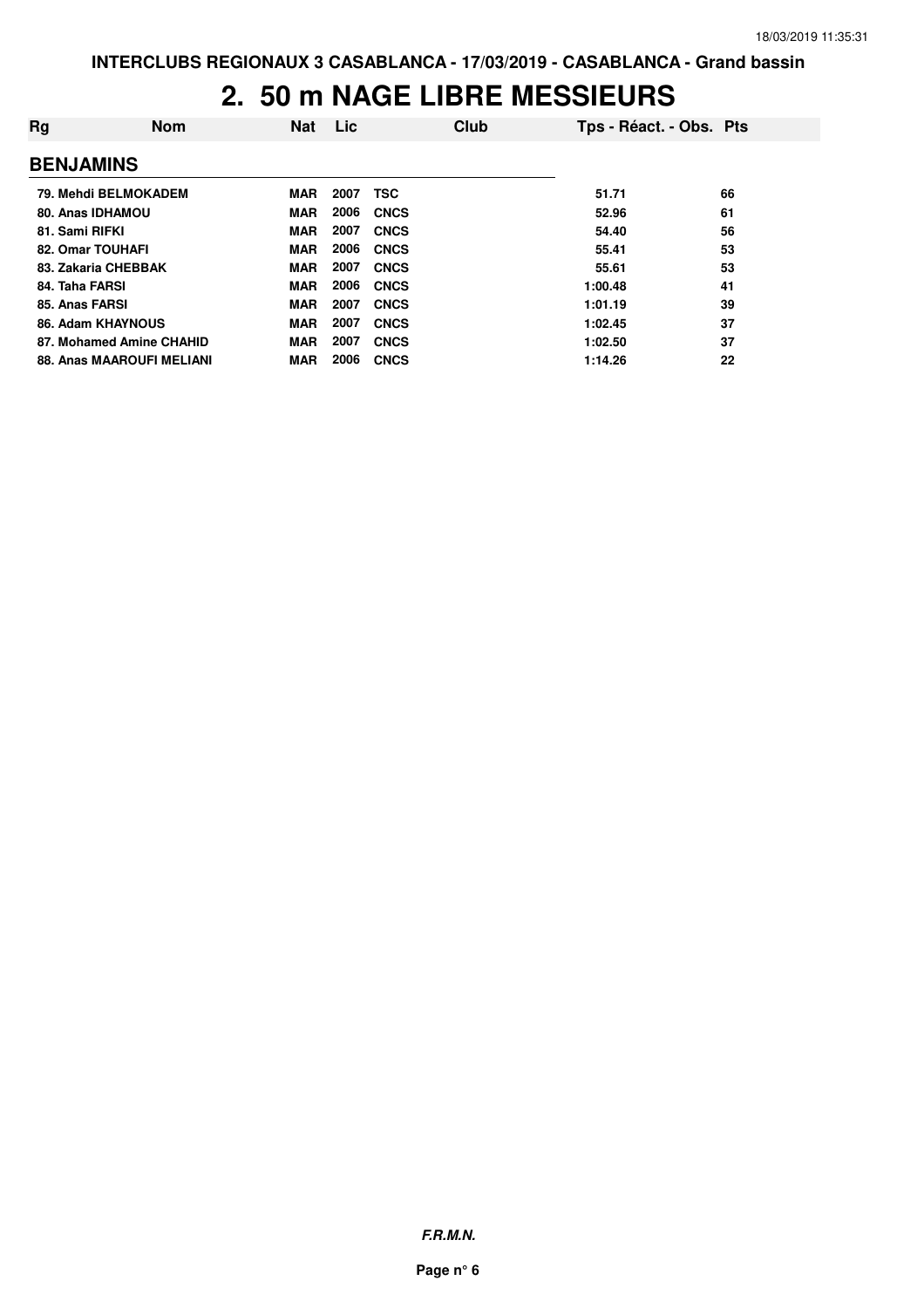# 2. 50 m NAGE LIBRE MESSIEURS

| Rg | Nom | Nat | Lic | Club | Tps - Réact. - Obs. | Pts |
|---|---|---|---|---|---|---|
| **BENJAMINS** | | | | | | |
| 79. | Mehdi BELMOKADEM | MAR | 2007 | TSC | 51.71 | 66 |
| 80. | Anas IDHAMOU | MAR | 2006 | CNCS | 52.96 | 61 |
| 81. | Sami RIFKI | MAR | 2007 | CNCS | 54.40 | 56 |
| 82. | Omar TOUHAFI | MAR | 2006 | CNCS | 55.41 | 53 |
| 83. | Zakaria CHEBBAK | MAR | 2007 | CNCS | 55.61 | 53 |
| 84. | Taha FARSI | MAR | 2006 | CNCS | 1:00.48 | 41 |
| 85. | Anas FARSI | MAR | 2007 | CNCS | 1:01.19 | 39 |
| 86. | Adam KHAYNOUS | MAR | 2007 | CNCS | 1:02.45 | 37 |
| 87. | Mohamed Amine CHAHID | MAR | 2007 | CNCS | 1:02.50 | 37 |
| 88. | Anas MAAROUFI MELIANI | MAR | 2006 | CNCS | 1:14.26 | 22 |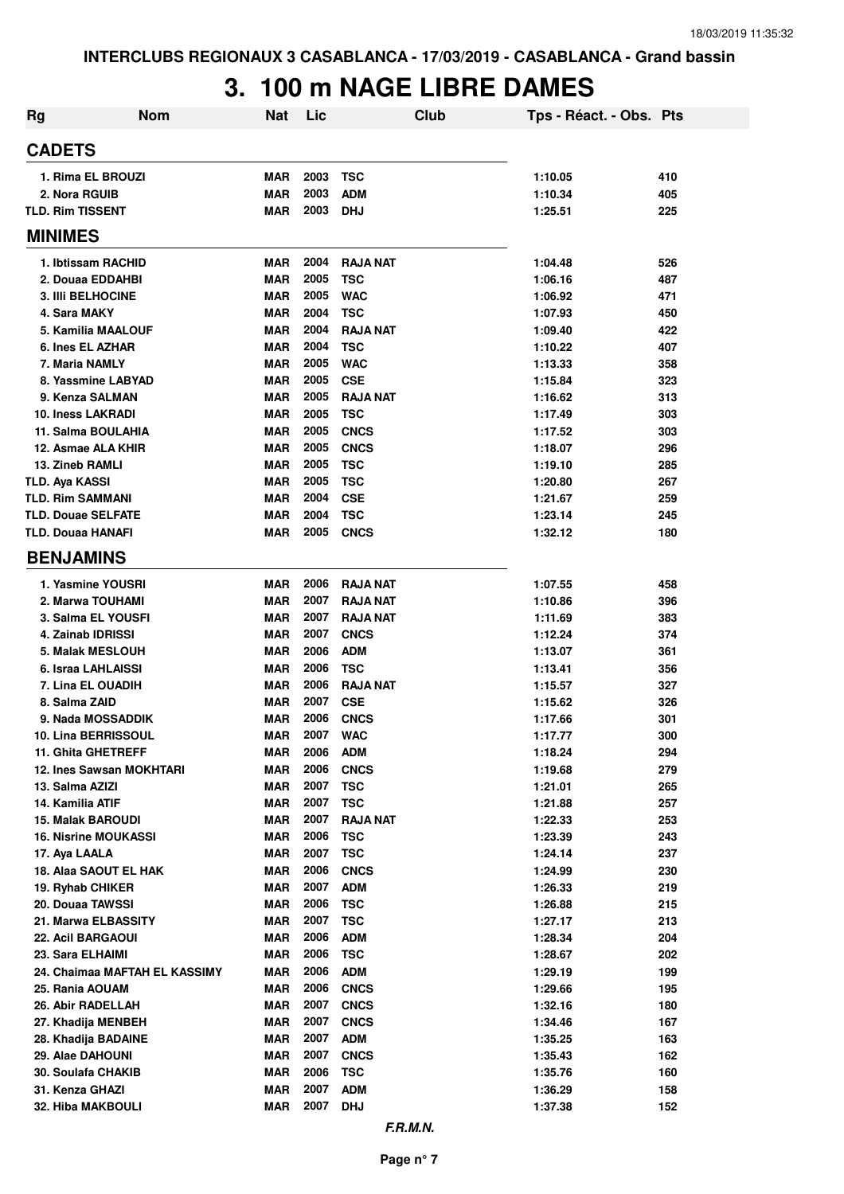INTERCLUBS REGIONAUX 3 CASABLANCA - 17/03/2019 - CASABLANCA - Grand bassin

# 3. 100 m NAGE LIBRE DAMES

| Rg | Nom | Nat | Lic | Club | Tps - Réact. - Obs. | Pts |
|---|---|---|---|---|---|---|
| **CADETS** | | | | | | |
| 1. | Rima EL BROUZI | MAR | 2003 | TSC | 1:10.05 | 410 |
| 2. | Nora RGUIB | MAR | 2003 | ADM | 1:10.34 | 405 |
| TLD. | Rim TISSENT | MAR | 2003 | DHJ | 1:25.51 | 225 |
| **MINIMES** | | | | | | |
| 1. | Ibtissam RACHID | MAR | 2004 | RAJA NAT | 1:04.48 | 526 |
| 2. | Douaa EDDAHBI | MAR | 2005 | TSC | 1:06.16 | 487 |
| 3. | Illi BELHOCINE | MAR | 2005 | WAC | 1:06.92 | 471 |
| 4. | Sara MAKY | MAR | 2004 | TSC | 1:07.93 | 450 |
| 5. | Kamilia MAALOUF | MAR | 2004 | RAJA NAT | 1:09.40 | 422 |
| 6. | Ines EL AZHAR | MAR | 2004 | TSC | 1:10.22 | 407 |
| 7. | Maria NAMLY | MAR | 2005 | WAC | 1:13.33 | 358 |
| 8. | Yassmine LABYAD | MAR | 2005 | CSE | 1:15.84 | 323 |
| 9. | Kenza SALMAN | MAR | 2005 | RAJA NAT | 1:16.62 | 313 |
| 10. | Iness LAKRADI | MAR | 2005 | TSC | 1:17.49 | 303 |
| 11. | Salma BOULAHIA | MAR | 2005 | CNCS | 1:17.52 | 303 |
| 12. | Asmae ALA KHIR | MAR | 2005 | CNCS | 1:18.07 | 296 |
| 13. | Zineb RAMLI | MAR | 2005 | TSC | 1:19.10 | 285 |
| TLD. | Aya KASSI | MAR | 2005 | TSC | 1:20.80 | 267 |
| TLD. | Rim SAMMANI | MAR | 2004 | CSE | 1:21.67 | 259 |
| TLD. | Douae SELFATE | MAR | 2004 | TSC | 1:23.14 | 245 |
| TLD. | Douaa HANAFI | MAR | 2005 | CNCS | 1:32.12 | 180 |
| **BENJAMINS** | | | | | | |
| 1. | Yasmine YOUSRI | MAR | 2006 | RAJA NAT | 1:07.55 | 458 |
| 2. | Marwa TOUHAMI | MAR | 2007 | RAJA NAT | 1:10.86 | 396 |
| 3. | Salma EL YOUSFI | MAR | 2007 | RAJA NAT | 1:11.69 | 383 |
| 4. | Zainab IDRISSI | MAR | 2007 | CNCS | 1:12.24 | 374 |
| 5. | Malak MESLOUH | MAR | 2006 | ADM | 1:13.07 | 361 |
| 6. | Israa LAHLAISSI | MAR | 2006 | TSC | 1:13.41 | 356 |
| 7. | Lina EL OUADIH | MAR | 2006 | RAJA NAT | 1:15.57 | 327 |
| 8. | Salma ZAID | MAR | 2007 | CSE | 1:15.62 | 326 |
| 9. | Nada MOSSADDIK | MAR | 2006 | CNCS | 1:17.66 | 301 |
| 10. | Lina BERRISSOUL | MAR | 2007 | WAC | 1:17.77 | 300 |
| 11. | Ghita GHETREFF | MAR | 2006 | ADM | 1:18.24 | 294 |
| 12. | Ines Sawsan MOKHTARI | MAR | 2006 | CNCS | 1:19.68 | 279 |
| 13. | Salma AZIZI | MAR | 2007 | TSC | 1:21.01 | 265 |
| 14. | Kamilia ATIF | MAR | 2007 | TSC | 1:21.88 | 257 |
| 15. | Malak BAROUDI | MAR | 2007 | RAJA NAT | 1:22.33 | 253 |
| 16. | Nisrine MOUKASSI | MAR | 2006 | TSC | 1:23.39 | 243 |
| 17. | Aya LAALA | MAR | 2007 | TSC | 1:24.14 | 237 |
| 18. | Alaa SAOUT EL HAK | MAR | 2006 | CNCS | 1:24.99 | 230 |
| 19. | Ryhab CHIKER | MAR | 2007 | ADM | 1:26.33 | 219 |
| 20. | Douaa TAWSSI | MAR | 2006 | TSC | 1:26.88 | 215 |
| 21. | Marwa ELBASSITY | MAR | 2007 | TSC | 1:27.17 | 213 |
| 22. | Acil BARGAOUI | MAR | 2006 | ADM | 1:28.34 | 204 |
| 23. | Sara ELHAIMI | MAR | 2006 | TSC | 1:28.67 | 202 |
| 24. | Chaimaa MAFTAH EL KASSIMY | MAR | 2006 | ADM | 1:29.19 | 199 |
| 25. | Rania AOUAM | MAR | 2006 | CNCS | 1:29.66 | 195 |
| 26. | Abir RADELLAH | MAR | 2007 | CNCS | 1:32.16 | 180 |
| 27. | Khadija MENBEH | MAR | 2007 | CNCS | 1:34.46 | 167 |
| 28. | Khadija BADAINE | MAR | 2007 | ADM | 1:35.25 | 163 |
| 29. | Alae DAHOUNI | MAR | 2007 | CNCS | 1:35.43 | 162 |
| 30. | Soulafa CHAKIB | MAR | 2006 | TSC | 1:35.76 | 160 |
| 31. | Kenza GHAZI | MAR | 2007 | ADM | 1:36.29 | 158 |
| 32. | Hiba MAKBOULI | MAR | 2007 | DHJ | 1:37.38 | 152 |

*F.R.M.N.*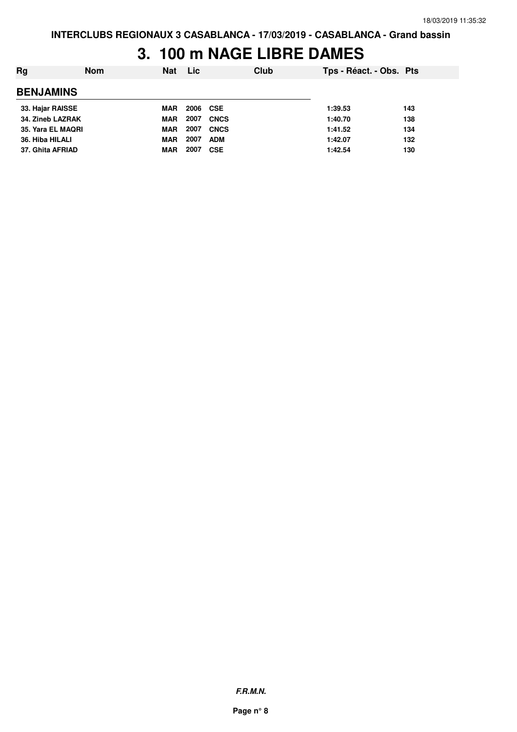# 3. 100 m NAGE LIBRE DAMES

| Rg | Nom | Nat | Lic | Club | Tps - Réact. - Obs. | Pts |
|---|---|---|---|---|---|---|
| **BENJAMINS** | | | | | | |
| 33. Hajar RAISSE | | MAR | 2006 | CSE | 1:39.53 | 143 |
| 34. Zineb LAZRAK | | MAR | 2007 | CNCS | 1:40.70 | 138 |
| 35. Yara EL MAQRI | | MAR | 2007 | CNCS | 1:41.52 | 134 |
| 36. Hiba HILALI | | MAR | 2007 | ADM | 1:42.07 | 132 |
| 37. Ghita AFRIAD | | MAR | 2007 | CSE | 1:42.54 | 130 |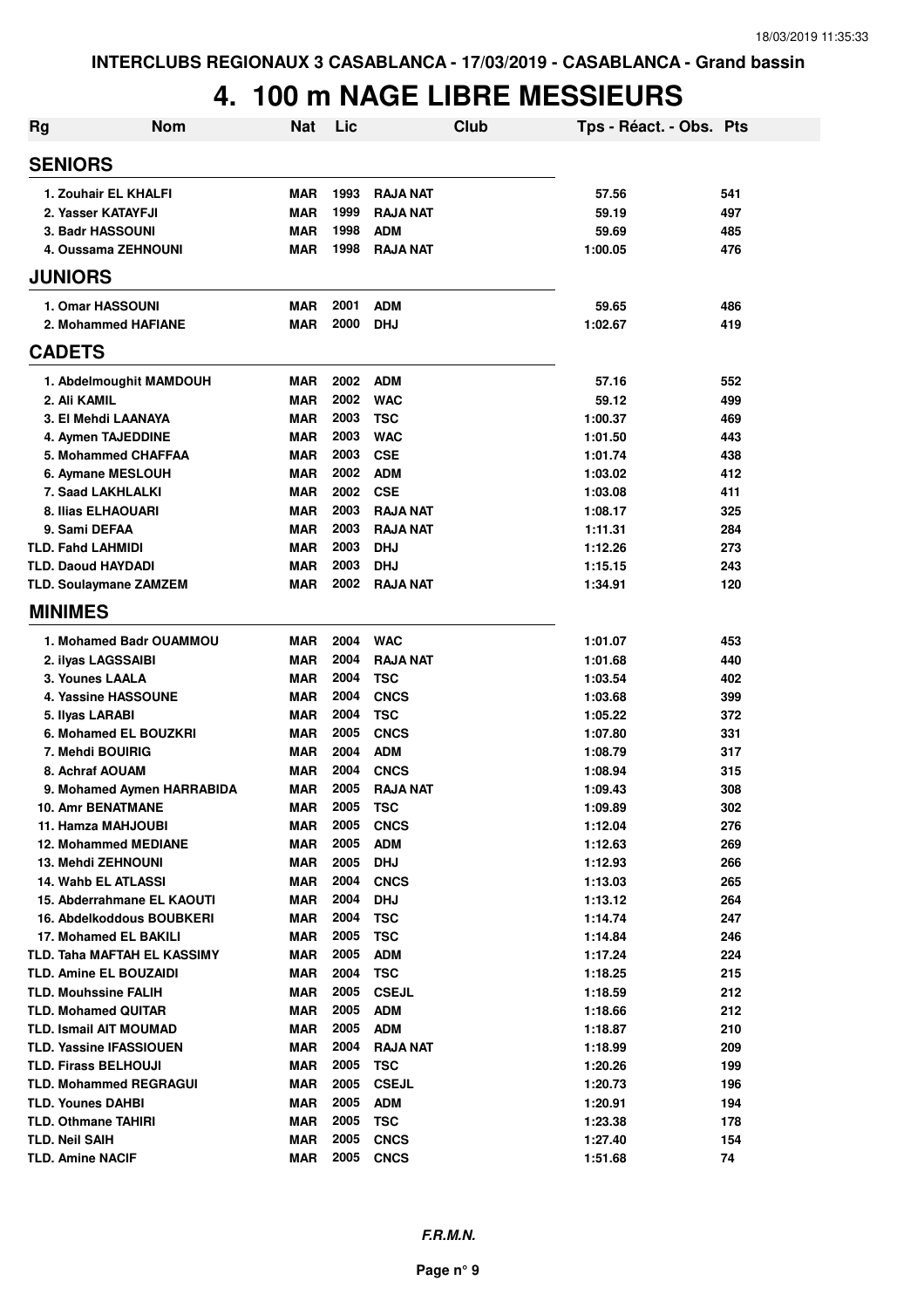INTERCLUBS REGIONAUX 3 CASABLANCA - 17/03/2019 - CASABLANCA - Grand bassin

# 4. 100 m NAGE LIBRE MESSIEURS

| Rg | Nom | Nat | Lic | Club | Tps - Réact. - Obs. | Pts |
|---|---|---|---|---|---|---|
| **SENIORS** | | | | | | |
| 1. Zouhair EL KHALFI | | MAR | 1993 | RAJA NAT | 57.56 | 541 |
| 2. Yasser KATAYFJI | | MAR | 1999 | RAJA NAT | 59.19 | 497 |
| 3. Badr HASSOUNI | | MAR | 1998 | ADM | 59.69 | 485 |
| 4. Oussama ZEHNOUNI | | MAR | 1998 | RAJA NAT | 1:00.05 | 476 |
| **JUNIORS** | | | | | | |
| 1. Omar HASSOUNI | | MAR | 2001 | ADM | 59.65 | 486 |
| 2. Mohammed HAFIANE | | MAR | 2000 | DHJ | 1:02.67 | 419 |
| **CADETS** | | | | | | |
| 1. Abdelmoughit MAMDOUH | | MAR | 2002 | ADM | 57.16 | 552 |
| 2. Ali KAMIL | | MAR | 2002 | WAC | 59.12 | 499 |
| 3. El Mehdi LAANAYA | | MAR | 2003 | TSC | 1:00.37 | 469 |
| 4. Aymen TAJEDDINE | | MAR | 2003 | WAC | 1:01.50 | 443 |
| 5. Mohammed CHAFFAA | | MAR | 2003 | CSE | 1:01.74 | 438 |
| 6. Aymane MESLOUH | | MAR | 2002 | ADM | 1:03.02 | 412 |
| 7. Saad LAKHLALKI | | MAR | 2002 | CSE | 1:03.08 | 411 |
| 8. Ilias ELHAOUARI | | MAR | 2003 | RAJA NAT | 1:08.17 | 325 |
| 9. Sami DEFAA | | MAR | 2003 | RAJA NAT | 1:11.31 | 284 |
| TLD. Fahd LAHMIDI | | MAR | 2003 | DHJ | 1:12.26 | 273 |
| TLD. Daoud HAYDADI | | MAR | 2003 | DHJ | 1:15.15 | 243 |
| TLD. Soulaymane ZAMZEM | | MAR | 2002 | RAJA NAT | 1:34.91 | 120 |
| **MINIMES** | | | | | | |
| 1. Mohamed Badr OUAMMOU | | MAR | 2004 | WAC | 1:01.07 | 453 |
| 2. ilyas LAGSSAIBI | | MAR | 2004 | RAJA NAT | 1:01.68 | 440 |
| 3. Younes LAALA | | MAR | 2004 | TSC | 1:03.54 | 402 |
| 4. Yassine HASSOUNE | | MAR | 2004 | CNCS | 1:03.68 | 399 |
| 5. Ilyas LARABI | | MAR | 2004 | TSC | 1:05.22 | 372 |
| 6. Mohamed EL BOUZKRI | | MAR | 2005 | CNCS | 1:07.80 | 331 |
| 7. Mehdi BOUIRIG | | MAR | 2004 | ADM | 1:08.79 | 317 |
| 8. Achraf AOUAM | | MAR | 2004 | CNCS | 1:08.94 | 315 |
| 9. Mohamed Aymen HARRABIDA | | MAR | 2005 | RAJA NAT | 1:09.43 | 308 |
| 10. Amr BENATMANE | | MAR | 2005 | TSC | 1:09.89 | 302 |
| 11. Hamza MAHJOUBI | | MAR | 2005 | CNCS | 1:12.04 | 276 |
| 12. Mohammed MEDIANE | | MAR | 2005 | ADM | 1:12.63 | 269 |
| 13. Mehdi ZEHNOUNI | | MAR | 2005 | DHJ | 1:12.93 | 266 |
| 14. Wahb EL ATLASSI | | MAR | 2004 | CNCS | 1:13.03 | 265 |
| 15. Abderrahmane EL KAOUTI | | MAR | 2004 | DHJ | 1:13.12 | 264 |
| 16. Abdelkoddous BOUBKERI | | MAR | 2004 | TSC | 1:14.74 | 247 |
| 17. Mohamed EL BAKILI | | MAR | 2005 | TSC | 1:14.84 | 246 |
| TLD. Taha MAFTAH EL KASSIMY | | MAR | 2005 | ADM | 1:17.24 | 224 |
| TLD. Amine EL BOUZAIDI | | MAR | 2004 | TSC | 1:18.25 | 215 |
| TLD. Mouhssine FALIH | | MAR | 2005 | CSEJL | 1:18.59 | 212 |
| TLD. Mohamed QUITAR | | MAR | 2005 | ADM | 1:18.66 | 212 |
| TLD. Ismail AIT MOUMAD | | MAR | 2005 | ADM | 1:18.87 | 210 |
| TLD. Yassine IFASSIOUEN | | MAR | 2004 | RAJA NAT | 1:18.99 | 209 |
| TLD. Firass BELHOUJI | | MAR | 2005 | TSC | 1:20.26 | 199 |
| TLD. Mohammed REGRAGUI | | MAR | 2005 | CSEJL | 1:20.73 | 196 |
| TLD. Younes DAHBI | | MAR | 2005 | ADM | 1:20.91 | 194 |
| TLD. Othmane TAHIRI | | MAR | 2005 | TSC | 1:23.38 | 178 |
| TLD. Neil SAIH | | MAR | 2005 | CNCS | 1:27.40 | 154 |
| TLD. Amine NACIF | | MAR | 2005 | CNCS | 1:51.68 | 74 |

*F.R.M.N.*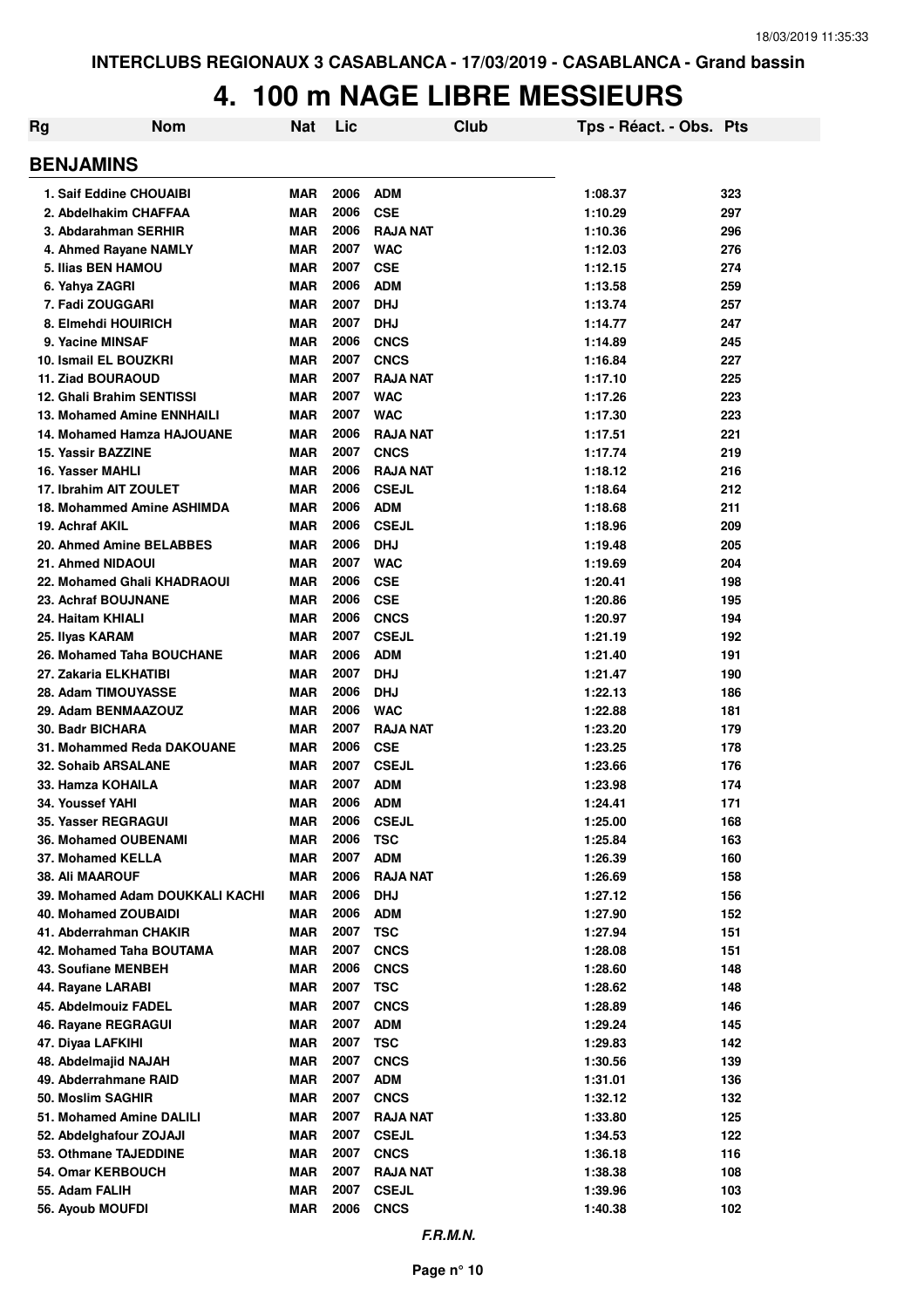# 4. 100 m NAGE LIBRE MESSIEURS

| Rg | Nom | Nat | Lic | Club | Tps - Réact. - Obs. | Pts |
|---|---|---|---|---|---|---|
| **BENJAMINS** | | | | | | |
| 1. | Saif Eddine CHOUAIBI | MAR | 2006 | ADM | 1:08.37 | 323 |
| 2. | Abdelhakim CHAFFAA | MAR | 2006 | CSE | 1:10.29 | 297 |
| 3. | Abdarahman SERHIR | MAR | 2006 | RAJA NAT | 1:10.36 | 296 |
| 4. | Ahmed Rayane NAMLY | MAR | 2007 | WAC | 1:12.03 | 276 |
| 5. | Ilias BEN HAMOU | MAR | 2007 | CSE | 1:12.15 | 274 |
| 6. | Yahya ZAGRI | MAR | 2006 | ADM | 1:13.58 | 259 |
| 7. | Fadi ZOUGGARI | MAR | 2007 | DHJ | 1:13.74 | 257 |
| 8. | Elmehdi HOUIRICH | MAR | 2007 | DHJ | 1:14.77 | 247 |
| 9. | Yacine MINSAF | MAR | 2006 | CNCS | 1:14.89 | 245 |
| 10. | Ismail EL BOUZKRI | MAR | 2007 | CNCS | 1:16.84 | 227 |
| 11. | Ziad BOURAOUD | MAR | 2007 | RAJA NAT | 1:17.10 | 225 |
| 12. | Ghali Brahim SENTISSI | MAR | 2007 | WAC | 1:17.26 | 223 |
| 13. | Mohamed Amine ENNHAILI | MAR | 2007 | WAC | 1:17.30 | 223 |
| 14. | Mohamed Hamza HAJOUANE | MAR | 2006 | RAJA NAT | 1:17.51 | 221 |
| 15. | Yassir BAZZINE | MAR | 2007 | CNCS | 1:17.74 | 219 |
| 16. | Yasser MAHLI | MAR | 2006 | RAJA NAT | 1:18.12 | 216 |
| 17. | Ibrahim AIT ZOULET | MAR | 2006 | CSEJL | 1:18.64 | 212 |
| 18. | Mohammed Amine ASHIMDA | MAR | 2006 | ADM | 1:18.68 | 211 |
| 19. | Achraf AKIL | MAR | 2006 | CSEJL | 1:18.96 | 209 |
| 20. | Ahmed Amine BELABBES | MAR | 2006 | DHJ | 1:19.48 | 205 |
| 21. | Ahmed NIDAOUI | MAR | 2007 | WAC | 1:19.69 | 204 |
| 22. | Mohamed Ghali KHADRAOUI | MAR | 2006 | CSE | 1:20.41 | 198 |
| 23. | Achraf BOUJNANE | MAR | 2006 | CSE | 1:20.86 | 195 |
| 24. | Haitam KHIALI | MAR | 2006 | CNCS | 1:20.97 | 194 |
| 25. | Ilyas KARAM | MAR | 2007 | CSEJL | 1:21.19 | 192 |
| 26. | Mohamed Taha BOUCHANE | MAR | 2006 | ADM | 1:21.40 | 191 |
| 27. | Zakaria ELKHATIBI | MAR | 2007 | DHJ | 1:21.47 | 190 |
| 28. | Adam TIMOUYASSE | MAR | 2006 | DHJ | 1:22.13 | 186 |
| 29. | Adam BENMAAZOUZ | MAR | 2006 | WAC | 1:22.88 | 181 |
| 30. | Badr BICHARA | MAR | 2007 | RAJA NAT | 1:23.20 | 179 |
| 31. | Mohammed Reda DAKOUANE | MAR | 2006 | CSE | 1:23.25 | 178 |
| 32. | Sohaib ARSALANE | MAR | 2007 | CSEJL | 1:23.66 | 176 |
| 33. | Hamza KOHAILA | MAR | 2007 | ADM | 1:23.98 | 174 |
| 34. | Youssef YAHI | MAR | 2006 | ADM | 1:24.41 | 171 |
| 35. | Yasser REGRAGUI | MAR | 2006 | CSEJL | 1:25.00 | 168 |
| 36. | Mohamed OUBENAMI | MAR | 2006 | TSC | 1:25.84 | 163 |
| 37. | Mohamed KELLA | MAR | 2007 | ADM | 1:26.39 | 160 |
| 38. | Ali MAAROUF | MAR | 2006 | RAJA NAT | 1:26.69 | 158 |
| 39. | Mohamed Adam DOUKKALI KACHI | MAR | 2006 | DHJ | 1:27.12 | 156 |
| 40. | Mohamed ZOUBAIDI | MAR | 2006 | ADM | 1:27.90 | 152 |
| 41. | Abderrahman CHAKIR | MAR | 2007 | TSC | 1:27.94 | 151 |
| 42. | Mohamed Taha BOUTAMA | MAR | 2007 | CNCS | 1:28.08 | 151 |
| 43. | Soufiane MENBEH | MAR | 2006 | CNCS | 1:28.60 | 148 |
| 44. | Rayane LARABI | MAR | 2007 | TSC | 1:28.62 | 148 |
| 45. | Abdelmouiz FADEL | MAR | 2007 | CNCS | 1:28.89 | 146 |
| 46. | Rayane REGRAGUI | MAR | 2007 | ADM | 1:29.24 | 145 |
| 47. | Diyaa LAFKIHI | MAR | 2007 | TSC | 1:29.83 | 142 |
| 48. | Abdelmajid NAJAH | MAR | 2007 | CNCS | 1:30.56 | 139 |
| 49. | Abderrahmane RAID | MAR | 2007 | ADM | 1:31.01 | 136 |
| 50. | Moslim SAGHIR | MAR | 2007 | CNCS | 1:32.12 | 132 |
| 51. | Mohamed Amine DALILI | MAR | 2007 | RAJA NAT | 1:33.80 | 125 |
| 52. | Abdelghafour ZOJAJI | MAR | 2007 | CSEJL | 1:34.53 | 122 |
| 53. | Othmane TAJEDDINE | MAR | 2007 | CNCS | 1:36.18 | 116 |
| 54. | Omar KERBOUCH | MAR | 2007 | RAJA NAT | 1:38.38 | 108 |
| 55. | Adam FALIH | MAR | 2007 | CSEJL | 1:39.96 | 103 |
| 56. | Ayoub MOUFDI | MAR | 2006 | CNCS | 1:40.38 | 102 |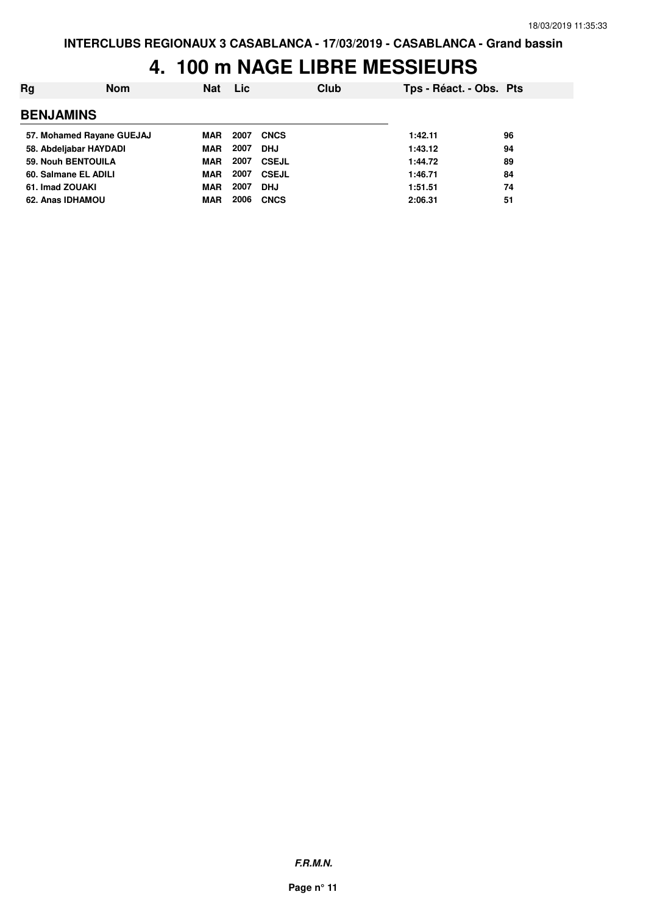INTERCLUBS REGIONAUX 3 CASABLANCA - 17/03/2019 - CASABLANCA - Grand bassin

# 4. 100 m NAGE LIBRE MESSIEURS

| Rg | Nom | Nat | Lic | Club | Tps - Réact. - Obs. | Pts |
|---|---|---|---|---|---|---|
| **BENJAMINS** | | | | | | |
| 57. | Mohamed Rayane GUEJAJ | MAR | 2007 | CNCS | 1:42.11 | 96 |
| 58. | Abdeljabar HAYDADI | MAR | 2007 | DHJ | 1:43.12 | 94 |
| 59. | Nouh BENTOUILA | MAR | 2007 | CSEJL | 1:44.72 | 89 |
| 60. | Salmane EL ADILI | MAR | 2007 | CSEJL | 1:46.71 | 84 |
| 61. | Imad ZOUAKI | MAR | 2007 | DHJ | 1:51.51 | 74 |
| 62. | Anas IDHAMOU | MAR | 2006 | CNCS | 2:06.31 | 51 |

*F.R.M.N.*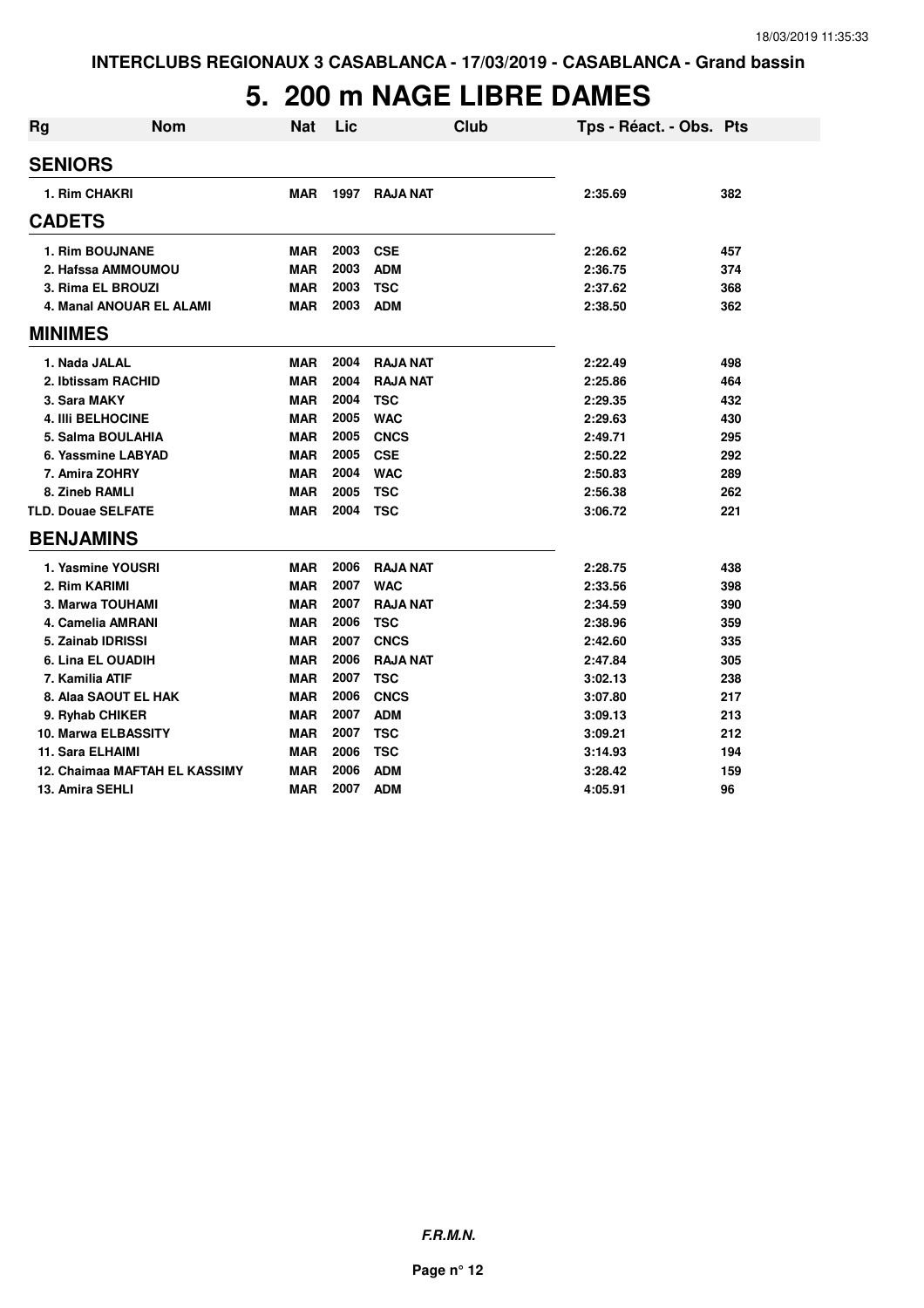INTERCLUBS REGIONAUX 3 CASABLANCA - 17/03/2019 - CASABLANCA - Grand bassin

# 5. 200 m NAGE LIBRE DAMES

| Rg | Nom | Nat | Lic | Club | Tps - Réact. - Obs. | Pts |
|---|---|---|---|---|---|---|
| **SENIORS** | | | | | | |
| 1. Rim CHAKRI | | MAR | 1997 | RAJA NAT | 2:35.69 | 382 |
| **CADETS** | | | | | | |
| 1. Rim BOUJNANE | | MAR | 2003 | CSE | 2:26.62 | 457 |
| 2. Hafssa AMMOUMOU | | MAR | 2003 | ADM | 2:36.75 | 374 |
| 3. Rima EL BROUZI | | MAR | 2003 | TSC | 2:37.62 | 368 |
| 4. Manal ANOUAR EL ALAMI | | MAR | 2003 | ADM | 2:38.50 | 362 |
| **MINIMES** | | | | | | |
| 1. Nada JALAL | | MAR | 2004 | RAJA NAT | 2:22.49 | 498 |
| 2. Ibtissam RACHID | | MAR | 2004 | RAJA NAT | 2:25.86 | 464 |
| 3. Sara MAKY | | MAR | 2004 | TSC | 2:29.35 | 432 |
| 4. Illi BELHOCINE | | MAR | 2005 | WAC | 2:29.63 | 430 |
| 5. Salma BOULAHIA | | MAR | 2005 | CNCS | 2:49.71 | 295 |
| 6. Yassmine LABYAD | | MAR | 2005 | CSE | 2:50.22 | 292 |
| 7. Amira ZOHRY | | MAR | 2004 | WAC | 2:50.83 | 289 |
| 8. Zineb RAMLI | | MAR | 2005 | TSC | 2:56.38 | 262 |
| TLD. Douae SELFATE | | MAR | 2004 | TSC | 3:06.72 | 221 |
| **BENJAMINS** | | | | | | |
| 1. Yasmine YOUSRI | | MAR | 2006 | RAJA NAT | 2:28.75 | 438 |
| 2. Rim KARIMI | | MAR | 2007 | WAC | 2:33.56 | 398 |
| 3. Marwa TOUHAMI | | MAR | 2007 | RAJA NAT | 2:34.59 | 390 |
| 4. Camelia AMRANI | | MAR | 2006 | TSC | 2:38.96 | 359 |
| 5. Zainab IDRISSI | | MAR | 2007 | CNCS | 2:42.60 | 335 |
| 6. Lina EL OUADIH | | MAR | 2006 | RAJA NAT | 2:47.84 | 305 |
| 7. Kamilia ATIF | | MAR | 2007 | TSC | 3:02.13 | 238 |
| 8. Alaa SAOUT EL HAK | | MAR | 2006 | CNCS | 3:07.80 | 217 |
| 9. Ryhab CHIKER | | MAR | 2007 | ADM | 3:09.13 | 213 |
| 10. Marwa ELBASSITY | | MAR | 2007 | TSC | 3:09.21 | 212 |
| 11. Sara ELHAIMI | | MAR | 2006 | TSC | 3:14.93 | 194 |
| 12. Chaimaa MAFTAH EL KASSIMY | | MAR | 2006 | ADM | 3:28.42 | 159 |
| 13. Amira SEHLI | | MAR | 2007 | ADM | 4:05.91 | 96 |

***F.R.M.N.***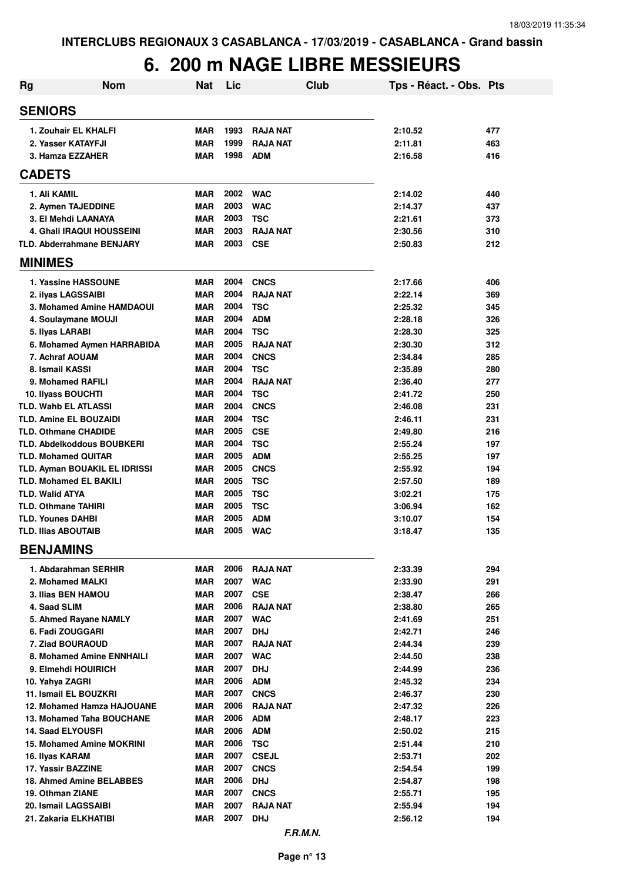INTERCLUBS REGIONAUX 3 CASABLANCA - 17/03/2019 - CASABLANCA - Grand bassin

# 6. 200 m NAGE LIBRE MESSIEURS

| Rg | Nom | Nat | Lic | Club | Tps - Réact. - Obs. | Pts |
|---|---|---|---|---|---|---|
| **SENIORS** | | | | | | |
| 1. Zouhair EL KHALFI | | MAR | 1993 | RAJA NAT | 2:10.52 | 477 |
| 2. Yasser KATAYFJI | | MAR | 1999 | RAJA NAT | 2:11.81 | 463 |
| 3. Hamza EZZAHER | | MAR | 1998 | ADM | 2:16.58 | 416 |
| **CADETS** | | | | | | |
| 1. Ali KAMIL | | MAR | 2002 | WAC | 2:14.02 | 440 |
| 2. Aymen TAJEDDINE | | MAR | 2003 | WAC | 2:14.37 | 437 |
| 3. El Mehdi LAANAYA | | MAR | 2003 | TSC | 2:21.61 | 373 |
| 4. Ghali IRAQUI HOUSSEINI | | MAR | 2003 | RAJA NAT | 2:30.56 | 310 |
| TLD. Abderrahmane BENJARY | | MAR | 2003 | CSE | 2:50.83 | 212 |
| **MINIMES** | | | | | | |
| 1. Yassine HASSOUNE | | MAR | 2004 | CNCS | 2:17.66 | 406 |
| 2. ilyas LAGSSAIBI | | MAR | 2004 | RAJA NAT | 2:22.14 | 369 |
| 3. Mohamed Amine HAMDAOUI | | MAR | 2004 | TSC | 2:25.32 | 345 |
| 4. Soulaymane MOUJI | | MAR | 2004 | ADM | 2:28.18 | 326 |
| 5. Ilyas LARABI | | MAR | 2004 | TSC | 2:28.30 | 325 |
| 6. Mohamed Aymen HARRABIDA | | MAR | 2005 | RAJA NAT | 2:30.30 | 312 |
| 7. Achraf AOUAM | | MAR | 2004 | CNCS | 2:34.84 | 285 |
| 8. Ismail KASSI | | MAR | 2004 | TSC | 2:35.89 | 280 |
| 9. Mohamed RAFILI | | MAR | 2004 | RAJA NAT | 2:36.40 | 277 |
| 10. Ilyass BOUCHTI | | MAR | 2004 | TSC | 2:41.72 | 250 |
| TLD. Wahb EL ATLASSI | | MAR | 2004 | CNCS | 2:46.08 | 231 |
| TLD. Amine EL BOUZAIDI | | MAR | 2004 | TSC | 2:46.11 | 231 |
| TLD. Othmane CHADIDE | | MAR | 2005 | CSE | 2:49.80 | 216 |
| TLD. Abdelkoddous BOUBKERI | | MAR | 2004 | TSC | 2:55.24 | 197 |
| TLD. Mohamed QUITAR | | MAR | 2005 | ADM | 2:55.25 | 197 |
| TLD. Ayman BOUAKIL EL IDRISSI | | MAR | 2005 | CNCS | 2:55.92 | 194 |
| TLD. Mohamed EL BAKILI | | MAR | 2005 | TSC | 2:57.50 | 189 |
| TLD. Walid ATYA | | MAR | 2005 | TSC | 3:02.21 | 175 |
| TLD. Othmane TAHIRI | | MAR | 2005 | TSC | 3:06.94 | 162 |
| TLD. Younes DAHBI | | MAR | 2005 | ADM | 3:10.07 | 154 |
| TLD. Ilias ABOUTAIB | | MAR | 2005 | WAC | 3:18.47 | 135 |
| **BENJAMINS** | | | | | | |
| 1. Abdarahman SERHIR | | MAR | 2006 | RAJA NAT | 2:33.39 | 294 |
| 2. Mohamed MALKI | | MAR | 2007 | WAC | 2:33.90 | 291 |
| 3. Ilias BEN HAMOU | | MAR | 2007 | CSE | 2:38.47 | 266 |
| 4. Saad SLIM | | MAR | 2006 | RAJA NAT | 2:38.80 | 265 |
| 5. Ahmed Rayane NAMLY | | MAR | 2007 | WAC | 2:41.69 | 251 |
| 6. Fadi ZOUGGARI | | MAR | 2007 | DHJ | 2:42.71 | 246 |
| 7. Ziad BOURAOUD | | MAR | 2007 | RAJA NAT | 2:44.34 | 239 |
| 8. Mohamed Amine ENNHAILI | | MAR | 2007 | WAC | 2:44.50 | 238 |
| 9. Elmehdi HOUIRICH | | MAR | 2007 | DHJ | 2:44.99 | 236 |
| 10. Yahya ZAGRI | | MAR | 2006 | ADM | 2:45.32 | 234 |
| 11. Ismail EL BOUZKRI | | MAR | 2007 | CNCS | 2:46.37 | 230 |
| 12. Mohamed Hamza HAJOUANE | | MAR | 2006 | RAJA NAT | 2:47.32 | 226 |
| 13. Mohamed Taha BOUCHANE | | MAR | 2006 | ADM | 2:48.17 | 223 |
| 14. Saad ELYOUSFI | | MAR | 2006 | ADM | 2:50.02 | 215 |
| 15. Mohamed Amine MOKRINI | | MAR | 2006 | TSC | 2:51.44 | 210 |
| 16. Ilyas KARAM | | MAR | 2007 | CSEJL | 2:53.71 | 202 |
| 17. Yassir BAZZINE | | MAR | 2007 | CNCS | 2:54.54 | 199 |
| 18. Ahmed Amine BELABBES | | MAR | 2006 | DHJ | 2:54.87 | 198 |
| 19. Othman ZIANE | | MAR | 2007 | CNCS | 2:55.71 | 195 |
| 20. Ismail LAGSSAIBI | | MAR | 2007 | RAJA NAT | 2:55.94 | 194 |
| 21. Zakaria ELKHATIBI | | MAR | 2007 | DHJ | 2:56.12 | 194 |

*F.R.M.N.*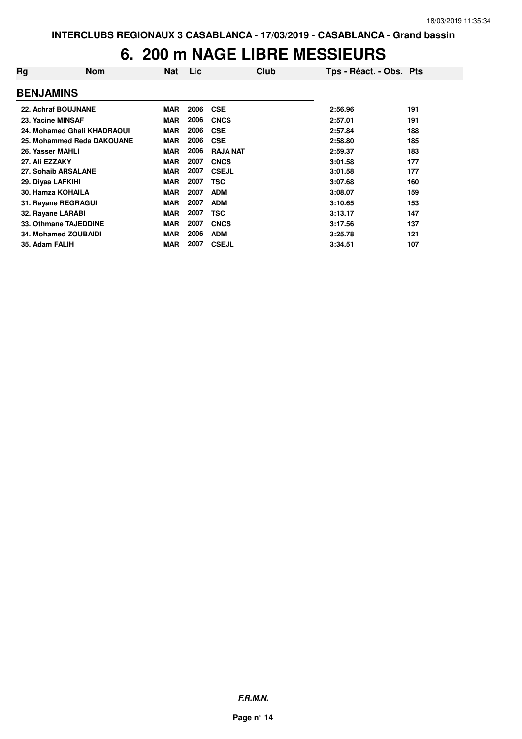# 6. 200 m NAGE LIBRE MESSIEURS

| Rg | Nom | Nat | Lic | Club | Tps - Réact. - Obs. | Pts |
|---|---|---|---|---|---|---|
| **BENJAMINS** | | | | | | |
| 22. Achraf BOUJNANE | | MAR | 2006 | CSE | 2:56.96 | 191 |
| 23. Yacine MINSAF | | MAR | 2006 | CNCS | 2:57.01 | 191 |
| 24. Mohamed Ghali KHADRAOUI | | MAR | 2006 | CSE | 2:57.84 | 188 |
| 25. Mohammed Reda DAKOUANE | | MAR | 2006 | CSE | 2:58.80 | 185 |
| 26. Yasser MAHLI | | MAR | 2006 | RAJA NAT | 2:59.37 | 183 |
| 27. Ali EZZAKY | | MAR | 2007 | CNCS | 3:01.58 | 177 |
| 27. Sohaib ARSALANE | | MAR | 2007 | CSEJL | 3:01.58 | 177 |
| 29. Diyaa LAFKIHI | | MAR | 2007 | TSC | 3:07.68 | 160 |
| 30. Hamza KOHAILA | | MAR | 2007 | ADM | 3:08.07 | 159 |
| 31. Rayane REGRAGUI | | MAR | 2007 | ADM | 3:10.65 | 153 |
| 32. Rayane LARABI | | MAR | 2007 | TSC | 3:13.17 | 147 |
| 33. Othmane TAJEDDINE | | MAR | 2007 | CNCS | 3:17.56 | 137 |
| 34. Mohamed ZOUBAIDI | | MAR | 2006 | ADM | 3:25.78 | 121 |
| 35. Adam FALIH | | MAR | 2007 | CSEJL | 3:34.51 | 107 |

***F.R.M.N.***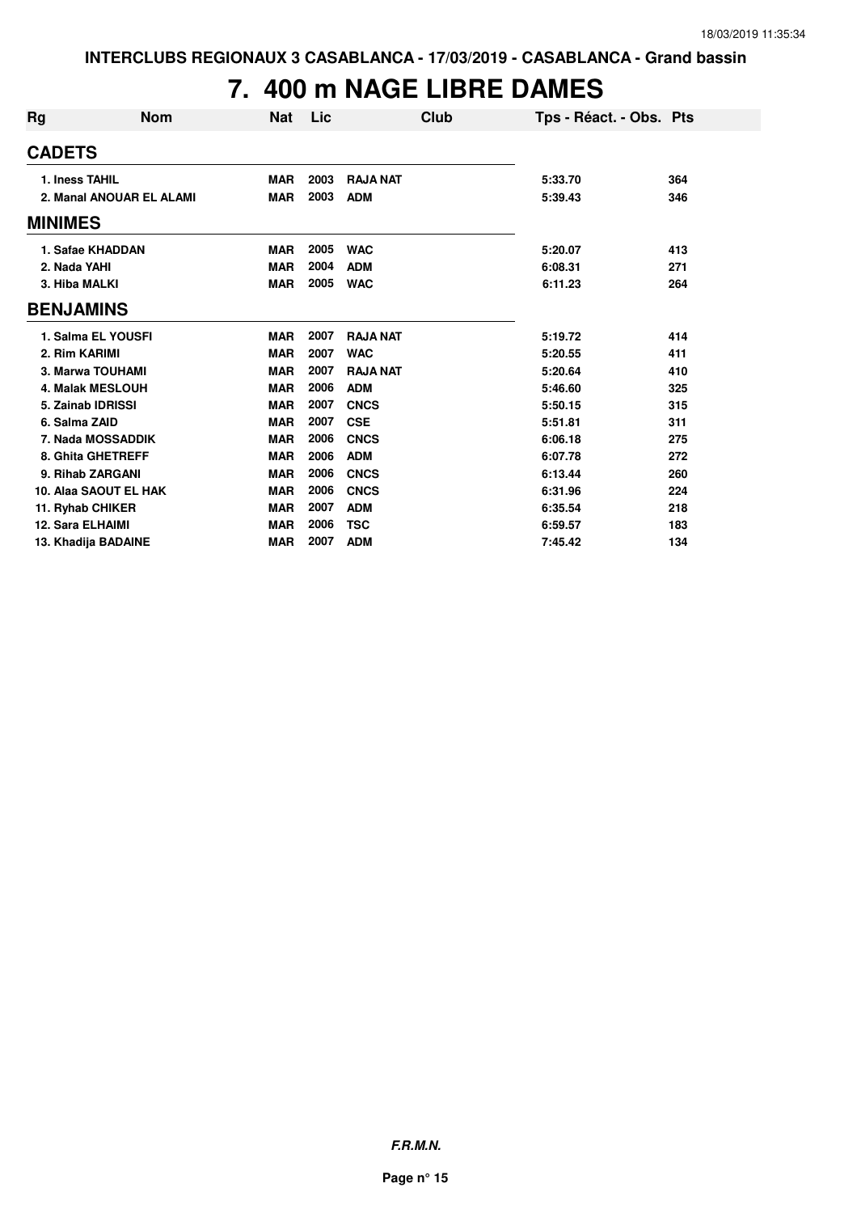# 7. 400 m NAGE LIBRE DAMES

| Rg | Nom | Nat | Lic | Club | Tps - Réact. - Obs. | Pts |
|---|---|---|---|---|---|---|
| **CADETS** | | | | | | |
| 1. Iness TAHIL | | MAR | 2003 | RAJA NAT | 5:33.70 | 364 |
| 2. Manal ANOUAR EL ALAMI | | MAR | 2003 | ADM | 5:39.43 | 346 |
| **MINIMES** | | | | | | |
| 1. Safae KHADDAN | | MAR | 2005 | WAC | 5:20.07 | 413 |
| 2. Nada YAHI | | MAR | 2004 | ADM | 6:08.31 | 271 |
| 3. Hiba MALKI | | MAR | 2005 | WAC | 6:11.23 | 264 |
| **BENJAMINS** | | | | | | |
| 1. Salma EL YOUSFI | | MAR | 2007 | RAJA NAT | 5:19.72 | 414 |
| 2. Rim KARIMI | | MAR | 2007 | WAC | 5:20.55 | 411 |
| 3. Marwa TOUHAMI | | MAR | 2007 | RAJA NAT | 5:20.64 | 410 |
| 4. Malak MESLOUH | | MAR | 2006 | ADM | 5:46.60 | 325 |
| 5. Zainab IDRISSI | | MAR | 2007 | CNCS | 5:50.15 | 315 |
| 6. Salma ZAID | | MAR | 2007 | CSE | 5:51.81 | 311 |
| 7. Nada MOSSADDIK | | MAR | 2006 | CNCS | 6:06.18 | 275 |
| 8. Ghita GHETREFF | | MAR | 2006 | ADM | 6:07.78 | 272 |
| 9. Rihab ZARGANI | | MAR | 2006 | CNCS | 6:13.44 | 260 |
| 10. Alaa SAOUT EL HAK | | MAR | 2006 | CNCS | 6:31.96 | 224 |
| 11. Ryhab CHIKER | | MAR | 2007 | ADM | 6:35.54 | 218 |
| 12. Sara ELHAIMI | | MAR | 2006 | TSC | 6:59.57 | 183 |
| 13. Khadija BADAINE | | MAR | 2007 | ADM | 7:45.42 | 134 |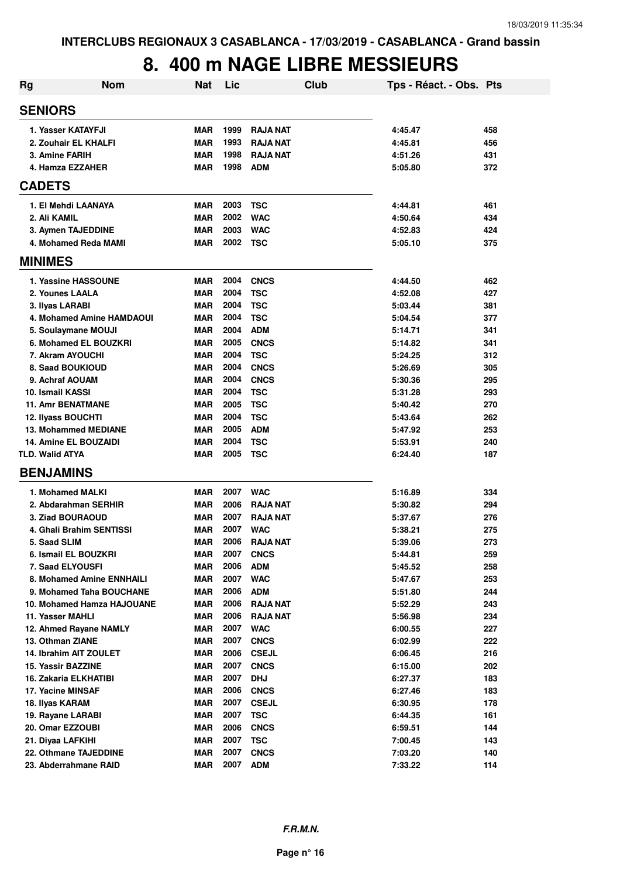INTERCLUBS REGIONAUX 3 CASABLANCA - 17/03/2019 - CASABLANCA - Grand bassin

# 8. 400 m NAGE LIBRE MESSIEURS

| Rg | Nom | Nat | Lic | Club | Tps - Réact. - Obs. | Pts |
|---|---|---|---|---|---|---|
| **SENIORS** | | | | | | |
| 1. | Yasser KATAYFJI | MAR | 1999 | RAJA NAT | 4:45.47 | 458 |
| 2. | Zouhair EL KHALFI | MAR | 1993 | RAJA NAT | 4:45.81 | 456 |
| 3. | Amine FARIH | MAR | 1998 | RAJA NAT | 4:51.26 | 431 |
| 4. | Hamza EZZAHER | MAR | 1998 | ADM | 5:05.80 | 372 |
| **CADETS** | | | | | | |
| 1. | El Mehdi LAANAYA | MAR | 2003 | TSC | 4:44.81 | 461 |
| 2. | Ali KAMIL | MAR | 2002 | WAC | 4:50.64 | 434 |
| 3. | Aymen TAJEDDINE | MAR | 2003 | WAC | 4:52.83 | 424 |
| 4. | Mohamed Reda MAMI | MAR | 2002 | TSC | 5:05.10 | 375 |
| **MINIMES** | | | | | | |
| 1. | Yassine HASSOUNE | MAR | 2004 | CNCS | 4:44.50 | 462 |
| 2. | Younes LAALA | MAR | 2004 | TSC | 4:52.08 | 427 |
| 3. | Ilyas LARABI | MAR | 2004 | TSC | 5:03.44 | 381 |
| 4. | Mohamed Amine HAMDAOUI | MAR | 2004 | TSC | 5:04.54 | 377 |
| 5. | Soulaymane MOUJI | MAR | 2004 | ADM | 5:14.71 | 341 |
| 6. | Mohamed EL BOUZKRI | MAR | 2005 | CNCS | 5:14.82 | 341 |
| 7. | Akram AYOUCHI | MAR | 2004 | TSC | 5:24.25 | 312 |
| 8. | Saad BOUKIOUD | MAR | 2004 | CNCS | 5:26.69 | 305 |
| 9. | Achraf AOUAM | MAR | 2004 | CNCS | 5:30.36 | 295 |
| 10. | Ismail KASSI | MAR | 2004 | TSC | 5:31.28 | 293 |
| 11. | Amr BENATMANE | MAR | 2005 | TSC | 5:40.42 | 270 |
| 12. | Ilyass BOUCHTI | MAR | 2004 | TSC | 5:43.64 | 262 |
| 13. | Mohammed MEDIANE | MAR | 2005 | ADM | 5:47.92 | 253 |
| 14. | Amine EL BOUZAIDI | MAR | 2004 | TSC | 5:53.91 | 240 |
| TLD. | Walid ATYA | MAR | 2005 | TSC | 6:24.40 | 187 |
| **BENJAMINS** | | | | | | |
| 1. | Mohamed MALKI | MAR | 2007 | WAC | 5:16.89 | 334 |
| 2. | Abdarahman SERHIR | MAR | 2006 | RAJA NAT | 5:30.82 | 294 |
| 3. | Ziad BOURAOUD | MAR | 2007 | RAJA NAT | 5:37.67 | 276 |
| 4. | Ghali Brahim SENTISSI | MAR | 2007 | WAC | 5:38.21 | 275 |
| 5. | Saad SLIM | MAR | 2006 | RAJA NAT | 5:39.06 | 273 |
| 6. | Ismail EL BOUZKRI | MAR | 2007 | CNCS | 5:44.81 | 259 |
| 7. | Saad ELYOUSFI | MAR | 2006 | ADM | 5:45.52 | 258 |
| 8. | Mohamed Amine ENNHAILI | MAR | 2007 | WAC | 5:47.67 | 253 |
| 9. | Mohamed Taha BOUCHANE | MAR | 2006 | ADM | 5:51.80 | 244 |
| 10. | Mohamed Hamza HAJOUANE | MAR | 2006 | RAJA NAT | 5:52.29 | 243 |
| 11. | Yasser MAHLI | MAR | 2006 | RAJA NAT | 5:56.98 | 234 |
| 12. | Ahmed Rayane NAMLY | MAR | 2007 | WAC | 6:00.55 | 227 |
| 13. | Othman ZIANE | MAR | 2007 | CNCS | 6:02.99 | 222 |
| 14. | Ibrahim AIT ZOULET | MAR | 2006 | CSEJL | 6:06.45 | 216 |
| 15. | Yassir BAZZINE | MAR | 2007 | CNCS | 6:15.00 | 202 |
| 16. | Zakaria ELKHATIBI | MAR | 2007 | DHJ | 6:27.37 | 183 |
| 17. | Yacine MINSAF | MAR | 2006 | CNCS | 6:27.46 | 183 |
| 18. | Ilyas KARAM | MAR | 2007 | CSEJL | 6:30.95 | 178 |
| 19. | Rayane LARABI | MAR | 2007 | TSC | 6:44.35 | 161 |
| 20. | Omar EZZOUBI | MAR | 2006 | CNCS | 6:59.51 | 144 |
| 21. | Diyaa LAFKIHI | MAR | 2007 | TSC | 7:00.45 | 143 |
| 22. | Othmane TAJEDDINE | MAR | 2007 | CNCS | 7:03.20 | 140 |
| 23. | Abderrahmane RAID | MAR | 2007 | ADM | 7:33.22 | 114 |

*F.R.M.N.*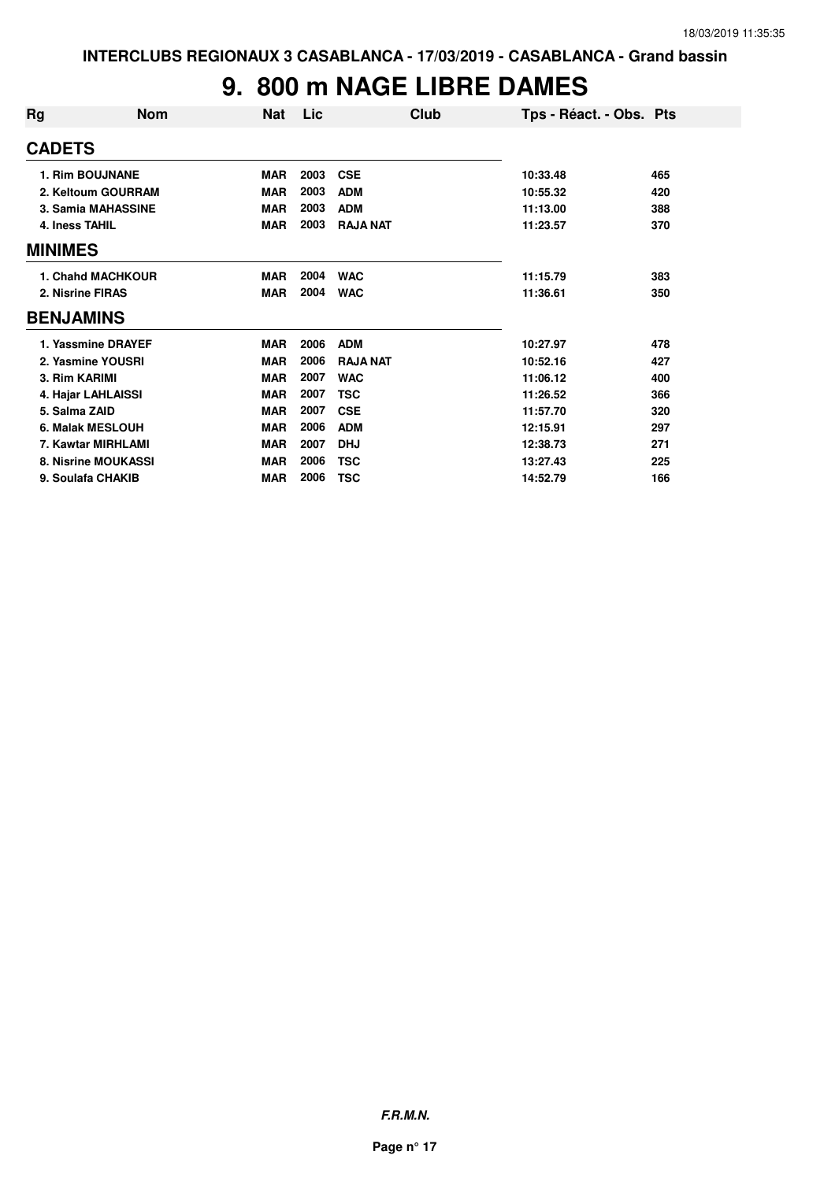# 9. 800 m NAGE LIBRE DAMES

| Rg | Nom | Nat | Lic | Club | Tps - Réact. - Obs. | Pts |
|---|---|---|---|---|---|---|
| **CADETS** | | | | | | |
| 1. Rim BOUJNANE | | MAR | 2003 | CSE | 10:33.48 | 465 |
| 2. Keltoum GOURRAM | | MAR | 2003 | ADM | 10:55.32 | 420 |
| 3. Samia MAHASSINE | | MAR | 2003 | ADM | 11:13.00 | 388 |
| 4. Iness TAHIL | | MAR | 2003 | RAJA NAT | 11:23.57 | 370 |
| **MINIMES** | | | | | | |
| 1. Chahd MACHKOUR | | MAR | 2004 | WAC | 11:15.79 | 383 |
| 2. Nisrine FIRAS | | MAR | 2004 | WAC | 11:36.61 | 350 |
| **BENJAMINS** | | | | | | |
| 1. Yassmine DRAYEF | | MAR | 2006 | ADM | 10:27.97 | 478 |
| 2. Yasmine YOUSRI | | MAR | 2006 | RAJA NAT | 10:52.16 | 427 |
| 3. Rim KARIMI | | MAR | 2007 | WAC | 11:06.12 | 400 |
| 4. Hajar LAHLAISSI | | MAR | 2007 | TSC | 11:26.52 | 366 |
| 5. Salma ZAID | | MAR | 2007 | CSE | 11:57.70 | 320 |
| 6. Malak MESLOUH | | MAR | 2006 | ADM | 12:15.91 | 297 |
| 7. Kawtar MIRHLAMI | | MAR | 2007 | DHJ | 12:38.73 | 271 |
| 8. Nisrine MOUKASSI | | MAR | 2006 | TSC | 13:27.43 | 225 |
| 9. Soulafa CHAKIB | | MAR | 2006 | TSC | 14:52.79 | 166 |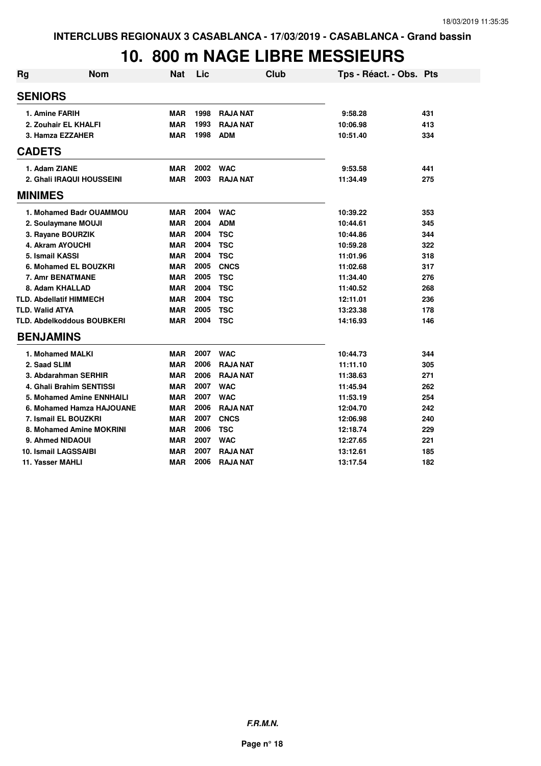INTERCLUBS REGIONAUX 3 CASABLANCA - 17/03/2019 - CASABLANCA - Grand bassin

# 10. 800 m NAGE LIBRE MESSIEURS

| Rg | Nom | Nat | Lic | Club | Tps - Réact. - Obs. | Pts |
|---|---|---|---|---|---|---|
| **SENIORS** | | | | | | |
| 1. | Amine FARIH | MAR | 1998 | RAJA NAT | 9:58.28 | 431 |
| 2. | Zouhair EL KHALFI | MAR | 1993 | RAJA NAT | 10:06.98 | 413 |
| 3. | Hamza EZZAHER | MAR | 1998 | ADM | 10:51.40 | 334 |
| **CADETS** | | | | | | |
| 1. | Adam ZIANE | MAR | 2002 | WAC | 9:53.58 | 441 |
| 2. | Ghali IRAQUI HOUSSEINI | MAR | 2003 | RAJA NAT | 11:34.49 | 275 |
| **MINIMES** | | | | | | |
| 1. | Mohamed Badr OUAMMOU | MAR | 2004 | WAC | 10:39.22 | 353 |
| 2. | Soulaymane MOUJI | MAR | 2004 | ADM | 10:44.61 | 345 |
| 3. | Rayane BOURZIK | MAR | 2004 | TSC | 10:44.86 | 344 |
| 4. | Akram AYOUCHI | MAR | 2004 | TSC | 10:59.28 | 322 |
| 5. | Ismail KASSI | MAR | 2004 | TSC | 11:01.96 | 318 |
| 6. | Mohamed EL BOUZKRI | MAR | 2005 | CNCS | 11:02.68 | 317 |
| 7. | Amr BENATMANE | MAR | 2005 | TSC | 11:34.40 | 276 |
| 8. | Adam KHALLAD | MAR | 2004 | TSC | 11:40.52 | 268 |
| TLD. | Abdellatif HIMMECH | MAR | 2004 | TSC | 12:11.01 | 236 |
| TLD. | Walid ATYA | MAR | 2005 | TSC | 13:23.38 | 178 |
| TLD. | Abdelkoddous BOUBKERI | MAR | 2004 | TSC | 14:16.93 | 146 |
| **BENJAMINS** | | | | | | |
| 1. | Mohamed MALKI | MAR | 2007 | WAC | 10:44.73 | 344 |
| 2. | Saad SLIM | MAR | 2006 | RAJA NAT | 11:11.10 | 305 |
| 3. | Abdarahman SERHIR | MAR | 2006 | RAJA NAT | 11:38.63 | 271 |
| 4. | Ghali Brahim SENTISSI | MAR | 2007 | WAC | 11:45.94 | 262 |
| 5. | Mohamed Amine ENNHAILI | MAR | 2007 | WAC | 11:53.19 | 254 |
| 6. | Mohamed Hamza HAJOUANE | MAR | 2006 | RAJA NAT | 12:04.70 | 242 |
| 7. | Ismail EL BOUZKRI | MAR | 2007 | CNCS | 12:06.98 | 240 |
| 8. | Mohamed Amine MOKRINI | MAR | 2006 | TSC | 12:18.74 | 229 |
| 9. | Ahmed NIDAOUI | MAR | 2007 | WAC | 12:27.65 | 221 |
| 10. | Ismail LAGSSAIBI | MAR | 2007 | RAJA NAT | 13:12.61 | 185 |
| 11. | Yasser MAHLI | MAR | 2006 | RAJA NAT | 13:17.54 | 182 |

*F.R.M.N.*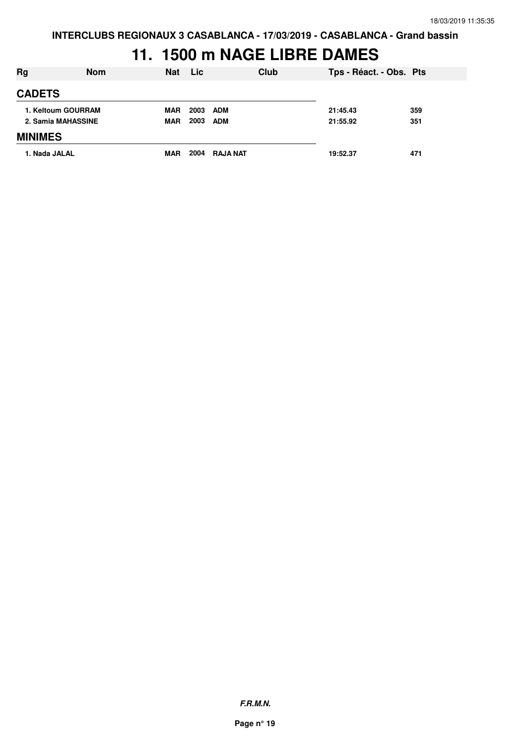# 11. 1500 m NAGE LIBRE DAMES

| Rg | Nom | Nat | Lic | Club | Tps - Réact. - Obs. | Pts |
|---|---|---|---|---|---|---|
| **CADETS** | | | | | | |
| 1. Keltoum GOURRAM | | MAR | 2003 | ADM | 21:45.43 | 359 |
| 2. Samia MAHASSINE | | MAR | 2003 | ADM | 21:55.92 | 351 |
| **MINIMES** | | | | | | |
| 1. Nada JALAL | | MAR | 2004 | RAJA NAT | 19:52.37 | 471 |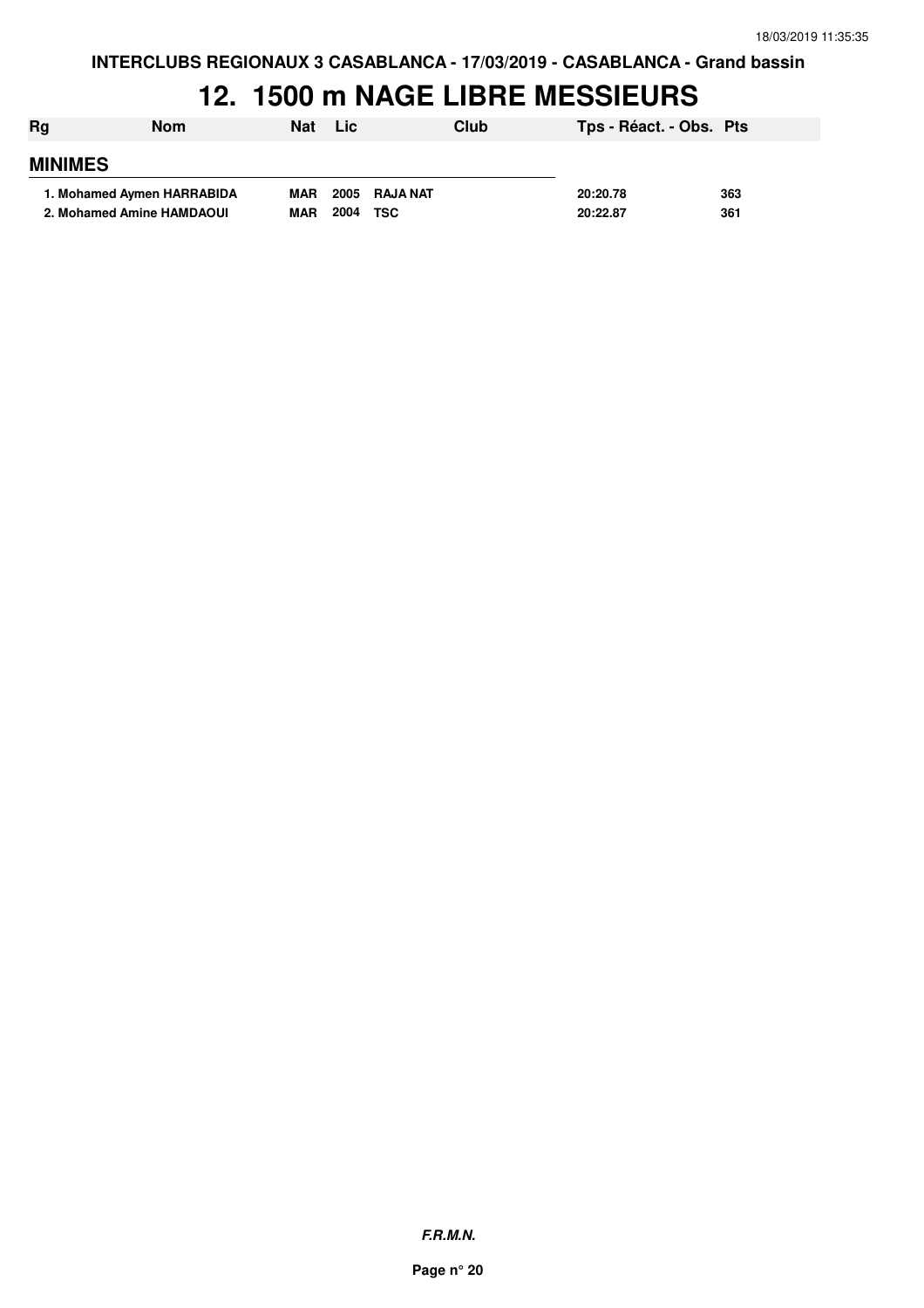# 12. 1500 m NAGE LIBRE MESSIEURS

| Rg | Nom | Nat | Lic | Club | Tps - Réact. - Obs. | Pts |
|---|---|---|---|---|---|---|
| **MINIMES** | | | | | | |
| 1. | Mohamed Aymen HARRABIDA | MAR | 2005 | RAJA NAT | 20:20.78 | 363 |
| 2. | Mohamed Amine HAMDAOUI | MAR | 2004 | TSC | 20:22.87 | 361 |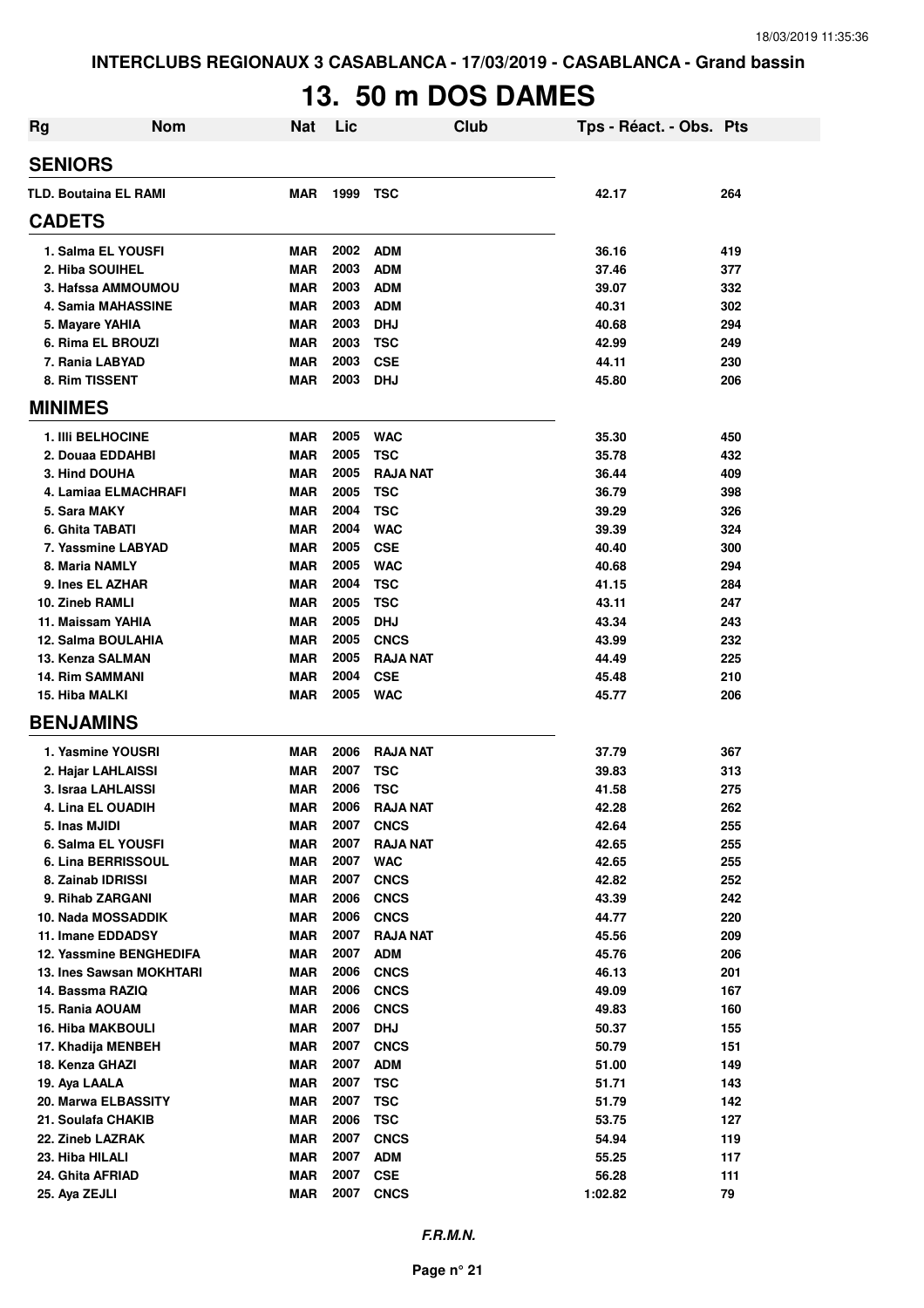INTERCLUBS REGIONAUX 3 CASABLANCA - 17/03/2019 - CASABLANCA - Grand bassin

# 13. 50 m DOS DAMES

| Rg | Nom | Nat | Lic | Club | Tps - Réact. - Obs. | Pts |
|---|---|---|---|---|---|---|
| **SENIORS** | | | | | | |
| TLD. | Boutaina EL RAMI | MAR | 1999 | TSC | 42.17 | 264 |
| **CADETS** | | | | | | |
| 1. | Salma EL YOUSFI | MAR | 2002 | ADM | 36.16 | 419 |
| 2. | Hiba SOUIHEL | MAR | 2003 | ADM | 37.46 | 377 |
| 3. | Hafssa AMMOUMOU | MAR | 2003 | ADM | 39.07 | 332 |
| 4. | Samia MAHASSINE | MAR | 2003 | ADM | 40.31 | 302 |
| 5. | Mayare YAHIA | MAR | 2003 | DHJ | 40.68 | 294 |
| 6. | Rima EL BROUZI | MAR | 2003 | TSC | 42.99 | 249 |
| 7. | Rania LABYAD | MAR | 2003 | CSE | 44.11 | 230 |
| 8. | Rim TISSENT | MAR | 2003 | DHJ | 45.80 | 206 |
| **MINIMES** | | | | | | |
| 1. | Illi BELHOCINE | MAR | 2005 | WAC | 35.30 | 450 |
| 2. | Douaa EDDAHBI | MAR | 2005 | TSC | 35.78 | 432 |
| 3. | Hind DOUHA | MAR | 2005 | RAJA NAT | 36.44 | 409 |
| 4. | Lamiaa ELMACHRAFI | MAR | 2005 | TSC | 36.79 | 398 |
| 5. | Sara MAKY | MAR | 2004 | TSC | 39.29 | 326 |
| 6. | Ghita TABATI | MAR | 2004 | WAC | 39.39 | 324 |
| 7. | Yassmine LABYAD | MAR | 2005 | CSE | 40.40 | 300 |
| 8. | Maria NAMLY | MAR | 2005 | WAC | 40.68 | 294 |
| 9. | Ines EL AZHAR | MAR | 2004 | TSC | 41.15 | 284 |
| 10. | Zineb RAMLI | MAR | 2005 | TSC | 43.11 | 247 |
| 11. | Maissam YAHIA | MAR | 2005 | DHJ | 43.34 | 243 |
| 12. | Salma BOULAHIA | MAR | 2005 | CNCS | 43.99 | 232 |
| 13. | Kenza SALMAN | MAR | 2005 | RAJA NAT | 44.49 | 225 |
| 14. | Rim SAMMANI | MAR | 2004 | CSE | 45.48 | 210 |
| 15. | Hiba MALKI | MAR | 2005 | WAC | 45.77 | 206 |
| **BENJAMINS** | | | | | | |
| 1. | Yasmine YOUSRI | MAR | 2006 | RAJA NAT | 37.79 | 367 |
| 2. | Hajar LAHLAISSI | MAR | 2007 | TSC | 39.83 | 313 |
| 3. | Israa LAHLAISSI | MAR | 2006 | TSC | 41.58 | 275 |
| 4. | Lina EL OUADIH | MAR | 2006 | RAJA NAT | 42.28 | 262 |
| 5. | Inas MJIDI | MAR | 2007 | CNCS | 42.64 | 255 |
| 6. | Salma EL YOUSFI | MAR | 2007 | RAJA NAT | 42.65 | 255 |
| 6. | Lina BERRISSOUL | MAR | 2007 | WAC | 42.65 | 255 |
| 8. | Zainab IDRISSI | MAR | 2007 | CNCS | 42.82 | 252 |
| 9. | Rihab ZARGANI | MAR | 2006 | CNCS | 43.39 | 242 |
| 10. | Nada MOSSADDIK | MAR | 2006 | CNCS | 44.77 | 220 |
| 11. | Imane EDDADSY | MAR | 2007 | RAJA NAT | 45.56 | 209 |
| 12. | Yassmine BENGHEDIFA | MAR | 2007 | ADM | 45.76 | 206 |
| 13. | Ines Sawsan MOKHTARI | MAR | 2006 | CNCS | 46.13 | 201 |
| 14. | Bassma RAZIQ | MAR | 2006 | CNCS | 49.09 | 167 |
| 15. | Rania AOUAM | MAR | 2006 | CNCS | 49.83 | 160 |
| 16. | Hiba MAKBOULI | MAR | 2007 | DHJ | 50.37 | 155 |
| 17. | Khadija MENBEH | MAR | 2007 | CNCS | 50.79 | 151 |
| 18. | Kenza GHAZI | MAR | 2007 | ADM | 51.00 | 149 |
| 19. | Aya LAALA | MAR | 2007 | TSC | 51.71 | 143 |
| 20. | Marwa ELBASSITY | MAR | 2007 | TSC | 51.79 | 142 |
| 21. | Soulafa CHAKIB | MAR | 2006 | TSC | 53.75 | 127 |
| 22. | Zineb LAZRAK | MAR | 2007 | CNCS | 54.94 | 119 |
| 23. | Hiba HILALI | MAR | 2007 | ADM | 55.25 | 117 |
| 24. | Ghita AFRIAD | MAR | 2007 | CSE | 56.28 | 111 |
| 25. | Aya ZEJLI | MAR | 2007 | CNCS | 1:02.82 | 79 |

*F.R.M.N.*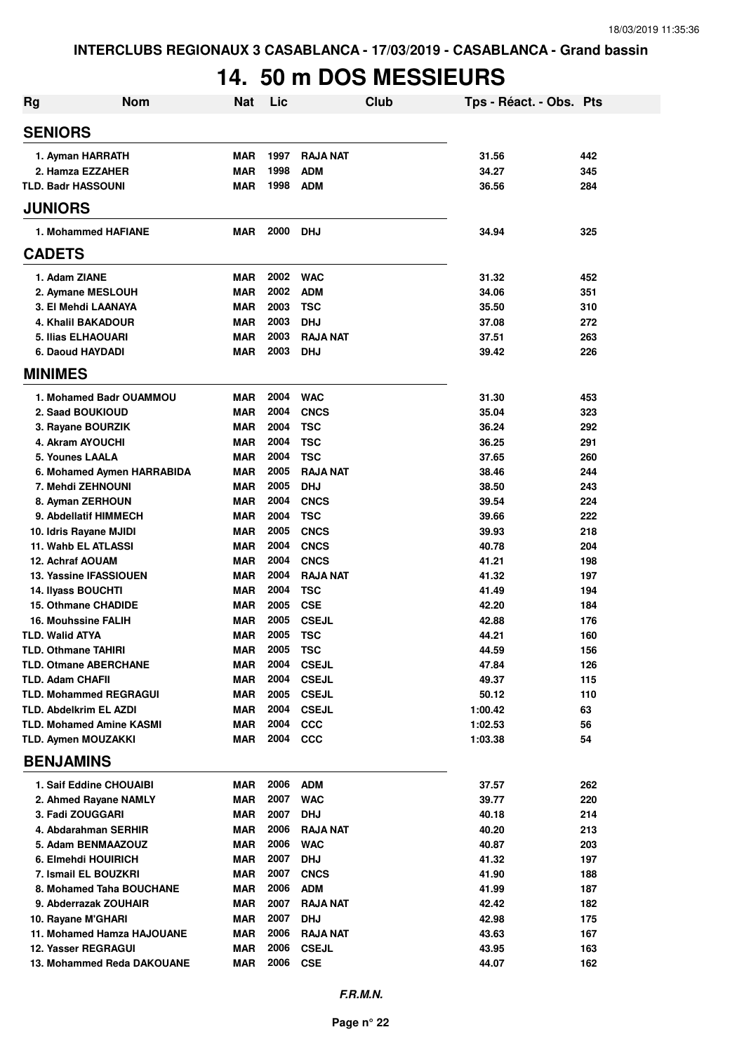INTERCLUBS REGIONAUX 3 CASABLANCA - 17/03/2019 - CASABLANCA - Grand bassin

# 14. 50 m DOS MESSIEURS

| Rg | Nom | Nat | Lic | Club | Tps - Réact. - Obs. | Pts |
|---|---|---|---|---|---|---|
| **SENIORS** | | | | | | |
| 1. Ayman HARRATH | | MAR | 1997 | RAJA NAT | 31.56 | 442 |
| 2. Hamza EZZAHER | | MAR | 1998 | ADM | 34.27 | 345 |
| TLD. Badr HASSOUNI | | MAR | 1998 | ADM | 36.56 | 284 |
| **JUNIORS** | | | | | | |
| 1. Mohammed HAFIANE | | MAR | 2000 | DHJ | 34.94 | 325 |
| **CADETS** | | | | | | |
| 1. Adam ZIANE | | MAR | 2002 | WAC | 31.32 | 452 |
| 2. Aymane MESLOUH | | MAR | 2002 | ADM | 34.06 | 351 |
| 3. El Mehdi LAANAYA | | MAR | 2003 | TSC | 35.50 | 310 |
| 4. Khalil BAKADOUR | | MAR | 2003 | DHJ | 37.08 | 272 |
| 5. Ilias ELHAOUARI | | MAR | 2003 | RAJA NAT | 37.51 | 263 |
| 6. Daoud HAYDADI | | MAR | 2003 | DHJ | 39.42 | 226 |
| **MINIMES** | | | | | | |
| 1. Mohamed Badr OUAMMOU | | MAR | 2004 | WAC | 31.30 | 453 |
| 2. Saad BOUKIOUD | | MAR | 2004 | CNCS | 35.04 | 323 |
| 3. Rayane BOURZIK | | MAR | 2004 | TSC | 36.24 | 292 |
| 4. Akram AYOUCHI | | MAR | 2004 | TSC | 36.25 | 291 |
| 5. Younes LAALA | | MAR | 2004 | TSC | 37.65 | 260 |
| 6. Mohamed Aymen HARRABIDA | | MAR | 2005 | RAJA NAT | 38.46 | 244 |
| 7. Mehdi ZEHNOUNI | | MAR | 2005 | DHJ | 38.50 | 243 |
| 8. Ayman ZERHOUN | | MAR | 2004 | CNCS | 39.54 | 224 |
| 9. Abdellatif HIMMECH | | MAR | 2004 | TSC | 39.66 | 222 |
| 10. Idris Rayane MJIDI | | MAR | 2005 | CNCS | 39.93 | 218 |
| 11. Wahb EL ATLASSI | | MAR | 2004 | CNCS | 40.78 | 204 |
| 12. Achraf AOUAM | | MAR | 2004 | CNCS | 41.21 | 198 |
| 13. Yassine IFASSIOUEN | | MAR | 2004 | RAJA NAT | 41.32 | 197 |
| 14. Ilyass BOUCHTI | | MAR | 2004 | TSC | 41.49 | 194 |
| 15. Othmane CHADIDE | | MAR | 2005 | CSE | 42.20 | 184 |
| 16. Mouhssine FALIH | | MAR | 2005 | CSEJL | 42.88 | 176 |
| TLD. Walid ATYA | | MAR | 2005 | TSC | 44.21 | 160 |
| TLD. Othmane TAHIRI | | MAR | 2005 | TSC | 44.59 | 156 |
| TLD. Otmane ABERCHANE | | MAR | 2004 | CSEJL | 47.84 | 126 |
| TLD. Adam CHAFII | | MAR | 2004 | CSEJL | 49.37 | 115 |
| TLD. Mohammed REGRAGUI | | MAR | 2005 | CSEJL | 50.12 | 110 |
| TLD. Abdelkrim EL AZDI | | MAR | 2004 | CSEJL | 1:00.42 | 63 |
| TLD. Mohamed Amine KASMI | | MAR | 2004 | CCC | 1:02.53 | 56 |
| TLD. Aymen MOUZAKKI | | MAR | 2004 | CCC | 1:03.38 | 54 |
| **BENJAMINS** | | | | | | |
| 1. Saif Eddine CHOUAIBI | | MAR | 2006 | ADM | 37.57 | 262 |
| 2. Ahmed Rayane NAMLY | | MAR | 2007 | WAC | 39.77 | 220 |
| 3. Fadi ZOUGGARI | | MAR | 2007 | DHJ | 40.18 | 214 |
| 4. Abdarahman SERHIR | | MAR | 2006 | RAJA NAT | 40.20 | 213 |
| 5. Adam BENMAAZOUZ | | MAR | 2006 | WAC | 40.87 | 203 |
| 6. Elmehdi HOUIRICH | | MAR | 2007 | DHJ | 41.32 | 197 |
| 7. Ismail EL BOUZKRI | | MAR | 2007 | CNCS | 41.90 | 188 |
| 8. Mohamed Taha BOUCHANE | | MAR | 2006 | ADM | 41.99 | 187 |
| 9. Abderrazak ZOUHAIR | | MAR | 2007 | RAJA NAT | 42.42 | 182 |
| 10. Rayane M'GHARI | | MAR | 2007 | DHJ | 42.98 | 175 |
| 11. Mohamed Hamza HAJOUANE | | MAR | 2006 | RAJA NAT | 43.63 | 167 |
| 12. Yasser REGRAGUI | | MAR | 2006 | CSEJL | 43.95 | 163 |
| 13. Mohammed Reda DAKOUANE | | MAR | 2006 | CSE | 44.07 | 162 |

*F.R.M.N.*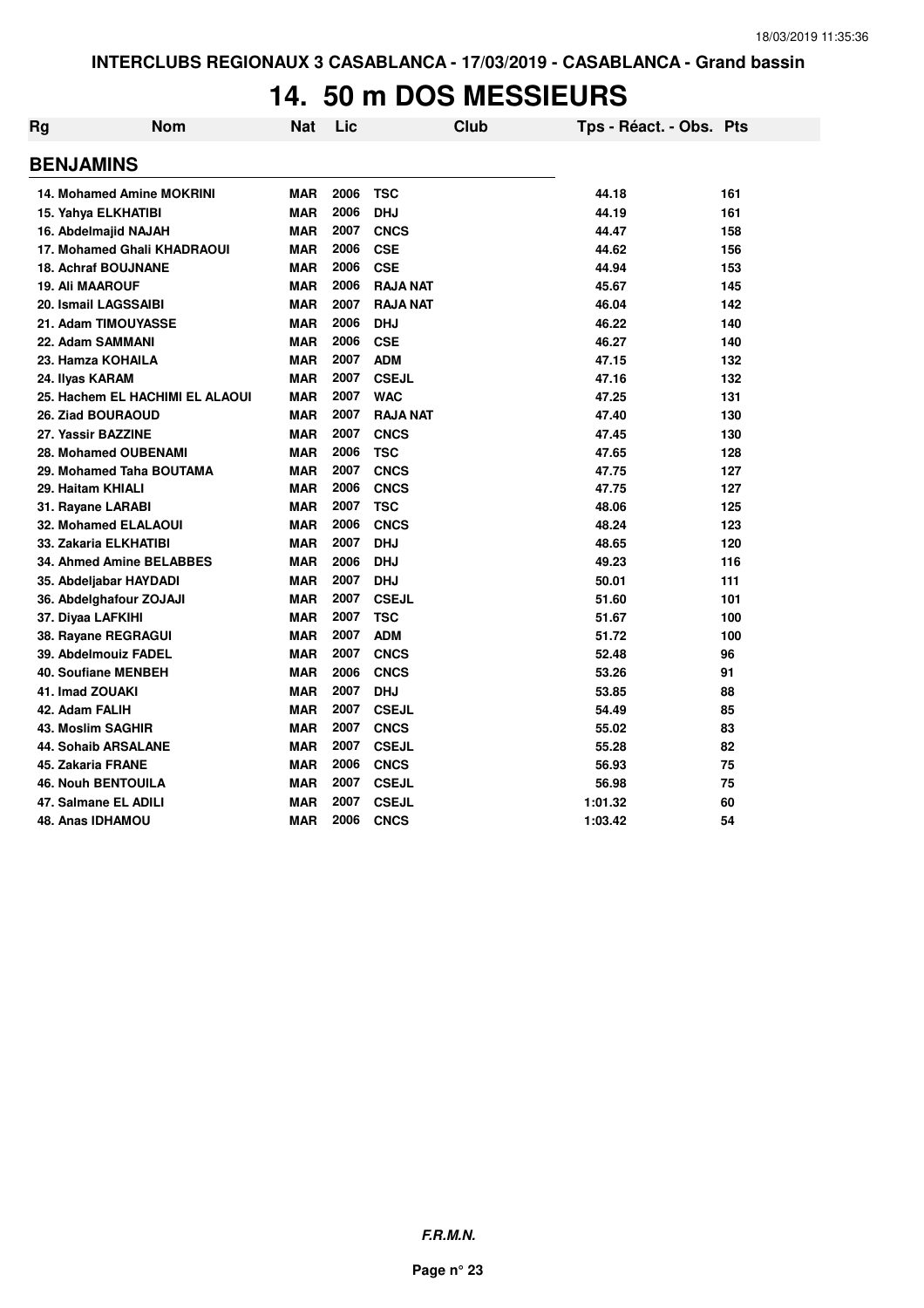# 14. 50 m DOS MESSIEURS

INTERCLUBS REGIONAUX 3 CASABLANCA - 17/03/2019 - CASABLANCA - Grand bassin

| Rg | Nom | Nat | Lic | Club | Tps - Réact. - Obs. | Pts |
|---|---|---|---|---|---|---|
| **BENJAMINS** | | | | | | |
| 14. | Mohamed Amine MOKRINI | MAR | 2006 | TSC | 44.18 | 161 |
| 15. | Yahya ELKHATIBI | MAR | 2006 | DHJ | 44.19 | 161 |
| 16. | Abdelmajid NAJAH | MAR | 2007 | CNCS | 44.47 | 158 |
| 17. | Mohamed Ghali KHADRAOUI | MAR | 2006 | CSE | 44.62 | 156 |
| 18. | Achraf BOUJNANE | MAR | 2006 | CSE | 44.94 | 153 |
| 19. | Ali MAAROUF | MAR | 2006 | RAJA NAT | 45.67 | 145 |
| 20. | Ismail LAGSSAIBI | MAR | 2007 | RAJA NAT | 46.04 | 142 |
| 21. | Adam TIMOUYASSE | MAR | 2006 | DHJ | 46.22 | 140 |
| 22. | Adam SAMMANI | MAR | 2006 | CSE | 46.27 | 140 |
| 23. | Hamza KOHAILA | MAR | 2007 | ADM | 47.15 | 132 |
| 24. | Ilyas KARAM | MAR | 2007 | CSEJL | 47.16 | 132 |
| 25. | Hachem EL HACHIMI EL ALAOUI | MAR | 2007 | WAC | 47.25 | 131 |
| 26. | Ziad BOURAOUD | MAR | 2007 | RAJA NAT | 47.40 | 130 |
| 27. | Yassir BAZZINE | MAR | 2007 | CNCS | 47.45 | 130 |
| 28. | Mohamed OUBENAMI | MAR | 2006 | TSC | 47.65 | 128 |
| 29. | Mohamed Taha BOUTAMA | MAR | 2007 | CNCS | 47.75 | 127 |
| 29. | Haitam KHIALI | MAR | 2006 | CNCS | 47.75 | 127 |
| 31. | Rayane LARABI | MAR | 2007 | TSC | 48.06 | 125 |
| 32. | Mohamed ELALAOUI | MAR | 2006 | CNCS | 48.24 | 123 |
| 33. | Zakaria ELKHATIBI | MAR | 2007 | DHJ | 48.65 | 120 |
| 34. | Ahmed Amine BELABBES | MAR | 2006 | DHJ | 49.23 | 116 |
| 35. | Abdeljabar HAYDADI | MAR | 2007 | DHJ | 50.01 | 111 |
| 36. | Abdelghafour ZOJAJI | MAR | 2007 | CSEJL | 51.60 | 101 |
| 37. | Diyaa LAFKIHI | MAR | 2007 | TSC | 51.67 | 100 |
| 38. | Rayane REGRAGUI | MAR | 2007 | ADM | 51.72 | 100 |
| 39. | Abdelmouiz FADEL | MAR | 2007 | CNCS | 52.48 | 96 |
| 40. | Soufiane MENBEH | MAR | 2006 | CNCS | 53.26 | 91 |
| 41. | Imad ZOUAKI | MAR | 2007 | DHJ | 53.85 | 88 |
| 42. | Adam FALIH | MAR | 2007 | CSEJL | 54.49 | 85 |
| 43. | Moslim SAGHIR | MAR | 2007 | CNCS | 55.02 | 83 |
| 44. | Sohaib ARSALANE | MAR | 2007 | CSEJL | 55.28 | 82 |
| 45. | Zakaria FRANE | MAR | 2006 | CNCS | 56.93 | 75 |
| 46. | Nouh BENTOUILA | MAR | 2007 | CSEJL | 56.98 | 75 |
| 47. | Salmane EL ADILI | MAR | 2007 | CSEJL | 1:01.32 | 60 |
| 48. | Anas IDHAMOU | MAR | 2006 | CNCS | 1:03.42 | 54 |

***F.R.M.N.***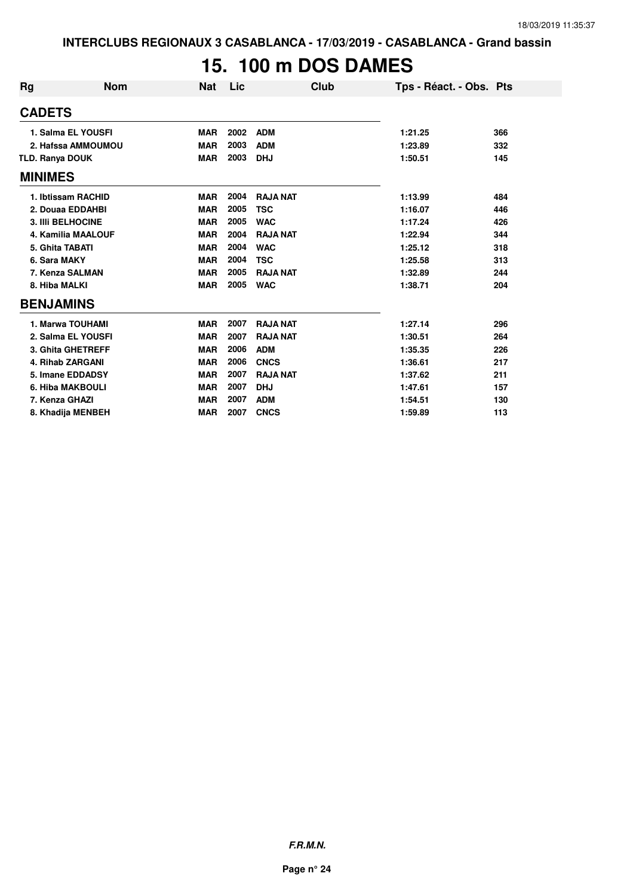INTERCLUBS REGIONAUX 3 CASABLANCA - 17/03/2019 - CASABLANCA - Grand bassin

# 15. 100 m DOS DAMES

| Rg | Nom | Nat | Lic | Club | Tps - Réact. - Obs. | Pts |
|---|---|---|---|---|---|---|
| **CADETS** | | | | | | |
| 1. Salma EL YOUSFI | | MAR | 2002 | ADM | 1:21.25 | 366 |
| 2. Hafssa AMMOUMOU | | MAR | 2003 | ADM | 1:23.89 | 332 |
| TLD. Ranya DOUK | | MAR | 2003 | DHJ | 1:50.51 | 145 |
| **MINIMES** | | | | | | |
| 1. Ibtissam RACHID | | MAR | 2004 | RAJA NAT | 1:13.99 | 484 |
| 2. Douaa EDDAHBI | | MAR | 2005 | TSC | 1:16.07 | 446 |
| 3. Illi BELHOCINE | | MAR | 2005 | WAC | 1:17.24 | 426 |
| 4. Kamilia MAALOUF | | MAR | 2004 | RAJA NAT | 1:22.94 | 344 |
| 5. Ghita TABATI | | MAR | 2004 | WAC | 1:25.12 | 318 |
| 6. Sara MAKY | | MAR | 2004 | TSC | 1:25.58 | 313 |
| 7. Kenza SALMAN | | MAR | 2005 | RAJA NAT | 1:32.89 | 244 |
| 8. Hiba MALKI | | MAR | 2005 | WAC | 1:38.71 | 204 |
| **BENJAMINS** | | | | | | |
| 1. Marwa TOUHAMI | | MAR | 2007 | RAJA NAT | 1:27.14 | 296 |
| 2. Salma EL YOUSFI | | MAR | 2007 | RAJA NAT | 1:30.51 | 264 |
| 3. Ghita GHETREFF | | MAR | 2006 | ADM | 1:35.35 | 226 |
| 4. Rihab ZARGANI | | MAR | 2006 | CNCS | 1:36.61 | 217 |
| 5. Imane EDDADSY | | MAR | 2007 | RAJA NAT | 1:37.62 | 211 |
| 6. Hiba MAKBOULI | | MAR | 2007 | DHJ | 1:47.61 | 157 |
| 7. Kenza GHAZI | | MAR | 2007 | ADM | 1:54.51 | 130 |
| 8. Khadija MENBEH | | MAR | 2007 | CNCS | 1:59.89 | 113 |

***F.R.M.N.***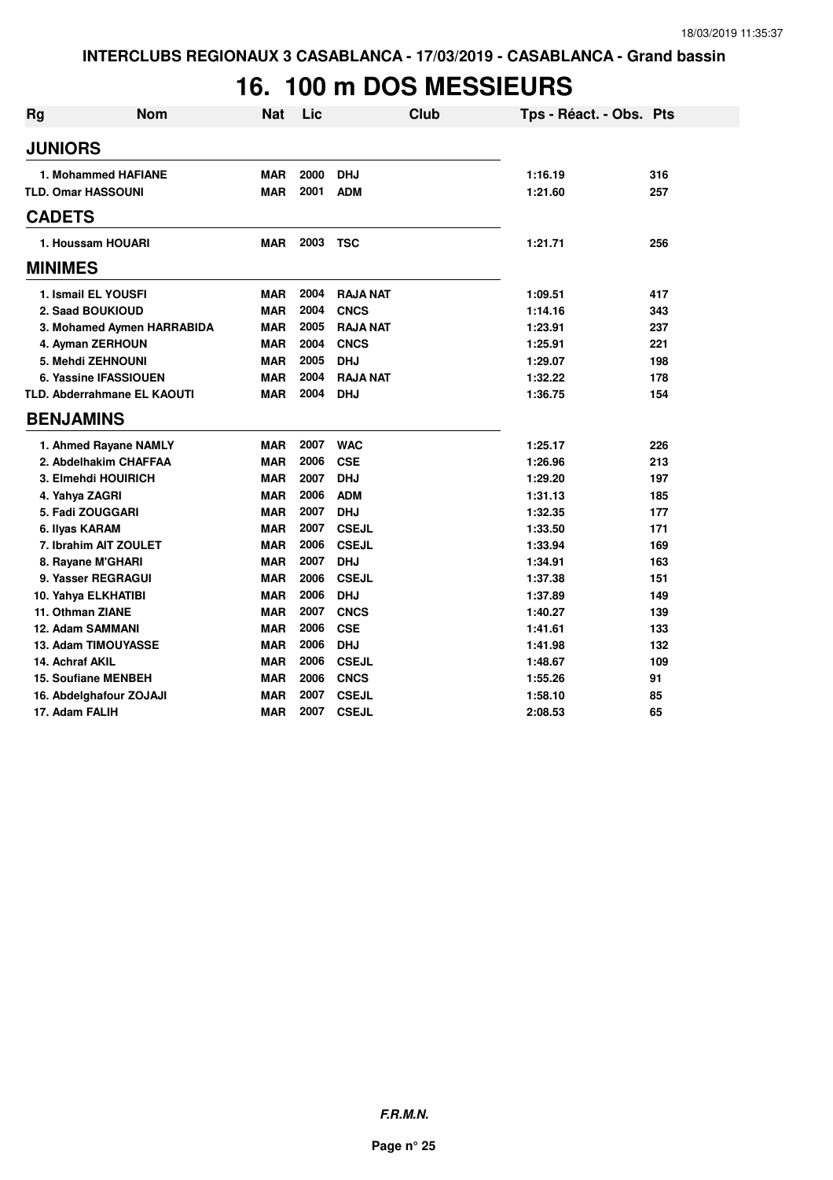# 16. 100 m DOS MESSIEURS

| Rg | Nom | Nat | Lic | Club | Tps - Réact. - Obs. | Pts |
|---|---|---|---|---|---|---|
| **JUNIORS** | | | | | | |
| 1. Mohammed HAFIANE | | MAR | 2000 | DHJ | 1:16.19 | 316 |
| TLD. Omar HASSOUNI | | MAR | 2001 | ADM | 1:21.60 | 257 |
| **CADETS** | | | | | | |
| 1. Houssam HOUARI | | MAR | 2003 | TSC | 1:21.71 | 256 |
| **MINIMES** | | | | | | |
| 1. Ismail EL YOUSFI | | MAR | 2004 | RAJA NAT | 1:09.51 | 417 |
| 2. Saad BOUKIOUD | | MAR | 2004 | CNCS | 1:14.16 | 343 |
| 3. Mohamed Aymen HARRABIDA | | MAR | 2005 | RAJA NAT | 1:23.91 | 237 |
| 4. Ayman ZERHOUN | | MAR | 2004 | CNCS | 1:25.91 | 221 |
| 5. Mehdi ZEHNOUNI | | MAR | 2005 | DHJ | 1:29.07 | 198 |
| 6. Yassine IFASSIOUEN | | MAR | 2004 | RAJA NAT | 1:32.22 | 178 |
| TLD. Abderrahmane EL KAOUTI | | MAR | 2004 | DHJ | 1:36.75 | 154 |
| **BENJAMINS** | | | | | | |
| 1. Ahmed Rayane NAMLY | | MAR | 2007 | WAC | 1:25.17 | 226 |
| 2. Abdelhakim CHAFFAA | | MAR | 2006 | CSE | 1:26.96 | 213 |
| 3. Elmehdi HOUIRICH | | MAR | 2007 | DHJ | 1:29.20 | 197 |
| 4. Yahya ZAGRI | | MAR | 2006 | ADM | 1:31.13 | 185 |
| 5. Fadi ZOUGGARI | | MAR | 2007 | DHJ | 1:32.35 | 177 |
| 6. Ilyas KARAM | | MAR | 2007 | CSEJL | 1:33.50 | 171 |
| 7. Ibrahim AIT ZOULET | | MAR | 2006 | CSEJL | 1:33.94 | 169 |
| 8. Rayane M'GHARI | | MAR | 2007 | DHJ | 1:34.91 | 163 |
| 9. Yasser REGRAGUI | | MAR | 2006 | CSEJL | 1:37.38 | 151 |
| 10. Yahya ELKHATIBI | | MAR | 2006 | DHJ | 1:37.89 | 149 |
| 11. Othman ZIANE | | MAR | 2007 | CNCS | 1:40.27 | 139 |
| 12. Adam SAMMANI | | MAR | 2006 | CSE | 1:41.61 | 133 |
| 13. Adam TIMOUYASSE | | MAR | 2006 | DHJ | 1:41.98 | 132 |
| 14. Achraf AKIL | | MAR | 2006 | CSEJL | 1:48.67 | 109 |
| 15. Soufiane MENBEH | | MAR | 2006 | CNCS | 1:55.26 | 91 |
| 16. Abdelghafour ZOJAJI | | MAR | 2007 | CSEJL | 1:58.10 | 85 |
| 17. Adam FALIH | | MAR | 2007 | CSEJL | 2:08.53 | 65 |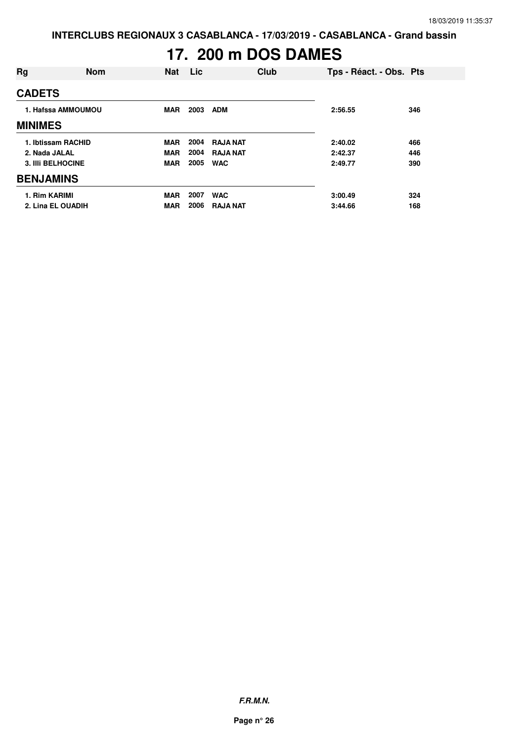# 17. 200 m DOS DAMES

| Rg | Nom | Nat | Lic | Club | Tps - Réact. - Obs. | Pts |
|---|---|---|---|---|---|---|
| **CADETS** | | | | | | |
| 1. Hafssa AMMOUMOU | | MAR | 2003 | ADM | 2:56.55 | 346 |
| **MINIMES** | | | | | | |
| 1. Ibtissam RACHID | | MAR | 2004 | RAJA NAT | 2:40.02 | 466 |
| 2. Nada JALAL | | MAR | 2004 | RAJA NAT | 2:42.37 | 446 |
| 3. Illi BELHOCINE | | MAR | 2005 | WAC | 2:49.77 | 390 |
| **BENJAMINS** | | | | | | |
| 1. Rim KARIMI | | MAR | 2007 | WAC | 3:00.49 | 324 |
| 2. Lina EL OUADIH | | MAR | 2006 | RAJA NAT | 3:44.66 | 168 |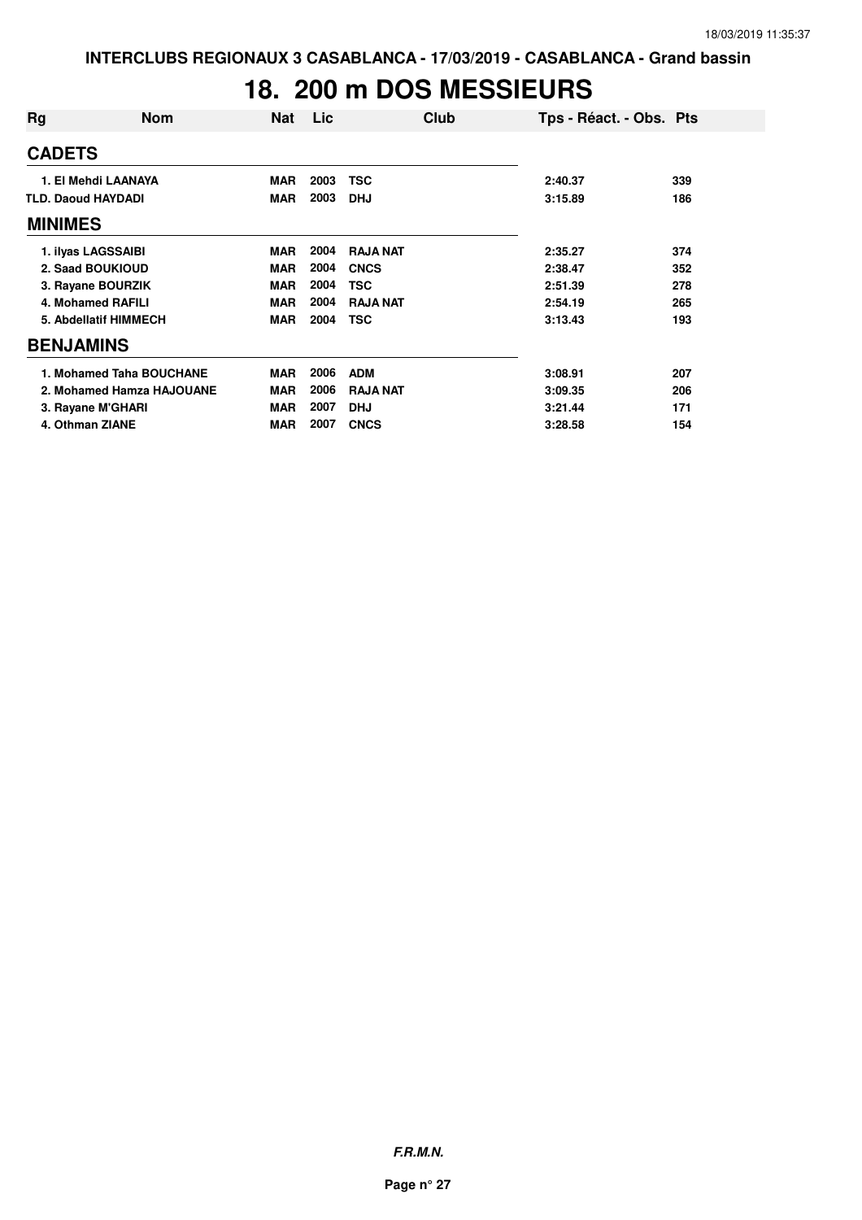# 18. 200 m DOS MESSIEURS

| Rg | Nom | Nat | Lic | Club | Tps - Réact. - Obs. | Pts |
|---|---|---|---|---|---|---|
| **CADETS** | | | | | | |
| 1. El Mehdi LAANAYA | | MAR | 2003 | TSC | 2:40.37 | 339 |
| TLD. Daoud HAYDADI | | MAR | 2003 | DHJ | 3:15.89 | 186 |
| **MINIMES** | | | | | | |
| 1. ilyas LAGSSAIBI | | MAR | 2004 | RAJA NAT | 2:35.27 | 374 |
| 2. Saad BOUKIOUD | | MAR | 2004 | CNCS | 2:38.47 | 352 |
| 3. Rayane BOURZIK | | MAR | 2004 | TSC | 2:51.39 | 278 |
| 4. Mohamed RAFILI | | MAR | 2004 | RAJA NAT | 2:54.19 | 265 |
| 5. Abdellatif HIMMECH | | MAR | 2004 | TSC | 3:13.43 | 193 |
| **BENJAMINS** | | | | | | |
| 1. Mohamed Taha BOUCHANE | | MAR | 2006 | ADM | 3:08.91 | 207 |
| 2. Mohamed Hamza HAJOUANE | | MAR | 2006 | RAJA NAT | 3:09.35 | 206 |
| 3. Rayane M'GHARI | | MAR | 2007 | DHJ | 3:21.44 | 171 |
| 4. Othman ZIANE | | MAR | 2007 | CNCS | 3:28.58 | 154 |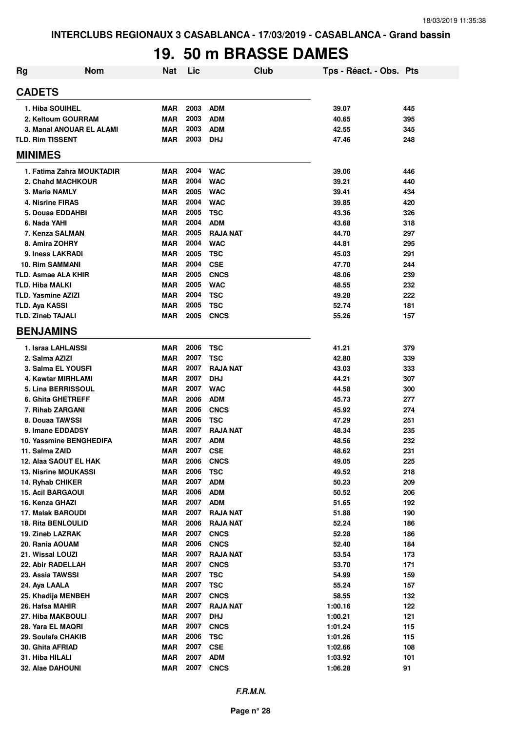INTERCLUBS REGIONAUX 3 CASABLANCA - 17/03/2019 - CASABLANCA - Grand bassin

# 19. 50 m BRASSE DAMES

| Rg | Nom | Nat | Lic | Club | Tps - Réact. - Obs. | Pts |
|---|---|---|---|---|---|---|
| **CADETS** | | | | | | |
| 1. | Hiba SOUIHEL | MAR | 2003 | ADM | 39.07 | 445 |
| 2. | Keltoum GOURRAM | MAR | 2003 | ADM | 40.65 | 395 |
| 3. | Manal ANOUAR EL ALAMI | MAR | 2003 | ADM | 42.55 | 345 |
| TLD. | Rim TISSENT | MAR | 2003 | DHJ | 47.46 | 248 |
| **MINIMES** | | | | | | |
| 1. | Fatima Zahra MOUKTADIR | MAR | 2004 | WAC | 39.06 | 446 |
| 2. | Chahd MACHKOUR | MAR | 2004 | WAC | 39.21 | 440 |
| 3. | Maria NAMLY | MAR | 2005 | WAC | 39.41 | 434 |
| 4. | Nisrine FIRAS | MAR | 2004 | WAC | 39.85 | 420 |
| 5. | Douaa EDDAHBI | MAR | 2005 | TSC | 43.36 | 326 |
| 6. | Nada YAHI | MAR | 2004 | ADM | 43.68 | 318 |
| 7. | Kenza SALMAN | MAR | 2005 | RAJA NAT | 44.70 | 297 |
| 8. | Amira ZOHRY | MAR | 2004 | WAC | 44.81 | 295 |
| 9. | Iness LAKRADI | MAR | 2005 | TSC | 45.03 | 291 |
| 10. | Rim SAMMANI | MAR | 2004 | CSE | 47.70 | 244 |
| TLD. | Asmae ALA KHIR | MAR | 2005 | CNCS | 48.06 | 239 |
| TLD. | Hiba MALKI | MAR | 2005 | WAC | 48.55 | 232 |
| TLD. | Yasmine AZIZI | MAR | 2004 | TSC | 49.28 | 222 |
| TLD. | Aya KASSI | MAR | 2005 | TSC | 52.74 | 181 |
| TLD. | Zineb TAJALI | MAR | 2005 | CNCS | 55.26 | 157 |
| **BENJAMINS** | | | | | | |
| 1. | Israa LAHLAISSI | MAR | 2006 | TSC | 41.21 | 379 |
| 2. | Salma AZIZI | MAR | 2007 | TSC | 42.80 | 339 |
| 3. | Salma EL YOUSFI | MAR | 2007 | RAJA NAT | 43.03 | 333 |
| 4. | Kawtar MIRHLAMI | MAR | 2007 | DHJ | 44.21 | 307 |
| 5. | Lina BERRISSOUL | MAR | 2007 | WAC | 44.58 | 300 |
| 6. | Ghita GHETREFF | MAR | 2006 | ADM | 45.73 | 277 |
| 7. | Rihab ZARGANI | MAR | 2006 | CNCS | 45.92 | 274 |
| 8. | Douaa TAWSSI | MAR | 2006 | TSC | 47.29 | 251 |
| 9. | Imane EDDADSY | MAR | 2007 | RAJA NAT | 48.34 | 235 |
| 10. | Yassmine BENGHEDIFA | MAR | 2007 | ADM | 48.56 | 232 |
| 11. | Salma ZAID | MAR | 2007 | CSE | 48.62 | 231 |
| 12. | Alaa SAOUT EL HAK | MAR | 2006 | CNCS | 49.05 | 225 |
| 13. | Nisrine MOUKASSI | MAR | 2006 | TSC | 49.52 | 218 |
| 14. | Ryhab CHIKER | MAR | 2007 | ADM | 50.23 | 209 |
| 15. | Acil BARGAOUI | MAR | 2006 | ADM | 50.52 | 206 |
| 16. | Kenza GHAZI | MAR | 2007 | ADM | 51.65 | 192 |
| 17. | Malak BAROUDI | MAR | 2007 | RAJA NAT | 51.88 | 190 |
| 18. | Rita BENLOULID | MAR | 2006 | RAJA NAT | 52.24 | 186 |
| 19. | Zineb LAZRAK | MAR | 2007 | CNCS | 52.28 | 186 |
| 20. | Rania AOUAM | MAR | 2006 | CNCS | 52.40 | 184 |
| 21. | Wissal LOUZI | MAR | 2007 | RAJA NAT | 53.54 | 173 |
| 22. | Abir RADELLAH | MAR | 2007 | CNCS | 53.70 | 171 |
| 23. | Assia TAWSSI | MAR | 2007 | TSC | 54.99 | 159 |
| 24. | Aya LAALA | MAR | 2007 | TSC | 55.24 | 157 |
| 25. | Khadija MENBEH | MAR | 2007 | CNCS | 58.55 | 132 |
| 26. | Hafsa MAHIR | MAR | 2007 | RAJA NAT | 1:00.16 | 122 |
| 27. | Hiba MAKBOULI | MAR | 2007 | DHJ | 1:00.21 | 121 |
| 28. | Yara EL MAQRI | MAR | 2007 | CNCS | 1:01.24 | 115 |
| 29. | Soulafa CHAKIB | MAR | 2006 | TSC | 1:01.26 | 115 |
| 30. | Ghita AFRIAD | MAR | 2007 | CSE | 1:02.66 | 108 |
| 31. | Hiba HILALI | MAR | 2007 | ADM | 1:03.92 | 101 |
| 32. | Alae DAHOUNI | MAR | 2007 | CNCS | 1:06.28 | 91 |

*F.R.M.N.*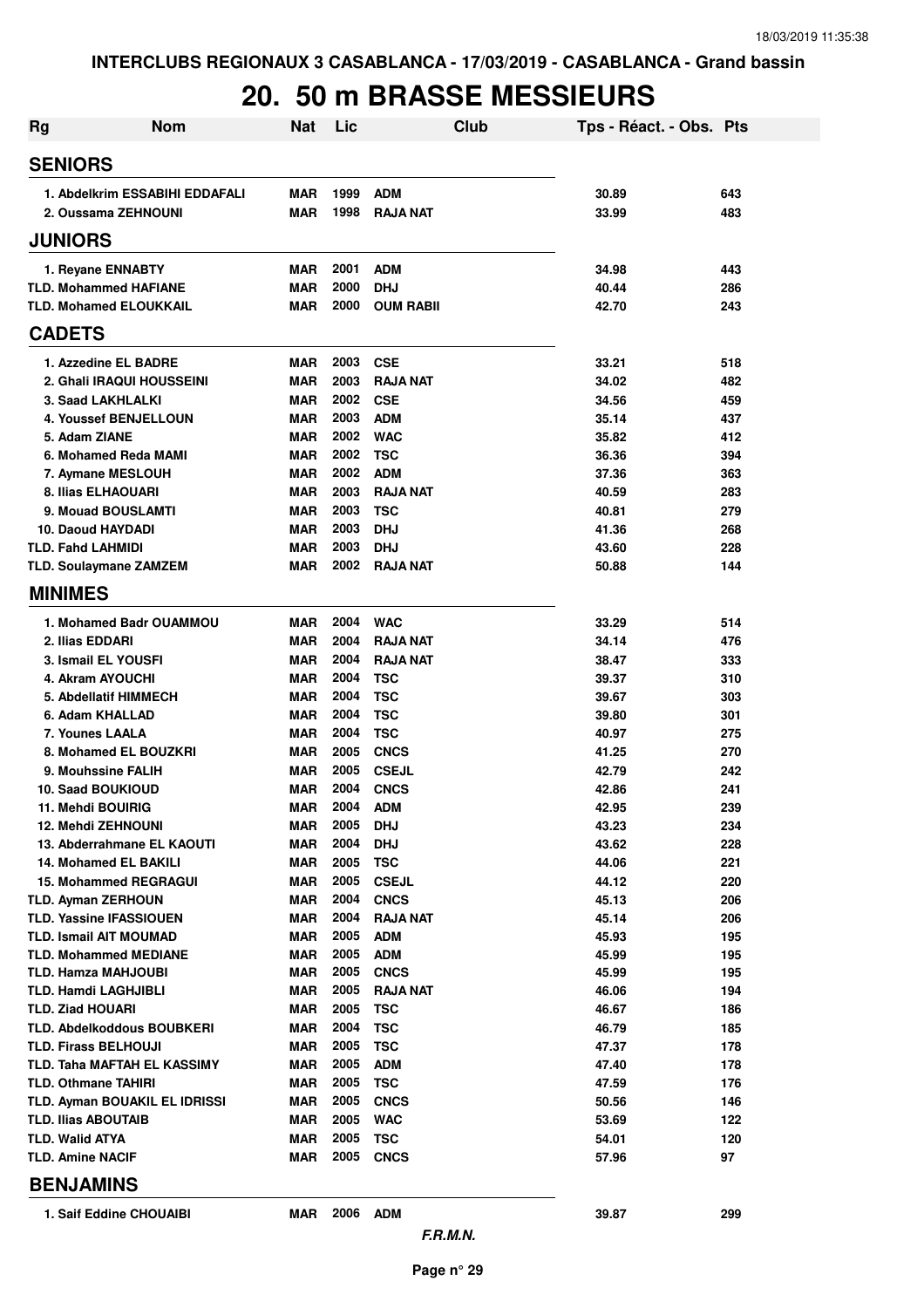INTERCLUBS REGIONAUX 3 CASABLANCA - 17/03/2019 - CASABLANCA - Grand bassin

# 20. 50 m BRASSE MESSIEURS

| Rg | Nom | Nat | Lic | Club | Tps - Réact. - Obs. | Pts |
|---|---|---|---|---|---|---|
| **SENIORS** | | | | | | |
| 1. | Abdelkrim ESSABIHI EDDAFALI | MAR | 1999 | ADM | 30.89 | 643 |
| 2. | Oussama ZEHNOUNI | MAR | 1998 | RAJA NAT | 33.99 | 483 |
| **JUNIORS** | | | | | | |
| 1. | Reyane ENNABTY | MAR | 2001 | ADM | 34.98 | 443 |
| TLD. | Mohammed HAFIANE | MAR | 2000 | DHJ | 40.44 | 286 |
| TLD. | Mohamed ELOUKKAIL | MAR | 2000 | OUM RABII | 42.70 | 243 |
| **CADETS** | | | | | | |
| 1. | Azzedine EL BADRE | MAR | 2003 | CSE | 33.21 | 518 |
| 2. | Ghali IRAQUI HOUSSEINI | MAR | 2003 | RAJA NAT | 34.02 | 482 |
| 3. | Saad LAKHLALKI | MAR | 2002 | CSE | 34.56 | 459 |
| 4. | Youssef BENJELLOUN | MAR | 2003 | ADM | 35.14 | 437 |
| 5. | Adam ZIANE | MAR | 2002 | WAC | 35.82 | 412 |
| 6. | Mohamed Reda MAMI | MAR | 2002 | TSC | 36.36 | 394 |
| 7. | Aymane MESLOUH | MAR | 2002 | ADM | 37.36 | 363 |
| 8. | Ilias ELHAOUARI | MAR | 2003 | RAJA NAT | 40.59 | 283 |
| 9. | Mouad BOUSLAMTI | MAR | 2003 | TSC | 40.81 | 279 |
| 10. | Daoud HAYDADI | MAR | 2003 | DHJ | 41.36 | 268 |
| TLD. | Fahd LAHMIDI | MAR | 2003 | DHJ | 43.60 | 228 |
| TLD. | Soulaymane ZAMZEM | MAR | 2002 | RAJA NAT | 50.88 | 144 |
| **MINIMES** | | | | | | |
| 1. | Mohamed Badr OUAMMOU | MAR | 2004 | WAC | 33.29 | 514 |
| 2. | Ilias EDDARI | MAR | 2004 | RAJA NAT | 34.14 | 476 |
| 3. | Ismail EL YOUSFI | MAR | 2004 | RAJA NAT | 38.47 | 333 |
| 4. | Akram AYOUCHI | MAR | 2004 | TSC | 39.37 | 310 |
| 5. | Abdellatif HIMMECH | MAR | 2004 | TSC | 39.67 | 303 |
| 6. | Adam KHALLAD | MAR | 2004 | TSC | 39.80 | 301 |
| 7. | Younes LAALA | MAR | 2004 | TSC | 40.97 | 275 |
| 8. | Mohamed EL BOUZKRI | MAR | 2005 | CNCS | 41.25 | 270 |
| 9. | Mouhssine FALIH | MAR | 2005 | CSEJL | 42.79 | 242 |
| 10. | Saad BOUKIOUD | MAR | 2004 | CNCS | 42.86 | 241 |
| 11. | Mehdi BOUIRIG | MAR | 2004 | ADM | 42.95 | 239 |
| 12. | Mehdi ZEHNOUNI | MAR | 2005 | DHJ | 43.23 | 234 |
| 13. | Abderrahmane EL KAOUTI | MAR | 2004 | DHJ | 43.62 | 228 |
| 14. | Mohamed EL BAKILI | MAR | 2005 | TSC | 44.06 | 221 |
| 15. | Mohammed REGRAGUI | MAR | 2005 | CSEJL | 44.12 | 220 |
| TLD. | Ayman ZERHOUN | MAR | 2004 | CNCS | 45.13 | 206 |
| TLD. | Yassine IFASSIOUEN | MAR | 2004 | RAJA NAT | 45.14 | 206 |
| TLD. | Ismail AIT MOUMAD | MAR | 2005 | ADM | 45.93 | 195 |
| TLD. | Mohammed MEDIANE | MAR | 2005 | ADM | 45.99 | 195 |
| TLD. | Hamza MAHJOUBI | MAR | 2005 | CNCS | 45.99 | 195 |
| TLD. | Hamdi LAGHJIBLI | MAR | 2005 | RAJA NAT | 46.06 | 194 |
| TLD. | Ziad HOUARI | MAR | 2005 | TSC | 46.67 | 186 |
| TLD. | Abdelkoddous BOUBKERI | MAR | 2004 | TSC | 46.79 | 185 |
| TLD. | Firass BELHOUJI | MAR | 2005 | TSC | 47.37 | 178 |
| TLD. | Taha MAFTAH EL KASSIMY | MAR | 2005 | ADM | 47.40 | 178 |
| TLD. | Othmane TAHIRI | MAR | 2005 | TSC | 47.59 | 176 |
| TLD. | Ayman BOUAKIL EL IDRISSI | MAR | 2005 | CNCS | 50.56 | 146 |
| TLD. | Ilias ABOUTAIB | MAR | 2005 | WAC | 53.69 | 122 |
| TLD. | Walid ATYA | MAR | 2005 | TSC | 54.01 | 120 |
| TLD. | Amine NACIF | MAR | 2005 | CNCS | 57.96 | 97 |
| **BENJAMINS** | | | | | | |
| 1. | Saif Eddine CHOUAIBI | MAR | 2006 | ADM | 39.87 | 299 |

*F.R.M.N.*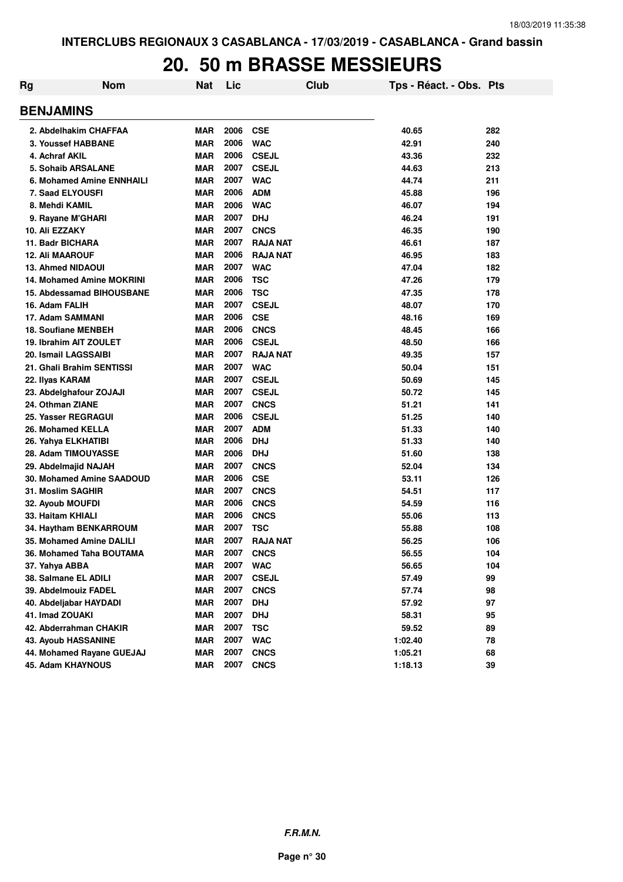INTERCLUBS REGIONAUX 3 CASABLANCA - 17/03/2019 - CASABLANCA - Grand bassin

# 20. 50 m BRASSE MESSIEURS

| Rg | Nom | Nat | Lic | Club | Tps - Réact. - Obs. | Pts |
|---|---|---|---|---|---|---|

## BENJAMINS

| Rg | Nom | Nat | Lic | Club | Tps - Réact. - Obs. | Pts |
|---|---|---|---|---|---|---|
| 2. | Abdelhakim CHAFFAA | MAR | 2006 | CSE | 40.65 | 282 |
| 3. | Youssef HABBANE | MAR | 2006 | WAC | 42.91 | 240 |
| 4. | Achraf AKIL | MAR | 2006 | CSEJL | 43.36 | 232 |
| 5. | Sohaib ARSALANE | MAR | 2007 | CSEJL | 44.63 | 213 |
| 6. | Mohamed Amine ENNHAILI | MAR | 2007 | WAC | 44.74 | 211 |
| 7. | Saad ELYOUSFI | MAR | 2006 | ADM | 45.88 | 196 |
| 8. | Mehdi KAMIL | MAR | 2006 | WAC | 46.07 | 194 |
| 9. | Rayane M'GHARI | MAR | 2007 | DHJ | 46.24 | 191 |
| 10. | Ali EZZAKY | MAR | 2007 | CNCS | 46.35 | 190 |
| 11. | Badr BICHARA | MAR | 2007 | RAJA NAT | 46.61 | 187 |
| 12. | Ali MAAROUF | MAR | 2006 | RAJA NAT | 46.95 | 183 |
| 13. | Ahmed NIDAOUI | MAR | 2007 | WAC | 47.04 | 182 |
| 14. | Mohamed Amine MOKRINI | MAR | 2006 | TSC | 47.26 | 179 |
| 15. | Abdessamad BIHOUSBANE | MAR | 2006 | TSC | 47.35 | 178 |
| 16. | Adam FALIH | MAR | 2007 | CSEJL | 48.07 | 170 |
| 17. | Adam SAMMANI | MAR | 2006 | CSE | 48.16 | 169 |
| 18. | Soufiane MENBEH | MAR | 2006 | CNCS | 48.45 | 166 |
| 19. | Ibrahim AIT ZOULET | MAR | 2006 | CSEJL | 48.50 | 166 |
| 20. | Ismail LAGSSAIBI | MAR | 2007 | RAJA NAT | 49.35 | 157 |
| 21. | Ghali Brahim SENTISSI | MAR | 2007 | WAC | 50.04 | 151 |
| 22. | Ilyas KARAM | MAR | 2007 | CSEJL | 50.69 | 145 |
| 23. | Abdelghafour ZOJAJI | MAR | 2007 | CSEJL | 50.72 | 145 |
| 24. | Othman ZIANE | MAR | 2007 | CNCS | 51.21 | 141 |
| 25. | Yasser REGRAGUI | MAR | 2006 | CSEJL | 51.25 | 140 |
| 26. | Mohamed KELLA | MAR | 2007 | ADM | 51.33 | 140 |
| 26. | Yahya ELKHATIBI | MAR | 2006 | DHJ | 51.33 | 140 |
| 28. | Adam TIMOUYASSE | MAR | 2006 | DHJ | 51.60 | 138 |
| 29. | Abdelmajid NAJAH | MAR | 2007 | CNCS | 52.04 | 134 |
| 30. | Mohamed Amine SAADOUD | MAR | 2006 | CSE | 53.11 | 126 |
| 31. | Moslim SAGHIR | MAR | 2007 | CNCS | 54.51 | 117 |
| 32. | Ayoub MOUFDI | MAR | 2006 | CNCS | 54.59 | 116 |
| 33. | Haitam KHIALI | MAR | 2006 | CNCS | 55.06 | 113 |
| 34. | Haytham BENKARROUM | MAR | 2007 | TSC | 55.88 | 108 |
| 35. | Mohamed Amine DALILI | MAR | 2007 | RAJA NAT | 56.25 | 106 |
| 36. | Mohamed Taha BOUTAMA | MAR | 2007 | CNCS | 56.55 | 104 |
| 37. | Yahya ABBA | MAR | 2007 | WAC | 56.65 | 104 |
| 38. | Salmane EL ADILI | MAR | 2007 | CSEJL | 57.49 | 99 |
| 39. | Abdelmouiz FADEL | MAR | 2007 | CNCS | 57.74 | 98 |
| 40. | Abdeljabar HAYDADI | MAR | 2007 | DHJ | 57.92 | 97 |
| 41. | Imad ZOUAKI | MAR | 2007 | DHJ | 58.31 | 95 |
| 42. | Abderrahman CHAKIR | MAR | 2007 | TSC | 59.52 | 89 |
| 43. | Ayoub HASSANINE | MAR | 2007 | WAC | 1:02.40 | 78 |
| 44. | Mohamed Rayane GUEJAJ | MAR | 2007 | CNCS | 1:05.21 | 68 |
| 45. | Adam KHAYNOUS | MAR | 2007 | CNCS | 1:18.13 | 39 |

*F.R.M.N.*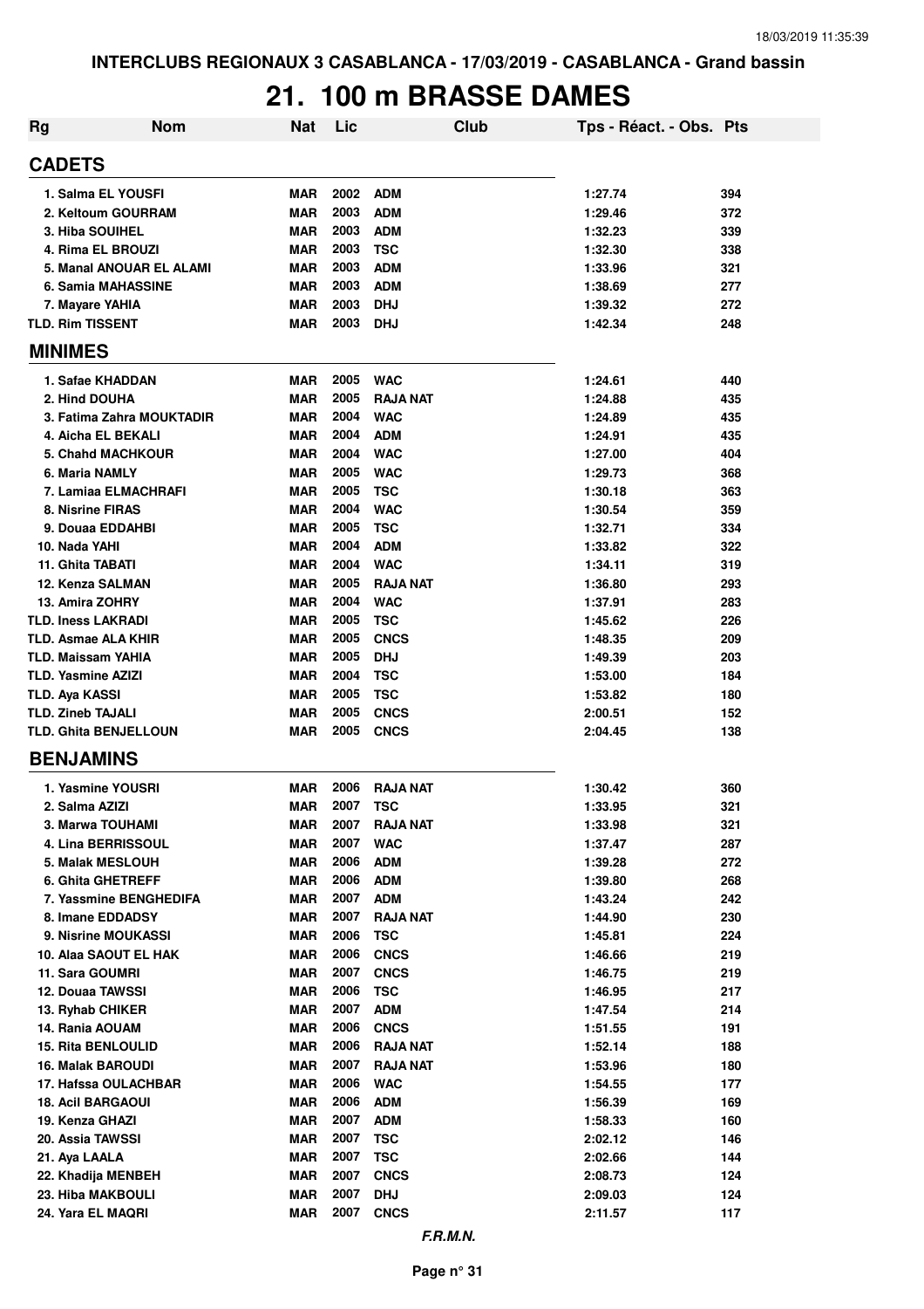INTERCLUBS REGIONAUX 3 CASABLANCA - 17/03/2019 - CASABLANCA - Grand bassin

# 21. 100 m BRASSE DAMES

| Rg | Nom | Nat | Lic | Club | Tps - Réact. - Obs. | Pts |
|---|---|---|---|---|---|---|
| **CADETS** | | | | | | |
| 1. Salma EL YOUSFI | | MAR | 2002 | ADM | 1:27.74 | 394 |
| 2. Keltoum GOURRAM | | MAR | 2003 | ADM | 1:29.46 | 372 |
| 3. Hiba SOUIHEL | | MAR | 2003 | ADM | 1:32.23 | 339 |
| 4. Rima EL BROUZI | | MAR | 2003 | TSC | 1:32.30 | 338 |
| 5. Manal ANOUAR EL ALAMI | | MAR | 2003 | ADM | 1:33.96 | 321 |
| 6. Samia MAHASSINE | | MAR | 2003 | ADM | 1:38.69 | 277 |
| 7. Mayare YAHIA | | MAR | 2003 | DHJ | 1:39.32 | 272 |
| TLD. Rim TISSENT | | MAR | 2003 | DHJ | 1:42.34 | 248 |
| **MINIMES** | | | | | | |
| 1. Safae KHADDAN | | MAR | 2005 | WAC | 1:24.61 | 440 |
| 2. Hind DOUHA | | MAR | 2005 | RAJA NAT | 1:24.88 | 435 |
| 3. Fatima Zahra MOUKTADIR | | MAR | 2004 | WAC | 1:24.89 | 435 |
| 4. Aicha EL BEKALI | | MAR | 2004 | ADM | 1:24.91 | 435 |
| 5. Chahd MACHKOUR | | MAR | 2004 | WAC | 1:27.00 | 404 |
| 6. Maria NAMLY | | MAR | 2005 | WAC | 1:29.73 | 368 |
| 7. Lamiaa ELMACHRAFI | | MAR | 2005 | TSC | 1:30.18 | 363 |
| 8. Nisrine FIRAS | | MAR | 2004 | WAC | 1:30.54 | 359 |
| 9. Douaa EDDAHBI | | MAR | 2005 | TSC | 1:32.71 | 334 |
| 10. Nada YAHI | | MAR | 2004 | ADM | 1:33.82 | 322 |
| 11. Ghita TABATI | | MAR | 2004 | WAC | 1:34.11 | 319 |
| 12. Kenza SALMAN | | MAR | 2005 | RAJA NAT | 1:36.80 | 293 |
| 13. Amira ZOHRY | | MAR | 2004 | WAC | 1:37.91 | 283 |
| TLD. Iness LAKRADI | | MAR | 2005 | TSC | 1:45.62 | 226 |
| TLD. Asmae ALA KHIR | | MAR | 2005 | CNCS | 1:48.35 | 209 |
| TLD. Maissam YAHIA | | MAR | 2005 | DHJ | 1:49.39 | 203 |
| TLD. Yasmine AZIZI | | MAR | 2004 | TSC | 1:53.00 | 184 |
| TLD. Aya KASSI | | MAR | 2005 | TSC | 1:53.82 | 180 |
| TLD. Zineb TAJALI | | MAR | 2005 | CNCS | 2:00.51 | 152 |
| TLD. Ghita BENJELLOUN | | MAR | 2005 | CNCS | 2:04.45 | 138 |
| **BENJAMINS** | | | | | | |
| 1. Yasmine YOUSRI | | MAR | 2006 | RAJA NAT | 1:30.42 | 360 |
| 2. Salma AZIZI | | MAR | 2007 | TSC | 1:33.95 | 321 |
| 3. Marwa TOUHAMI | | MAR | 2007 | RAJA NAT | 1:33.98 | 321 |
| 4. Lina BERRISSOUL | | MAR | 2007 | WAC | 1:37.47 | 287 |
| 5. Malak MESLOUH | | MAR | 2006 | ADM | 1:39.28 | 272 |
| 6. Ghita GHETREFF | | MAR | 2006 | ADM | 1:39.80 | 268 |
| 7. Yassmine BENGHEDIFA | | MAR | 2007 | ADM | 1:43.24 | 242 |
| 8. Imane EDDADSY | | MAR | 2007 | RAJA NAT | 1:44.90 | 230 |
| 9. Nisrine MOUKASSI | | MAR | 2006 | TSC | 1:45.81 | 224 |
| 10. Alaa SAOUT EL HAK | | MAR | 2006 | CNCS | 1:46.66 | 219 |
| 11. Sara GOUMRI | | MAR | 2007 | CNCS | 1:46.75 | 219 |
| 12. Douaa TAWSSI | | MAR | 2006 | TSC | 1:46.95 | 217 |
| 13. Ryhab CHIKER | | MAR | 2007 | ADM | 1:47.54 | 214 |
| 14. Rania AOUAM | | MAR | 2006 | CNCS | 1:51.55 | 191 |
| 15. Rita BENLOULID | | MAR | 2006 | RAJA NAT | 1:52.14 | 188 |
| 16. Malak BAROUDI | | MAR | 2007 | RAJA NAT | 1:53.96 | 180 |
| 17. Hafssa OULACHBAR | | MAR | 2006 | WAC | 1:54.55 | 177 |
| 18. Acil BARGAOUI | | MAR | 2006 | ADM | 1:56.39 | 169 |
| 19. Kenza GHAZI | | MAR | 2007 | ADM | 1:58.33 | 160 |
| 20. Assia TAWSSI | | MAR | 2007 | TSC | 2:02.12 | 146 |
| 21. Aya LAALA | | MAR | 2007 | TSC | 2:02.66 | 144 |
| 22. Khadija MENBEH | | MAR | 2007 | CNCS | 2:08.73 | 124 |
| 23. Hiba MAKBOULI | | MAR | 2007 | DHJ | 2:09.03 | 124 |
| 24. Yara EL MAQRI | | MAR | 2007 | CNCS | 2:11.57 | 117 |

*F.R.M.N.*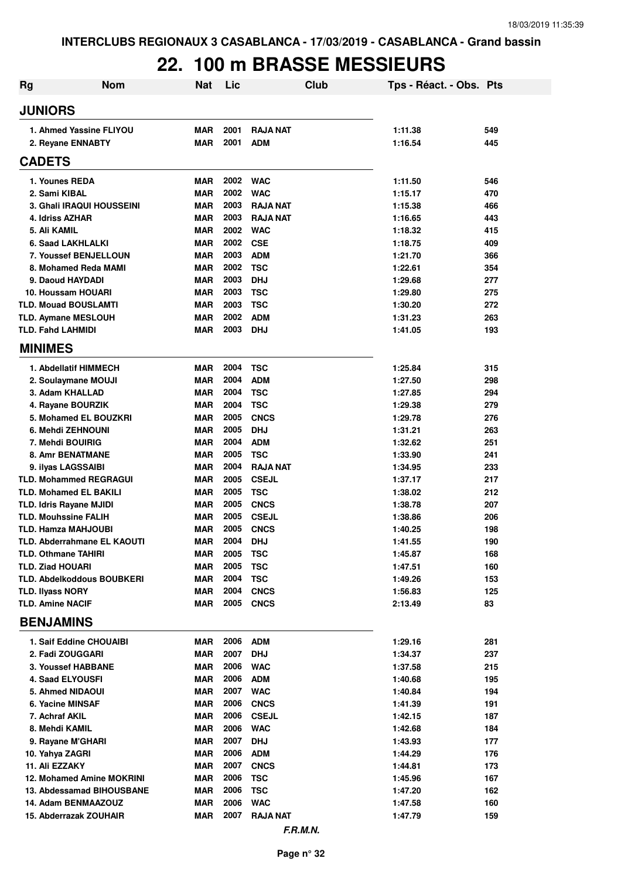INTERCLUBS REGIONAUX 3 CASABLANCA - 17/03/2019 - CASABLANCA - Grand bassin

# 22. 100 m BRASSE MESSIEURS

| Rg | Nom | Nat | Lic | Club | Tps - Réact. - Obs. | Pts |
|---|---|---|---|---|---|---|
| **JUNIORS** | | | | | | |
| 1. | Ahmed Yassine FLIYOU | MAR | 2001 | RAJA NAT | 1:11.38 | 549 |
| 2. | Reyane ENNABTY | MAR | 2001 | ADM | 1:16.54 | 445 |
| **CADETS** | | | | | | |
| 1. | Younes REDA | MAR | 2002 | WAC | 1:11.50 | 546 |
| 2. | Sami KIBAL | MAR | 2002 | WAC | 1:15.17 | 470 |
| 3. | Ghali IRAQUI HOUSSEINI | MAR | 2003 | RAJA NAT | 1:15.38 | 466 |
| 4. | Idriss AZHAR | MAR | 2003 | RAJA NAT | 1:16.65 | 443 |
| 5. | Ali KAMIL | MAR | 2002 | WAC | 1:18.32 | 415 |
| 6. | Saad LAKHLALKI | MAR | 2002 | CSE | 1:18.75 | 409 |
| 7. | Youssef BENJELLOUN | MAR | 2003 | ADM | 1:21.70 | 366 |
| 8. | Mohamed Reda MAMI | MAR | 2002 | TSC | 1:22.61 | 354 |
| 9. | Daoud HAYDADI | MAR | 2003 | DHJ | 1:29.68 | 277 |
| 10. | Houssam HOUARI | MAR | 2003 | TSC | 1:29.80 | 275 |
| TLD. | Mouad BOUSLAMTI | MAR | 2003 | TSC | 1:30.20 | 272 |
| TLD. | Aymane MESLOUH | MAR | 2002 | ADM | 1:31.23 | 263 |
| TLD. | Fahd LAHMIDI | MAR | 2003 | DHJ | 1:41.05 | 193 |
| **MINIMES** | | | | | | |
| 1. | Abdellatif HIMMECH | MAR | 2004 | TSC | 1:25.84 | 315 |
| 2. | Soulaymane MOUJI | MAR | 2004 | ADM | 1:27.50 | 298 |
| 3. | Adam KHALLAD | MAR | 2004 | TSC | 1:27.85 | 294 |
| 4. | Rayane BOURZIK | MAR | 2004 | TSC | 1:29.38 | 279 |
| 5. | Mohamed EL BOUZKRI | MAR | 2005 | CNCS | 1:29.78 | 276 |
| 6. | Mehdi ZEHNOUNI | MAR | 2005 | DHJ | 1:31.21 | 263 |
| 7. | Mehdi BOUIRIG | MAR | 2004 | ADM | 1:32.62 | 251 |
| 8. | Amr BENATMANE | MAR | 2005 | TSC | 1:33.90 | 241 |
| 9. | ilyas LAGSSAIBI | MAR | 2004 | RAJA NAT | 1:34.95 | 233 |
| TLD. | Mohammed REGRAGUI | MAR | 2005 | CSEJL | 1:37.17 | 217 |
| TLD. | Mohamed EL BAKILI | MAR | 2005 | TSC | 1:38.02 | 212 |
| TLD. | Idris Rayane MJIDI | MAR | 2005 | CNCS | 1:38.78 | 207 |
| TLD. | Mouhssine FALIH | MAR | 2005 | CSEJL | 1:38.86 | 206 |
| TLD. | Hamza MAHJOUBI | MAR | 2005 | CNCS | 1:40.25 | 198 |
| TLD. | Abderrahmane EL KAOUTI | MAR | 2004 | DHJ | 1:41.55 | 190 |
| TLD. | Othmane TAHIRI | MAR | 2005 | TSC | 1:45.87 | 168 |
| TLD. | Ziad HOUARI | MAR | 2005 | TSC | 1:47.51 | 160 |
| TLD. | Abdelkoddous BOUBKERI | MAR | 2004 | TSC | 1:49.26 | 153 |
| TLD. | Ilyass NORY | MAR | 2004 | CNCS | 1:56.83 | 125 |
| TLD. | Amine NACIF | MAR | 2005 | CNCS | 2:13.49 | 83 |
| **BENJAMINS** | | | | | | |
| 1. | Saif Eddine CHOUAIBI | MAR | 2006 | ADM | 1:29.16 | 281 |
| 2. | Fadi ZOUGGARI | MAR | 2007 | DHJ | 1:34.37 | 237 |
| 3. | Youssef HABBANE | MAR | 2006 | WAC | 1:37.58 | 215 |
| 4. | Saad ELYOUSFI | MAR | 2006 | ADM | 1:40.68 | 195 |
| 5. | Ahmed NIDAOUI | MAR | 2007 | WAC | 1:40.84 | 194 |
| 6. | Yacine MINSAF | MAR | 2006 | CNCS | 1:41.39 | 191 |
| 7. | Achraf AKIL | MAR | 2006 | CSEJL | 1:42.15 | 187 |
| 8. | Mehdi KAMIL | MAR | 2006 | WAC | 1:42.68 | 184 |
| 9. | Rayane M'GHARI | MAR | 2007 | DHJ | 1:43.93 | 177 |
| 10. | Yahya ZAGRI | MAR | 2006 | ADM | 1:44.29 | 176 |
| 11. | Ali EZZAKY | MAR | 2007 | CNCS | 1:44.81 | 173 |
| 12. | Mohamed Amine MOKRINI | MAR | 2006 | TSC | 1:45.96 | 167 |
| 13. | Abdessamad BIHOUSBANE | MAR | 2006 | TSC | 1:47.20 | 162 |
| 14. | Adam BENMAAZOUZ | MAR | 2006 | WAC | 1:47.58 | 160 |
| 15. | Abderrazak ZOUHAIR | MAR | 2007 | RAJA NAT | 1:47.79 | 159 |

*F.R.M.N.*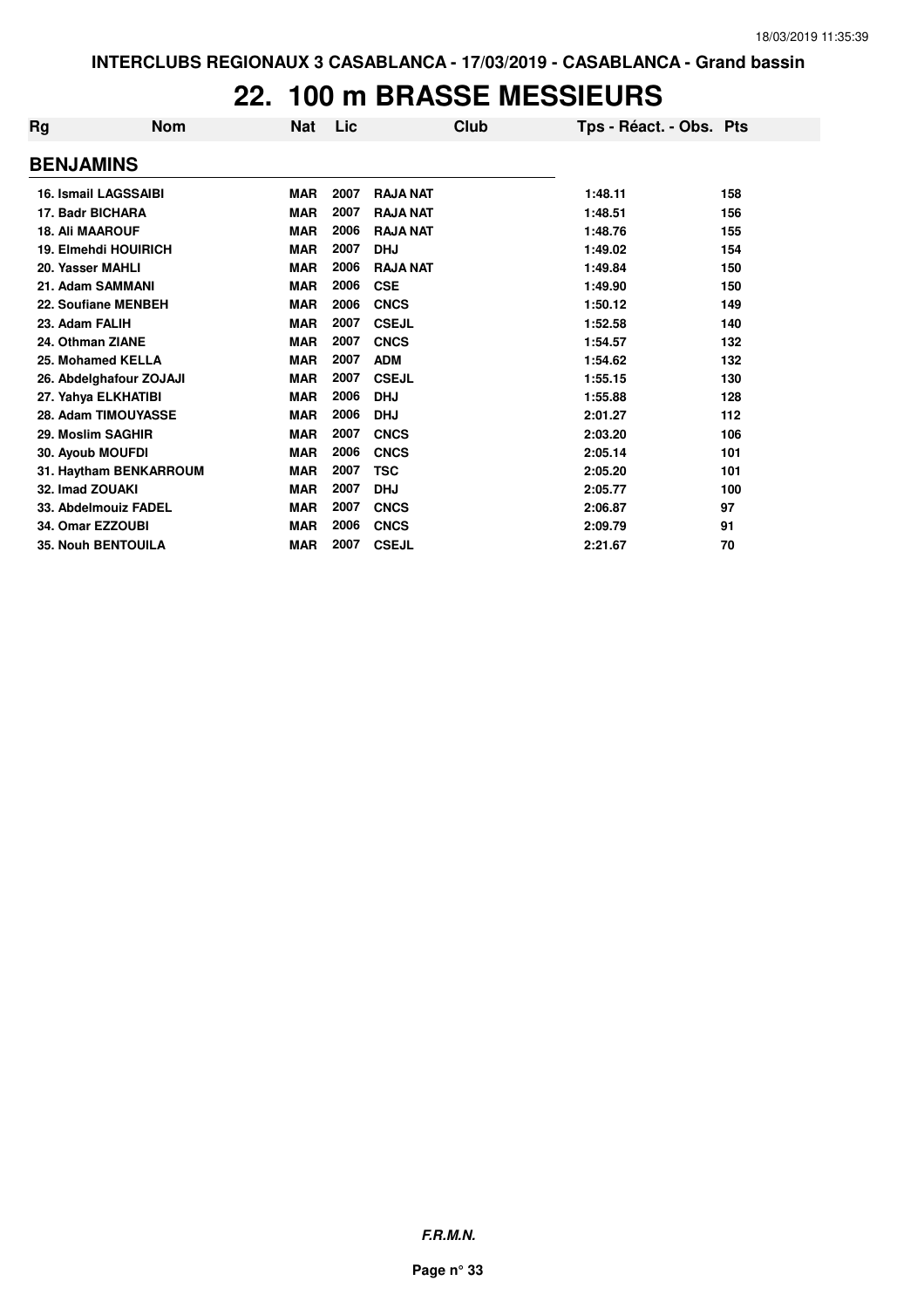# 22. 100 m BRASSE MESSIEURS

| Rg | Nom | Nat | Lic | Club | Tps - Réact. - Obs. | Pts |
|---|---|---|---|---|---|---|
| **BENJAMINS** | | | | | | |
| 16. | Ismail LAGSSAIBI | MAR | 2007 | RAJA NAT | 1:48.11 | 158 |
| 17. | Badr BICHARA | MAR | 2007 | RAJA NAT | 1:48.51 | 156 |
| 18. | Ali MAAROUF | MAR | 2006 | RAJA NAT | 1:48.76 | 155 |
| 19. | Elmehdi HOUIRICH | MAR | 2007 | DHJ | 1:49.02 | 154 |
| 20. | Yasser MAHLI | MAR | 2006 | RAJA NAT | 1:49.84 | 150 |
| 21. | Adam SAMMANI | MAR | 2006 | CSE | 1:49.90 | 150 |
| 22. | Soufiane MENBEH | MAR | 2006 | CNCS | 1:50.12 | 149 |
| 23. | Adam FALIH | MAR | 2007 | CSEJL | 1:52.58 | 140 |
| 24. | Othman ZIANE | MAR | 2007 | CNCS | 1:54.57 | 132 |
| 25. | Mohamed KELLA | MAR | 2007 | ADM | 1:54.62 | 132 |
| 26. | Abdelghafour ZOJAJI | MAR | 2007 | CSEJL | 1:55.15 | 130 |
| 27. | Yahya ELKHATIBI | MAR | 2006 | DHJ | 1:55.88 | 128 |
| 28. | Adam TIMOUYASSE | MAR | 2006 | DHJ | 2:01.27 | 112 |
| 29. | Moslim SAGHIR | MAR | 2007 | CNCS | 2:03.20 | 106 |
| 30. | Ayoub MOUFDI | MAR | 2006 | CNCS | 2:05.14 | 101 |
| 31. | Haytham BENKARROUM | MAR | 2007 | TSC | 2:05.20 | 101 |
| 32. | Imad ZOUAKI | MAR | 2007 | DHJ | 2:05.77 | 100 |
| 33. | Abdelmouiz FADEL | MAR | 2007 | CNCS | 2:06.87 | 97 |
| 34. | Omar EZZOUBI | MAR | 2006 | CNCS | 2:09.79 | 91 |
| 35. | Nouh BENTOUILA | MAR | 2007 | CSEJL | 2:21.67 | 70 |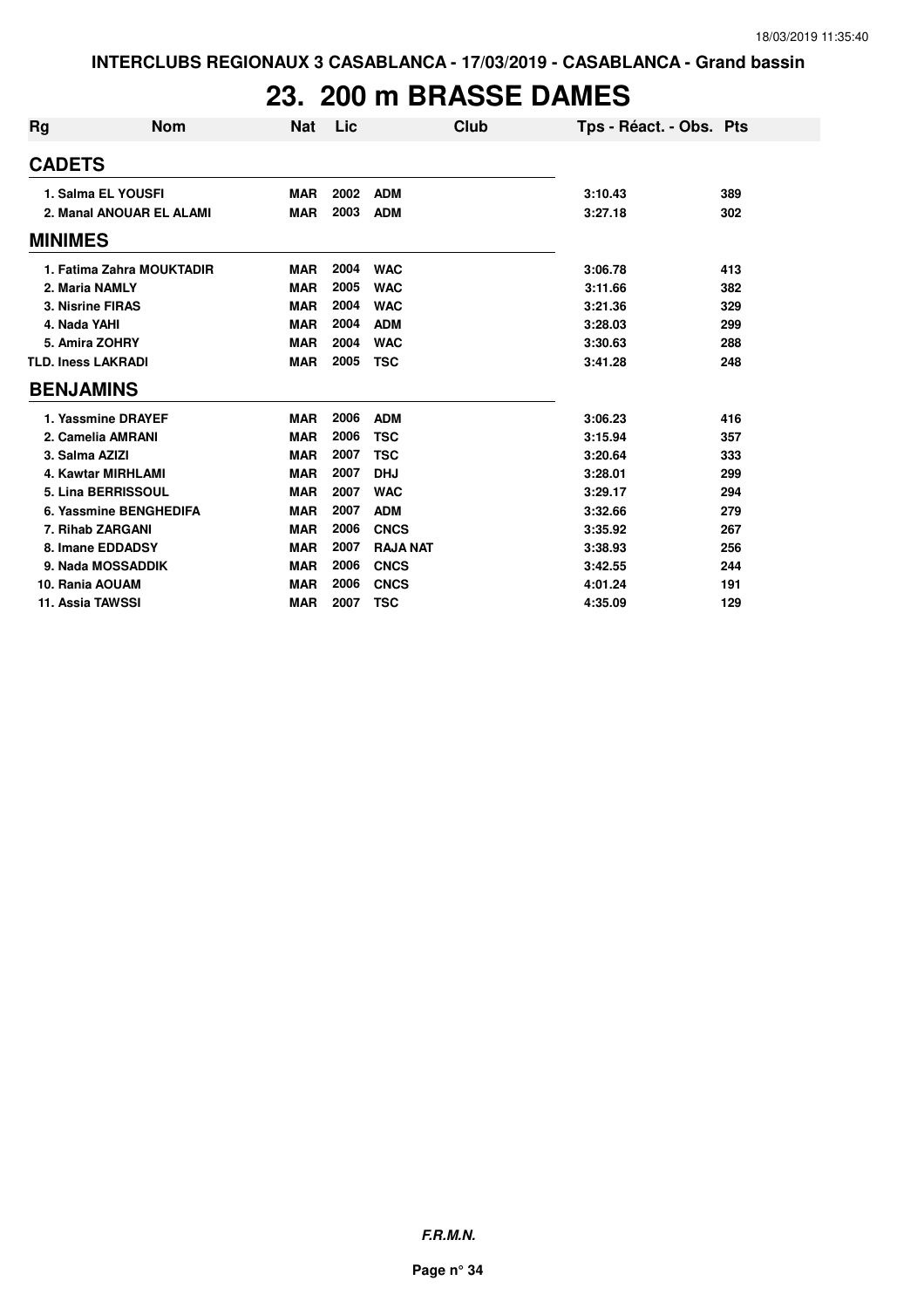# 23. 200 m BRASSE DAMES

| Rg | Nom | Nat | Lic | Club | Tps - Réact. - Obs. | Pts |
|---|---|---|---|---|---|---|
| **CADETS** | | | | | | |
| 1. | Salma EL YOUSFI | MAR | 2002 | ADM | 3:10.43 | 389 |
| 2. | Manal ANOUAR EL ALAMI | MAR | 2003 | ADM | 3:27.18 | 302 |
| **MINIMES** | | | | | | |
| 1. | Fatima Zahra MOUKTADIR | MAR | 2004 | WAC | 3:06.78 | 413 |
| 2. | Maria NAMLY | MAR | 2005 | WAC | 3:11.66 | 382 |
| 3. | Nisrine FIRAS | MAR | 2004 | WAC | 3:21.36 | 329 |
| 4. | Nada YAHI | MAR | 2004 | ADM | 3:28.03 | 299 |
| 5. | Amira ZOHRY | MAR | 2004 | WAC | 3:30.63 | 288 |
| TLD. | Iness LAKRADI | MAR | 2005 | TSC | 3:41.28 | 248 |
| **BENJAMINS** | | | | | | |
| 1. | Yassmine DRAYEF | MAR | 2006 | ADM | 3:06.23 | 416 |
| 2. | Camelia AMRANI | MAR | 2006 | TSC | 3:15.94 | 357 |
| 3. | Salma AZIZI | MAR | 2007 | TSC | 3:20.64 | 333 |
| 4. | Kawtar MIRHLAMI | MAR | 2007 | DHJ | 3:28.01 | 299 |
| 5. | Lina BERRISSOUL | MAR | 2007 | WAC | 3:29.17 | 294 |
| 6. | Yassmine BENGHEDIFA | MAR | 2007 | ADM | 3:32.66 | 279 |
| 7. | Rihab ZARGANI | MAR | 2006 | CNCS | 3:35.92 | 267 |
| 8. | Imane EDDADSY | MAR | 2007 | RAJA NAT | 3:38.93 | 256 |
| 9. | Nada MOSSADDIK | MAR | 2006 | CNCS | 3:42.55 | 244 |
| 10. | Rania AOUAM | MAR | 2006 | CNCS | 4:01.24 | 191 |
| 11. | Assia TAWSSI | MAR | 2007 | TSC | 4:35.09 | 129 |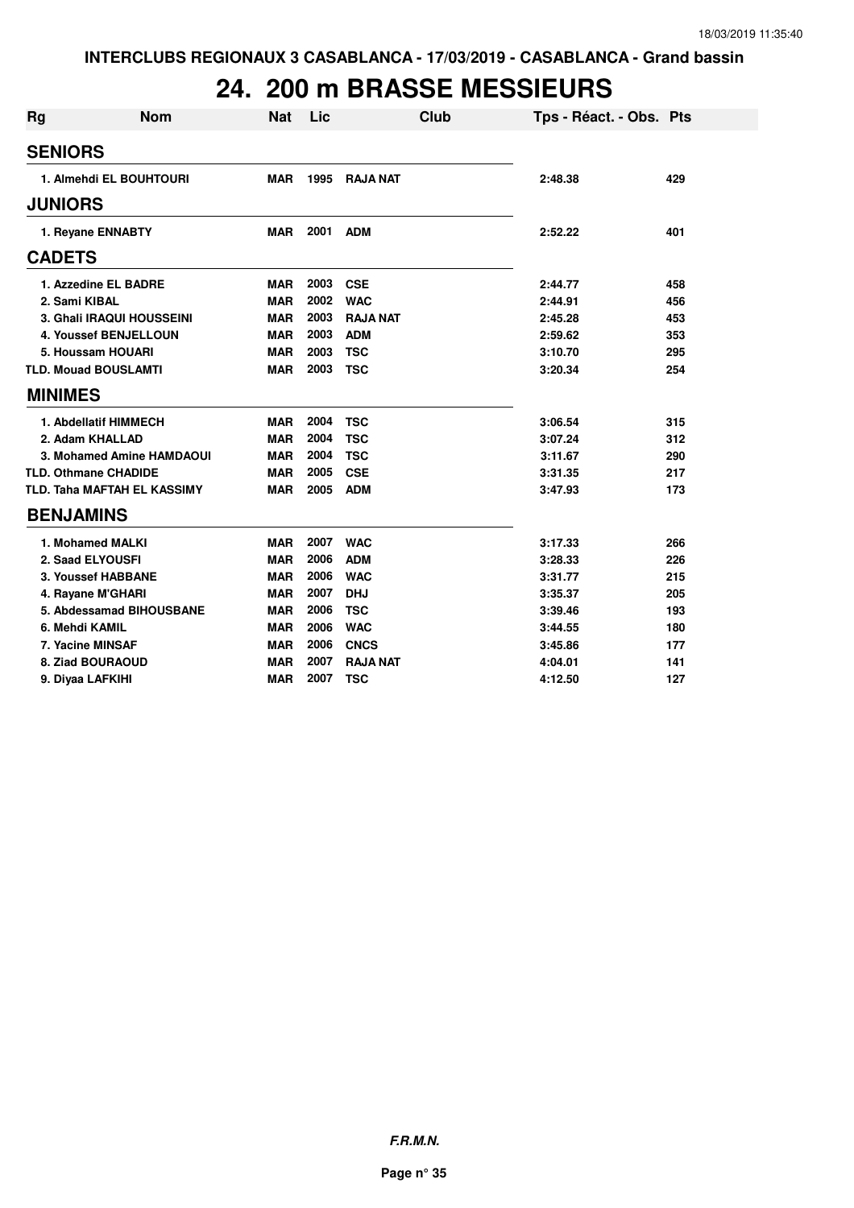INTERCLUBS REGIONAUX 3 CASABLANCA - 17/03/2019 - CASABLANCA - Grand bassin

# 24. 200 m BRASSE MESSIEURS

| Rg | Nom | Nat | Lic | Club | Tps - Réact. - Obs. | Pts |
|---|---|---|---|---|---|---|
| **SENIORS** | | | | | | |
| 1. | Almehdi EL BOUHTOURI | MAR | 1995 | RAJA NAT | 2:48.38 | 429 |
| **JUNIORS** | | | | | | |
| 1. | Reyane ENNABTY | MAR | 2001 | ADM | 2:52.22 | 401 |
| **CADETS** | | | | | | |
| 1. | Azzedine EL BADRE | MAR | 2003 | CSE | 2:44.77 | 458 |
| 2. | Sami KIBAL | MAR | 2002 | WAC | 2:44.91 | 456 |
| 3. | Ghali IRAQUI HOUSSEINI | MAR | 2003 | RAJA NAT | 2:45.28 | 453 |
| 4. | Youssef BENJELLOUN | MAR | 2003 | ADM | 2:59.62 | 353 |
| 5. | Houssam HOUARI | MAR | 2003 | TSC | 3:10.70 | 295 |
| TLD. | Mouad BOUSLAMTI | MAR | 2003 | TSC | 3:20.34 | 254 |
| **MINIMES** | | | | | | |
| 1. | Abdellatif HIMMECH | MAR | 2004 | TSC | 3:06.54 | 315 |
| 2. | Adam KHALLAD | MAR | 2004 | TSC | 3:07.24 | 312 |
| 3. | Mohamed Amine HAMDAOUI | MAR | 2004 | TSC | 3:11.67 | 290 |
| TLD. | Othmane CHADIDE | MAR | 2005 | CSE | 3:31.35 | 217 |
| TLD. | Taha MAFTAH EL KASSIMY | MAR | 2005 | ADM | 3:47.93 | 173 |
| **BENJAMINS** | | | | | | |
| 1. | Mohamed MALKI | MAR | 2007 | WAC | 3:17.33 | 266 |
| 2. | Saad ELYOUSFI | MAR | 2006 | ADM | 3:28.33 | 226 |
| 3. | Youssef HABBANE | MAR | 2006 | WAC | 3:31.77 | 215 |
| 4. | Rayane M'GHARI | MAR | 2007 | DHJ | 3:35.37 | 205 |
| 5. | Abdessamad BIHOUSBANE | MAR | 2006 | TSC | 3:39.46 | 193 |
| 6. | Mehdi KAMIL | MAR | 2006 | WAC | 3:44.55 | 180 |
| 7. | Yacine MINSAF | MAR | 2006 | CNCS | 3:45.86 | 177 |
| 8. | Ziad BOURAOUD | MAR | 2007 | RAJA NAT | 4:04.01 | 141 |
| 9. | Diyaa LAFKIHI | MAR | 2007 | TSC | 4:12.50 | 127 |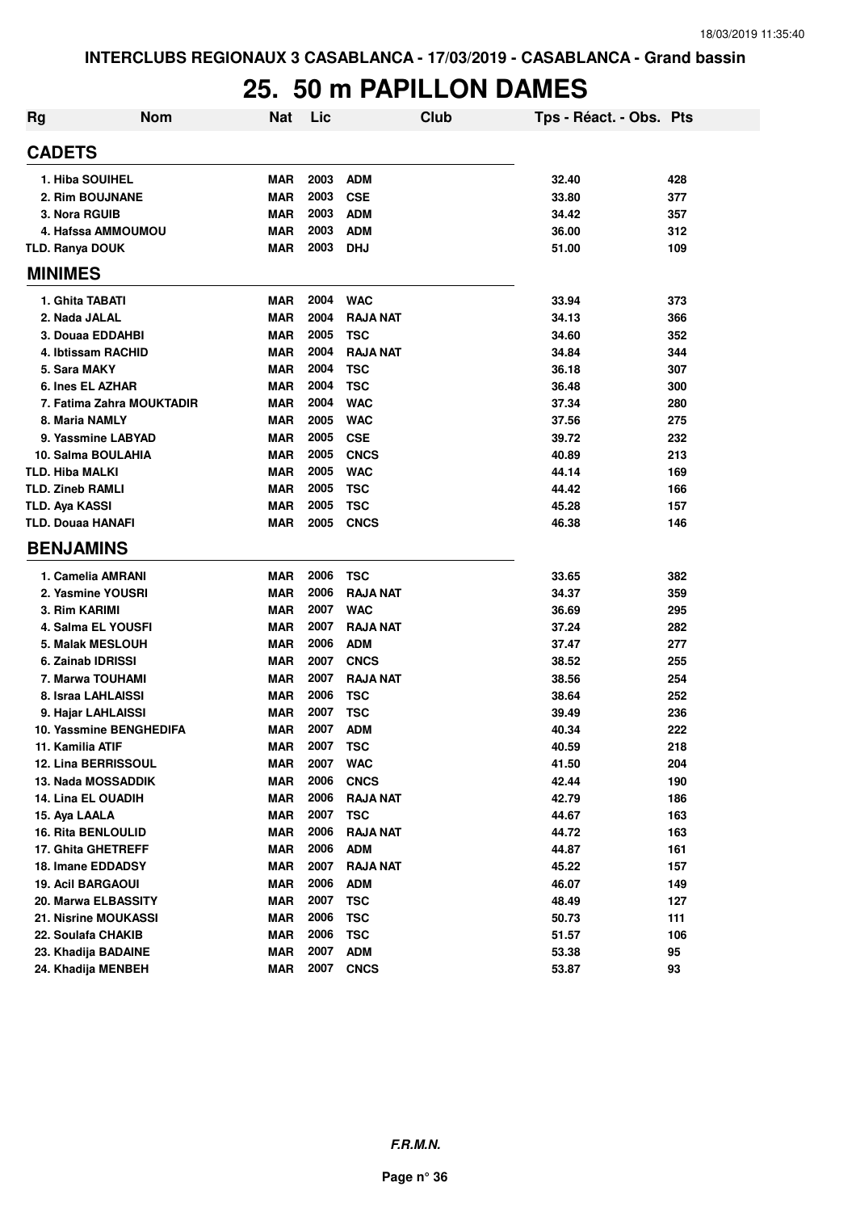INTERCLUBS REGIONAUX 3 CASABLANCA - 17/03/2019 - CASABLANCA - Grand bassin

# 25. 50 m PAPILLON DAMES

| Rg | Nom | Nat | Lic | Club | Tps - Réact. - Obs. | Pts |
|---|---|---|---|---|---|---|
| **CADETS** | | | | | | |
| 1. Hiba SOUIHEL | | MAR | 2003 | ADM | 32.40 | 428 |
| 2. Rim BOUJNANE | | MAR | 2003 | CSE | 33.80 | 377 |
| 3. Nora RGUIB | | MAR | 2003 | ADM | 34.42 | 357 |
| 4. Hafssa AMMOUMOU | | MAR | 2003 | ADM | 36.00 | 312 |
| TLD. Ranya DOUK | | MAR | 2003 | DHJ | 51.00 | 109 |
| **MINIMES** | | | | | | |
| 1. Ghita TABATI | | MAR | 2004 | WAC | 33.94 | 373 |
| 2. Nada JALAL | | MAR | 2004 | RAJA NAT | 34.13 | 366 |
| 3. Douaa EDDAHBI | | MAR | 2005 | TSC | 34.60 | 352 |
| 4. Ibtissam RACHID | | MAR | 2004 | RAJA NAT | 34.84 | 344 |
| 5. Sara MAKY | | MAR | 2004 | TSC | 36.18 | 307 |
| 6. Ines EL AZHAR | | MAR | 2004 | TSC | 36.48 | 300 |
| 7. Fatima Zahra MOUKTADIR | | MAR | 2004 | WAC | 37.34 | 280 |
| 8. Maria NAMLY | | MAR | 2005 | WAC | 37.56 | 275 |
| 9. Yassmine LABYAD | | MAR | 2005 | CSE | 39.72 | 232 |
| 10. Salma BOULAHIA | | MAR | 2005 | CNCS | 40.89 | 213 |
| TLD. Hiba MALKI | | MAR | 2005 | WAC | 44.14 | 169 |
| TLD. Zineb RAMLI | | MAR | 2005 | TSC | 44.42 | 166 |
| TLD. Aya KASSI | | MAR | 2005 | TSC | 45.28 | 157 |
| TLD. Douaa HANAFI | | MAR | 2005 | CNCS | 46.38 | 146 |
| **BENJAMINS** | | | | | | |
| 1. Camelia AMRANI | | MAR | 2006 | TSC | 33.65 | 382 |
| 2. Yasmine YOUSRI | | MAR | 2006 | RAJA NAT | 34.37 | 359 |
| 3. Rim KARIMI | | MAR | 2007 | WAC | 36.69 | 295 |
| 4. Salma EL YOUSFI | | MAR | 2007 | RAJA NAT | 37.24 | 282 |
| 5. Malak MESLOUH | | MAR | 2006 | ADM | 37.47 | 277 |
| 6. Zainab IDRISSI | | MAR | 2007 | CNCS | 38.52 | 255 |
| 7. Marwa TOUHAMI | | MAR | 2007 | RAJA NAT | 38.56 | 254 |
| 8. Israa LAHLAISSI | | MAR | 2006 | TSC | 38.64 | 252 |
| 9. Hajar LAHLAISSI | | MAR | 2007 | TSC | 39.49 | 236 |
| 10. Yassmine BENGHEDIFA | | MAR | 2007 | ADM | 40.34 | 222 |
| 11. Kamilia ATIF | | MAR | 2007 | TSC | 40.59 | 218 |
| 12. Lina BERRISSOUL | | MAR | 2007 | WAC | 41.50 | 204 |
| 13. Nada MOSSADDIK | | MAR | 2006 | CNCS | 42.44 | 190 |
| 14. Lina EL OUADIH | | MAR | 2006 | RAJA NAT | 42.79 | 186 |
| 15. Aya LAALA | | MAR | 2007 | TSC | 44.67 | 163 |
| 16. Rita BENLOULID | | MAR | 2006 | RAJA NAT | 44.72 | 163 |
| 17. Ghita GHETREFF | | MAR | 2006 | ADM | 44.87 | 161 |
| 18. Imane EDDADSY | | MAR | 2007 | RAJA NAT | 45.22 | 157 |
| 19. Acil BARGAOUI | | MAR | 2006 | ADM | 46.07 | 149 |
| 20. Marwa ELBASSITY | | MAR | 2007 | TSC | 48.49 | 127 |
| 21. Nisrine MOUKASSI | | MAR | 2006 | TSC | 50.73 | 111 |
| 22. Soulafa CHAKIB | | MAR | 2006 | TSC | 51.57 | 106 |
| 23. Khadija BADAINE | | MAR | 2007 | ADM | 53.38 | 95 |
| 24. Khadija MENBEH | | MAR | 2007 | CNCS | 53.87 | 93 |

*F.R.M.N.*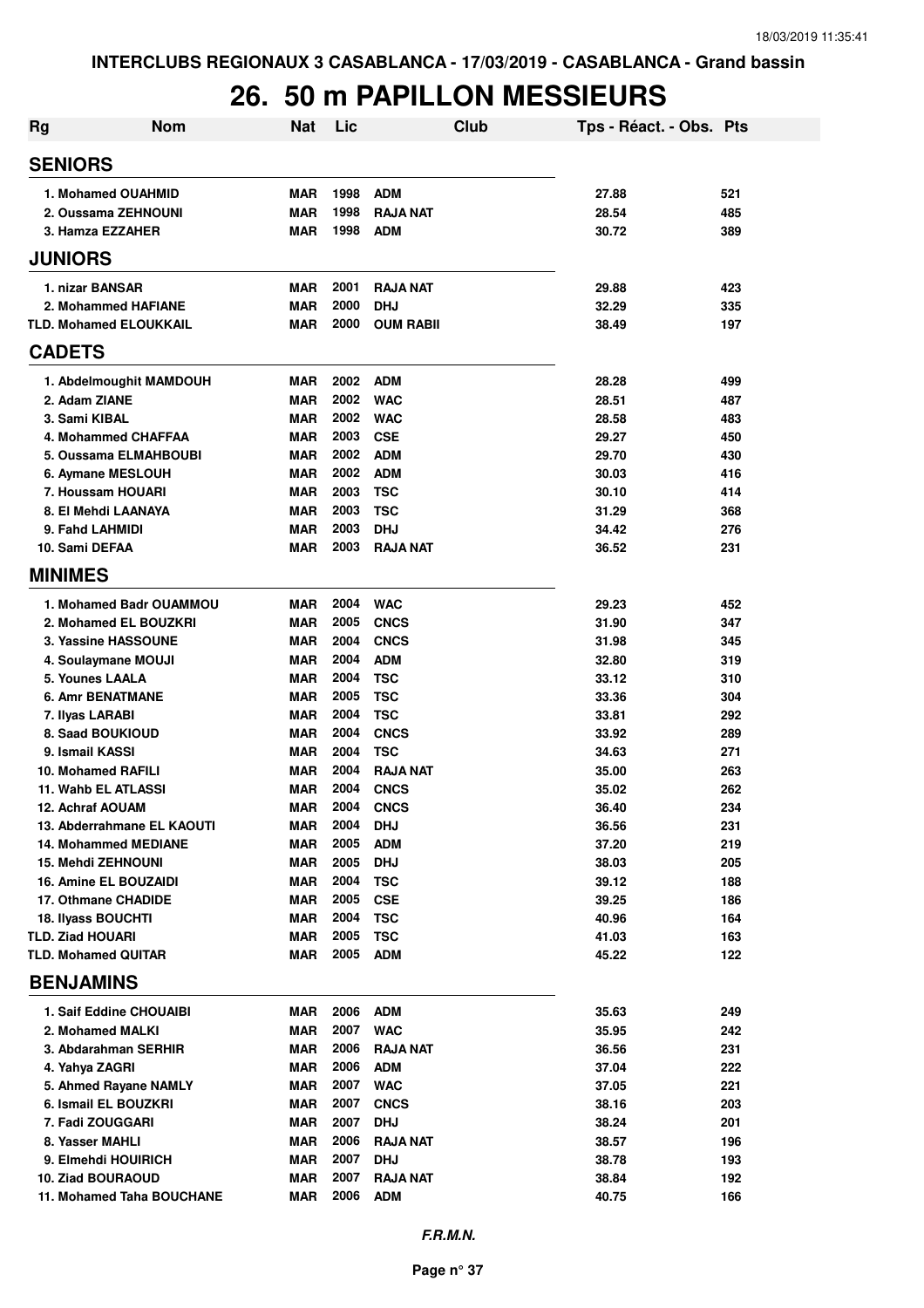INTERCLUBS REGIONAUX 3 CASABLANCA - 17/03/2019 - CASABLANCA - Grand bassin

# 26. 50 m PAPILLON MESSIEURS

| Rg | Nom | Nat | Lic | Club | Tps - Réact. - Obs. | Pts |
|---|---|---|---|---|---|---|
| **SENIORS** | | | | | | |
| 1. Mohamed OUAHMID | | MAR | 1998 | ADM | 27.88 | 521 |
| 2. Oussama ZEHNOUNI | | MAR | 1998 | RAJA NAT | 28.54 | 485 |
| 3. Hamza EZZAHER | | MAR | 1998 | ADM | 30.72 | 389 |
| **JUNIORS** | | | | | | |
| 1. nizar BANSAR | | MAR | 2001 | RAJA NAT | 29.88 | 423 |
| 2. Mohammed HAFIANE | | MAR | 2000 | DHJ | 32.29 | 335 |
| TLD. Mohamed ELOUKKAIL | | MAR | 2000 | OUM RABII | 38.49 | 197 |
| **CADETS** | | | | | | |
| 1. Abdelmoughit MAMDOUH | | MAR | 2002 | ADM | 28.28 | 499 |
| 2. Adam ZIANE | | MAR | 2002 | WAC | 28.51 | 487 |
| 3. Sami KIBAL | | MAR | 2002 | WAC | 28.58 | 483 |
| 4. Mohammed CHAFFAA | | MAR | 2003 | CSE | 29.27 | 450 |
| 5. Oussama ELMAHBOUBI | | MAR | 2002 | ADM | 29.70 | 430 |
| 6. Aymane MESLOUH | | MAR | 2002 | ADM | 30.03 | 416 |
| 7. Houssam HOUARI | | MAR | 2003 | TSC | 30.10 | 414 |
| 8. El Mehdi LAANAYA | | MAR | 2003 | TSC | 31.29 | 368 |
| 9. Fahd LAHMIDI | | MAR | 2003 | DHJ | 34.42 | 276 |
| 10. Sami DEFAA | | MAR | 2003 | RAJA NAT | 36.52 | 231 |
| **MINIMES** | | | | | | |
| 1. Mohamed Badr OUAMMOU | | MAR | 2004 | WAC | 29.23 | 452 |
| 2. Mohamed EL BOUZKRI | | MAR | 2005 | CNCS | 31.90 | 347 |
| 3. Yassine HASSOUNE | | MAR | 2004 | CNCS | 31.98 | 345 |
| 4. Soulaymane MOUJI | | MAR | 2004 | ADM | 32.80 | 319 |
| 5. Younes LAALA | | MAR | 2004 | TSC | 33.12 | 310 |
| 6. Amr BENATMANE | | MAR | 2005 | TSC | 33.36 | 304 |
| 7. Ilyas LARABI | | MAR | 2004 | TSC | 33.81 | 292 |
| 8. Saad BOUKIOUD | | MAR | 2004 | CNCS | 33.92 | 289 |
| 9. Ismail KASSI | | MAR | 2004 | TSC | 34.63 | 271 |
| 10. Mohamed RAFILI | | MAR | 2004 | RAJA NAT | 35.00 | 263 |
| 11. Wahb EL ATLASSI | | MAR | 2004 | CNCS | 35.02 | 262 |
| 12. Achraf AOUAM | | MAR | 2004 | CNCS | 36.40 | 234 |
| 13. Abderrahmane EL KAOUTI | | MAR | 2004 | DHJ | 36.56 | 231 |
| 14. Mohammed MEDIANE | | MAR | 2005 | ADM | 37.20 | 219 |
| 15. Mehdi ZEHNOUNI | | MAR | 2005 | DHJ | 38.03 | 205 |
| 16. Amine EL BOUZAIDI | | MAR | 2004 | TSC | 39.12 | 188 |
| 17. Othmane CHADIDE | | MAR | 2005 | CSE | 39.25 | 186 |
| 18. Ilyass BOUCHTI | | MAR | 2004 | TSC | 40.96 | 164 |
| TLD. Ziad HOUARI | | MAR | 2005 | TSC | 41.03 | 163 |
| TLD. Mohamed QUITAR | | MAR | 2005 | ADM | 45.22 | 122 |
| **BENJAMINS** | | | | | | |
| 1. Saif Eddine CHOUAIBI | | MAR | 2006 | ADM | 35.63 | 249 |
| 2. Mohamed MALKI | | MAR | 2007 | WAC | 35.95 | 242 |
| 3. Abdarahman SERHIR | | MAR | 2006 | RAJA NAT | 36.56 | 231 |
| 4. Yahya ZAGRI | | MAR | 2006 | ADM | 37.04 | 222 |
| 5. Ahmed Rayane NAMLY | | MAR | 2007 | WAC | 37.05 | 221 |
| 6. Ismail EL BOUZKRI | | MAR | 2007 | CNCS | 38.16 | 203 |
| 7. Fadi ZOUGGARI | | MAR | 2007 | DHJ | 38.24 | 201 |
| 8. Yasser MAHLI | | MAR | 2006 | RAJA NAT | 38.57 | 196 |
| 9. Elmehdi HOUIRICH | | MAR | 2007 | DHJ | 38.78 | 193 |
| 10. Ziad BOURAOUD | | MAR | 2007 | RAJA NAT | 38.84 | 192 |
| 11. Mohamed Taha BOUCHANE | | MAR | 2006 | ADM | 40.75 | 166 |

*F.R.M.N.*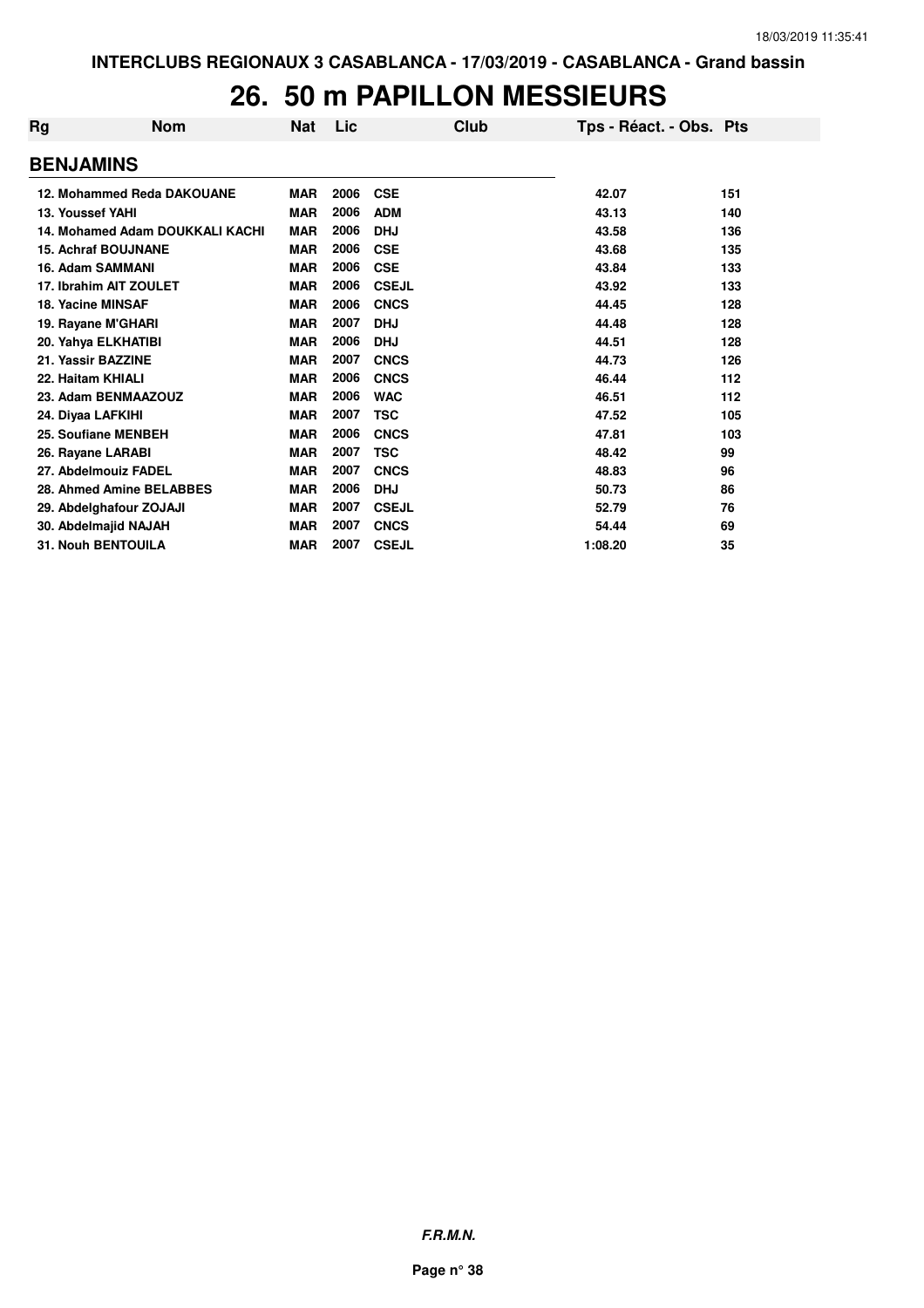# 26. 50 m PAPILLON MESSIEURS

| Rg | Nom | Nat | Lic | Club | Tps - Réact. - Obs. | Pts |
|---|---|---|---|---|---|---|
| **BENJAMINS** | | | | | | |
| 12. | Mohammed Reda DAKOUANE | MAR | 2006 | CSE | 42.07 | 151 |
| 13. | Youssef YAHI | MAR | 2006 | ADM | 43.13 | 140 |
| 14. | Mohamed Adam DOUKKALI KACHI | MAR | 2006 | DHJ | 43.58 | 136 |
| 15. | Achraf BOUJNANE | MAR | 2006 | CSE | 43.68 | 135 |
| 16. | Adam SAMMANI | MAR | 2006 | CSE | 43.84 | 133 |
| 17. | Ibrahim AIT ZOULET | MAR | 2006 | CSEJL | 43.92 | 133 |
| 18. | Yacine MINSAF | MAR | 2006 | CNCS | 44.45 | 128 |
| 19. | Rayane M'GHARI | MAR | 2007 | DHJ | 44.48 | 128 |
| 20. | Yahya ELKHATIBI | MAR | 2006 | DHJ | 44.51 | 128 |
| 21. | Yassir BAZZINE | MAR | 2007 | CNCS | 44.73 | 126 |
| 22. | Haitam KHIALI | MAR | 2006 | CNCS | 46.44 | 112 |
| 23. | Adam BENMAAZOUZ | MAR | 2006 | WAC | 46.51 | 112 |
| 24. | Diyaa LAFKIHI | MAR | 2007 | TSC | 47.52 | 105 |
| 25. | Soufiane MENBEH | MAR | 2006 | CNCS | 47.81 | 103 |
| 26. | Rayane LARABI | MAR | 2007 | TSC | 48.42 | 99 |
| 27. | Abdelmouiz FADEL | MAR | 2007 | CNCS | 48.83 | 96 |
| 28. | Ahmed Amine BELABBES | MAR | 2006 | DHJ | 50.73 | 86 |
| 29. | Abdelghafour ZOJAJI | MAR | 2007 | CSEJL | 52.79 | 76 |
| 30. | Abdelmajid NAJAH | MAR | 2007 | CNCS | 54.44 | 69 |
| 31. | Nouh BENTOUILA | MAR | 2007 | CSEJL | 1:08.20 | 35 |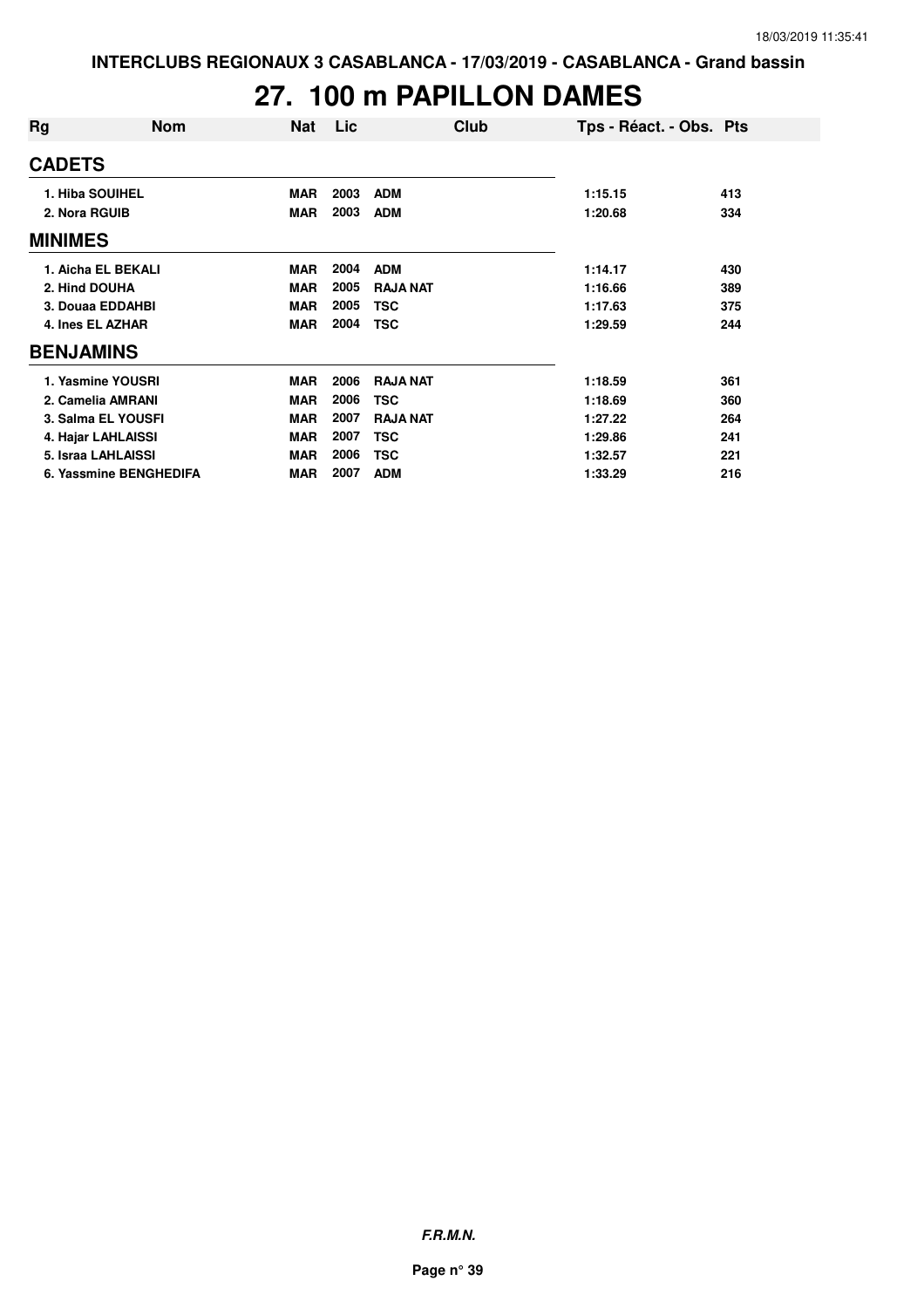INTERCLUBS REGIONAUX 3 CASABLANCA - 17/03/2019 - CASABLANCA - Grand bassin

# 27. 100 m PAPILLON DAMES

| Rg | Nom | Nat | Lic | Club | Tps - Réact. - Obs. | Pts |
|---|---|---|---|---|---|---|
| **CADETS** | | | | | | |
| 1. Hiba SOUIHEL | | MAR | 2003 | ADM | 1:15.15 | 413 |
| 2. Nora RGUIB | | MAR | 2003 | ADM | 1:20.68 | 334 |
| **MINIMES** | | | | | | |
| 1. Aicha EL BEKALI | | MAR | 2004 | ADM | 1:14.17 | 430 |
| 2. Hind DOUHA | | MAR | 2005 | RAJA NAT | 1:16.66 | 389 |
| 3. Douaa EDDAHBI | | MAR | 2005 | TSC | 1:17.63 | 375 |
| 4. Ines EL AZHAR | | MAR | 2004 | TSC | 1:29.59 | 244 |
| **BENJAMINS** | | | | | | |
| 1. Yasmine YOUSRI | | MAR | 2006 | RAJA NAT | 1:18.59 | 361 |
| 2. Camelia AMRANI | | MAR | 2006 | TSC | 1:18.69 | 360 |
| 3. Salma EL YOUSFI | | MAR | 2007 | RAJA NAT | 1:27.22 | 264 |
| 4. Hajar LAHLAISSI | | MAR | 2007 | TSC | 1:29.86 | 241 |
| 5. Israa LAHLAISSI | | MAR | 2006 | TSC | 1:32.57 | 221 |
| 6. Yassmine BENGHEDIFA | | MAR | 2007 | ADM | 1:33.29 | 216 |

*F.R.M.N.*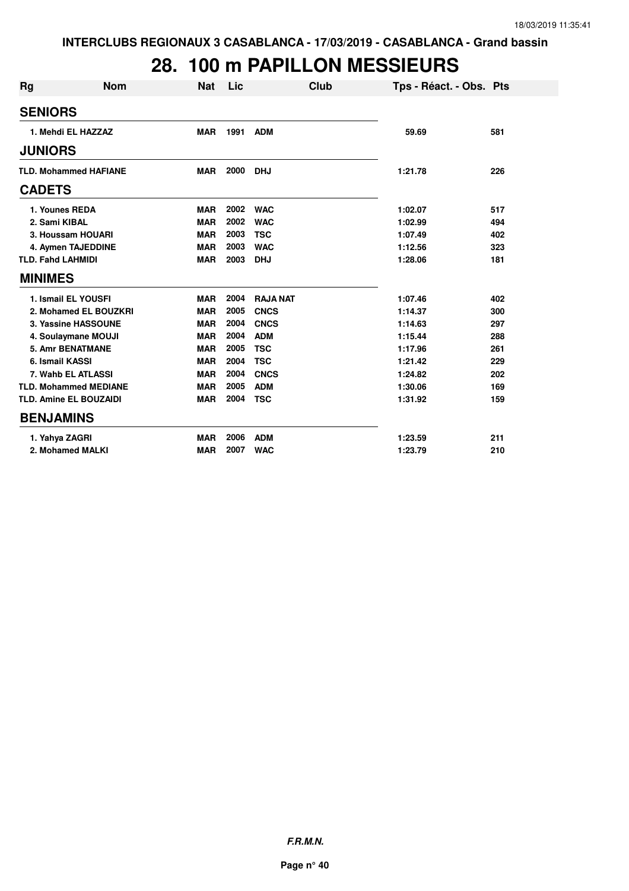INTERCLUBS REGIONAUX 3 CASABLANCA - 17/03/2019 - CASABLANCA - Grand bassin

# 28. 100 m PAPILLON MESSIEURS

| Rg | Nom | Nat | Lic | Club | Tps - Réact. - Obs. | Pts |
|---|---|---|---|---|---|---|
| **SENIORS** | | | | | | |
| 1. | Mehdi EL HAZZAZ | MAR | 1991 | ADM | 59.69 | 581 |
| **JUNIORS** | | | | | | |
| TLD. | Mohammed HAFIANE | MAR | 2000 | DHJ | 1:21.78 | 226 |
| **CADETS** | | | | | | |
| 1. | Younes REDA | MAR | 2002 | WAC | 1:02.07 | 517 |
| 2. | Sami KIBAL | MAR | 2002 | WAC | 1:02.99 | 494 |
| 3. | Houssam HOUARI | MAR | 2003 | TSC | 1:07.49 | 402 |
| 4. | Aymen TAJEDDINE | MAR | 2003 | WAC | 1:12.56 | 323 |
| TLD. | Fahd LAHMIDI | MAR | 2003 | DHJ | 1:28.06 | 181 |
| **MINIMES** | | | | | | |
| 1. | Ismail EL YOUSFI | MAR | 2004 | RAJA NAT | 1:07.46 | 402 |
| 2. | Mohamed EL BOUZKRI | MAR | 2005 | CNCS | 1:14.37 | 300 |
| 3. | Yassine HASSOUNE | MAR | 2004 | CNCS | 1:14.63 | 297 |
| 4. | Soulaymane MOUJI | MAR | 2004 | ADM | 1:15.44 | 288 |
| 5. | Amr BENATMANE | MAR | 2005 | TSC | 1:17.96 | 261 |
| 6. | Ismail KASSI | MAR | 2004 | TSC | 1:21.42 | 229 |
| 7. | Wahb EL ATLASSI | MAR | 2004 | CNCS | 1:24.82 | 202 |
| TLD. | Mohammed MEDIANE | MAR | 2005 | ADM | 1:30.06 | 169 |
| TLD. | Amine EL BOUZAIDI | MAR | 2004 | TSC | 1:31.92 | 159 |
| **BENJAMINS** | | | | | | |
| 1. | Yahya ZAGRI | MAR | 2006 | ADM | 1:23.59 | 211 |
| 2. | Mohamed MALKI | MAR | 2007 | WAC | 1:23.79 | 210 |

*F.R.M.N.*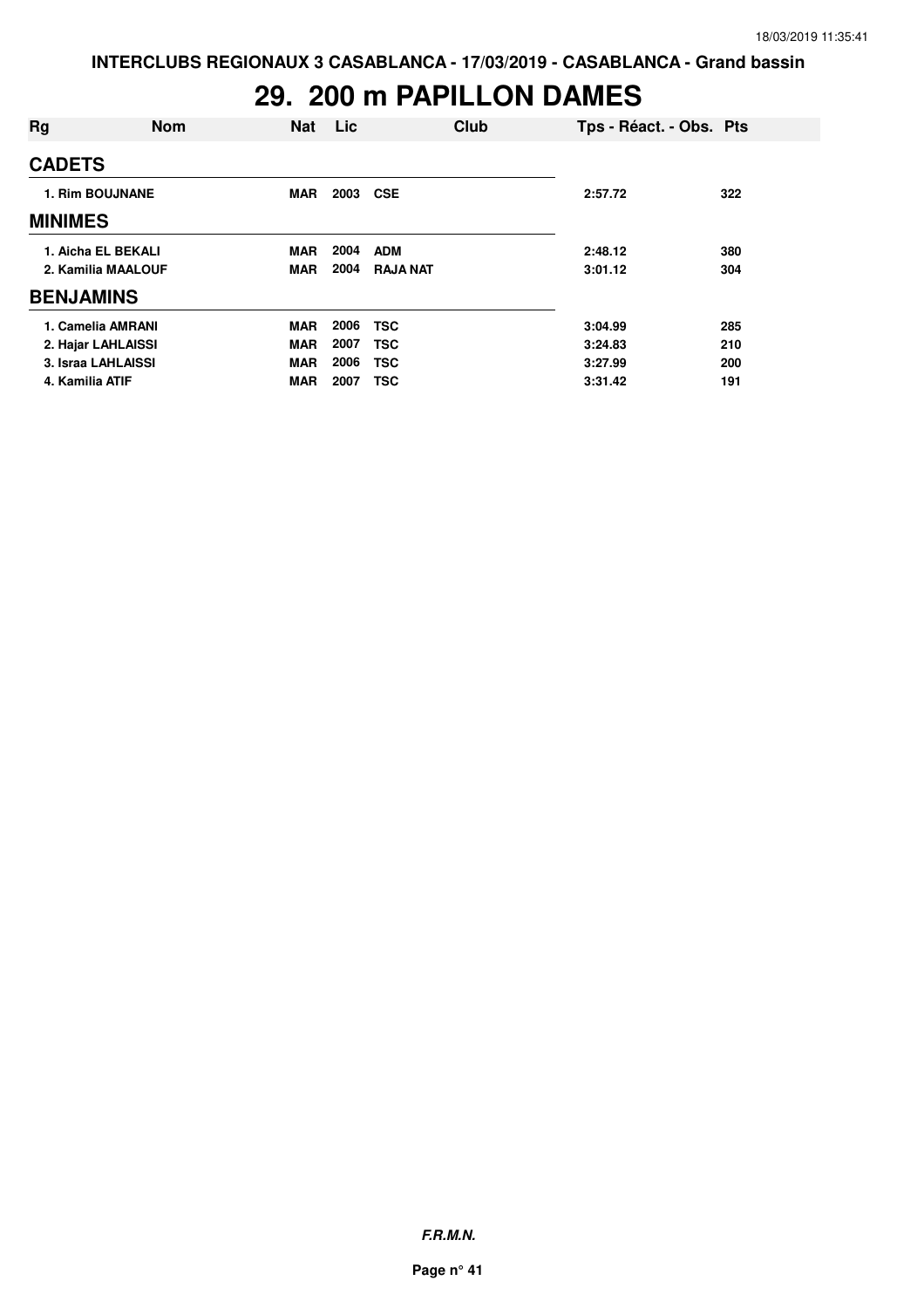INTERCLUBS REGIONAUX 3 CASABLANCA - 17/03/2019 - CASABLANCA - Grand bassin

# 29. 200 m PAPILLON DAMES

| Rg | Nom | Nat | Lic | Club | Tps - Réact. - Obs. | Pts |
|---|---|---|---|---|---|---|
| **CADETS** | | | | | | |
| 1. Rim BOUJNANE | | MAR | 2003 | CSE | 2:57.72 | 322 |
| **MINIMES** | | | | | | |
| 1. Aicha EL BEKALI | | MAR | 2004 | ADM | 2:48.12 | 380 |
| 2. Kamilia MAALOUF | | MAR | 2004 | RAJA NAT | 3:01.12 | 304 |
| **BENJAMINS** | | | | | | |
| 1. Camelia AMRANI | | MAR | 2006 | TSC | 3:04.99 | 285 |
| 2. Hajar LAHLAISSI | | MAR | 2007 | TSC | 3:24.83 | 210 |
| 3. Israa LAHLAISSI | | MAR | 2006 | TSC | 3:27.99 | 200 |
| 4. Kamilia ATIF | | MAR | 2007 | TSC | 3:31.42 | 191 |

***F.R.M.N.***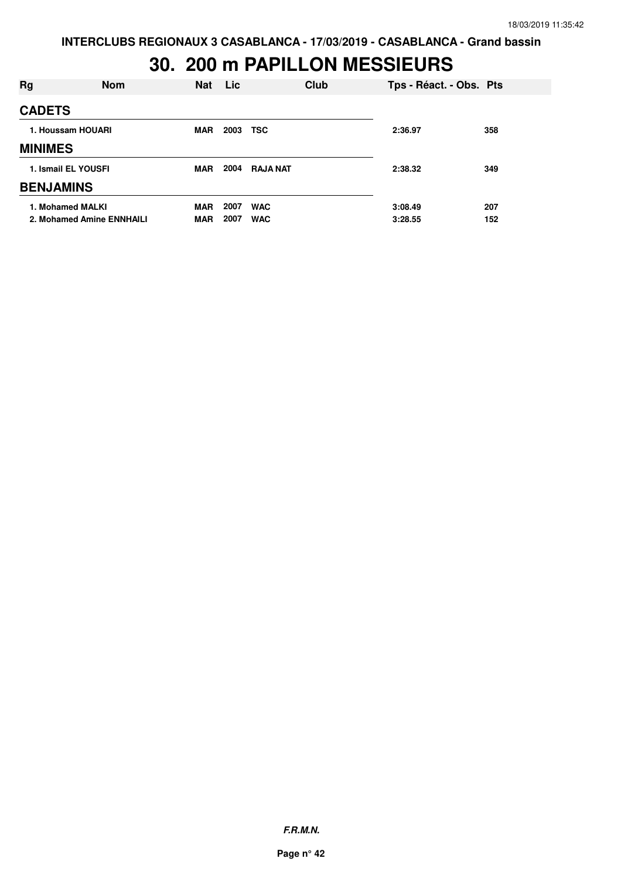INTERCLUBS REGIONAUX 3 CASABLANCA - 17/03/2019 - CASABLANCA - Grand bassin

# 30. 200 m PAPILLON MESSIEURS

| Rg | Nom | Nat | Lic | Club | Tps - Réact. - Obs. | Pts |
|---|---|---|---|---|---|---|
| **CADETS** | | | | | | |
| 1. Houssam HOUARI | | MAR | 2003 | TSC | 2:36.97 | 358 |
| **MINIMES** | | | | | | |
| 1. Ismail EL YOUSFI | | MAR | 2004 | RAJA NAT | 2:38.32 | 349 |
| **BENJAMINS** | | | | | | |
| 1. Mohamed MALKI | | MAR | 2007 | WAC | 3:08.49 | 207 |
| 2. Mohamed Amine ENNHAILI | | MAR | 2007 | WAC | 3:28.55 | 152 |

*F.R.M.N.*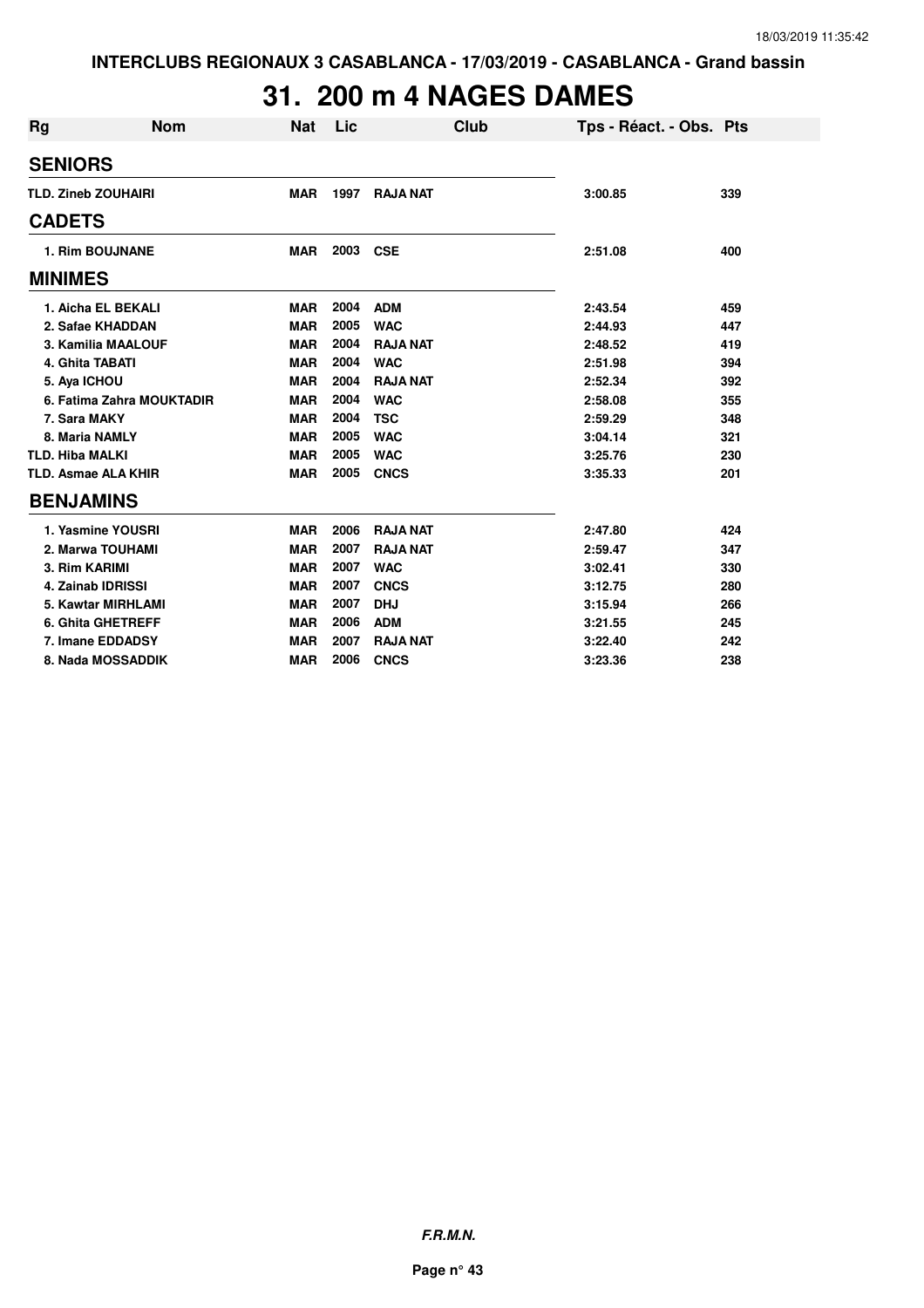INTERCLUBS REGIONAUX 3 CASABLANCA - 17/03/2019 - CASABLANCA - Grand bassin

# 31. 200 m 4 NAGES DAMES

| Rg | Nom | Nat | Lic | Club | Tps - Réact. - Obs. | Pts |
|---|---|---|---|---|---|---|
| **SENIORS** | | | | | | |
| TLD. | Zineb ZOUHAIRI | MAR | 1997 | RAJA NAT | 3:00.85 | 339 |
| **CADETS** | | | | | | |
| 1. | Rim BOUJNANE | MAR | 2003 | CSE | 2:51.08 | 400 |
| **MINIMES** | | | | | | |
| 1. | Aicha EL BEKALI | MAR | 2004 | ADM | 2:43.54 | 459 |
| 2. | Safae KHADDAN | MAR | 2005 | WAC | 2:44.93 | 447 |
| 3. | Kamilia MAALOUF | MAR | 2004 | RAJA NAT | 2:48.52 | 419 |
| 4. | Ghita TABATI | MAR | 2004 | WAC | 2:51.98 | 394 |
| 5. | Aya ICHOU | MAR | 2004 | RAJA NAT | 2:52.34 | 392 |
| 6. | Fatima Zahra MOUKTADIR | MAR | 2004 | WAC | 2:58.08 | 355 |
| 7. | Sara MAKY | MAR | 2004 | TSC | 2:59.29 | 348 |
| 8. | Maria NAMLY | MAR | 2005 | WAC | 3:04.14 | 321 |
| TLD. | Hiba MALKI | MAR | 2005 | WAC | 3:25.76 | 230 |
| TLD. | Asmae ALA KHIR | MAR | 2005 | CNCS | 3:35.33 | 201 |
| **BENJAMINS** | | | | | | |
| 1. | Yasmine YOUSRI | MAR | 2006 | RAJA NAT | 2:47.80 | 424 |
| 2. | Marwa TOUHAMI | MAR | 2007 | RAJA NAT | 2:59.47 | 347 |
| 3. | Rim KARIMI | MAR | 2007 | WAC | 3:02.41 | 330 |
| 4. | Zainab IDRISSI | MAR | 2007 | CNCS | 3:12.75 | 280 |
| 5. | Kawtar MIRHLAMI | MAR | 2007 | DHJ | 3:15.94 | 266 |
| 6. | Ghita GHETREFF | MAR | 2006 | ADM | 3:21.55 | 245 |
| 7. | Imane EDDADSY | MAR | 2007 | RAJA NAT | 3:22.40 | 242 |
| 8. | Nada MOSSADDIK | MAR | 2006 | CNCS | 3:23.36 | 238 |

*F.R.M.N.*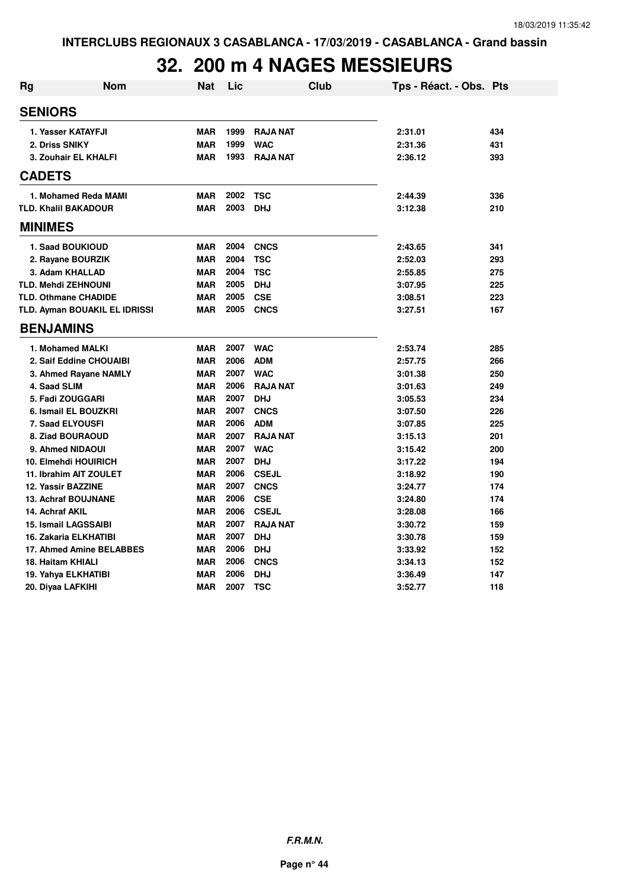INTERCLUBS REGIONAUX 3 CASABLANCA - 17/03/2019 - CASABLANCA - Grand bassin

# 32. 200 m 4 NAGES MESSIEURS

| Rg | Nom | Nat | Lic | Club | Tps - Réact. - Obs. | Pts |
|---|---|---|---|---|---|---|
| **SENIORS** | | | | | | |
| 1. Yasser KATAYFJI | | MAR | 1999 | RAJA NAT | 2:31.01 | 434 |
| 2. Driss SNIKY | | MAR | 1999 | WAC | 2:31.36 | 431 |
| 3. Zouhair EL KHALFI | | MAR | 1993 | RAJA NAT | 2:36.12 | 393 |
| **CADETS** | | | | | | |
| 1. Mohamed Reda MAMI | | MAR | 2002 | TSC | 2:44.39 | 336 |
| TLD. Khalil BAKADOUR | | MAR | 2003 | DHJ | 3:12.38 | 210 |
| **MINIMES** | | | | | | |
| 1. Saad BOUKIOUD | | MAR | 2004 | CNCS | 2:43.65 | 341 |
| 2. Rayane BOURZIK | | MAR | 2004 | TSC | 2:52.03 | 293 |
| 3. Adam KHALLAD | | MAR | 2004 | TSC | 2:55.85 | 275 |
| TLD. Mehdi ZEHNOUNI | | MAR | 2005 | DHJ | 3:07.95 | 225 |
| TLD. Othmane CHADIDE | | MAR | 2005 | CSE | 3:08.51 | 223 |
| TLD. Ayman BOUAKIL EL IDRISSI | | MAR | 2005 | CNCS | 3:27.51 | 167 |
| **BENJAMINS** | | | | | | |
| 1. Mohamed MALKI | | MAR | 2007 | WAC | 2:53.74 | 285 |
| 2. Saif Eddine CHOUAIBI | | MAR | 2006 | ADM | 2:57.75 | 266 |
| 3. Ahmed Rayane NAMLY | | MAR | 2007 | WAC | 3:01.38 | 250 |
| 4. Saad SLIM | | MAR | 2006 | RAJA NAT | 3:01.63 | 249 |
| 5. Fadi ZOUGGARI | | MAR | 2007 | DHJ | 3:05.53 | 234 |
| 6. Ismail EL BOUZKRI | | MAR | 2007 | CNCS | 3:07.50 | 226 |
| 7. Saad ELYOUSFI | | MAR | 2006 | ADM | 3:07.85 | 225 |
| 8. Ziad BOURAOUD | | MAR | 2007 | RAJA NAT | 3:15.13 | 201 |
| 9. Ahmed NIDAOUI | | MAR | 2007 | WAC | 3:15.42 | 200 |
| 10. Elmehdi HOUIRICH | | MAR | 2007 | DHJ | 3:17.22 | 194 |
| 11. Ibrahim AIT ZOULET | | MAR | 2006 | CSEJL | 3:18.92 | 190 |
| 12. Yassir BAZZINE | | MAR | 2007 | CNCS | 3:24.77 | 174 |
| 13. Achraf BOUJNANE | | MAR | 2006 | CSE | 3:24.80 | 174 |
| 14. Achraf AKIL | | MAR | 2006 | CSEJL | 3:28.08 | 166 |
| 15. Ismail LAGSSAIBI | | MAR | 2007 | RAJA NAT | 3:30.72 | 159 |
| 16. Zakaria ELKHATIBI | | MAR | 2007 | DHJ | 3:30.78 | 159 |
| 17. Ahmed Amine BELABBES | | MAR | 2006 | DHJ | 3:33.92 | 152 |
| 18. Haitam KHIALI | | MAR | 2006 | CNCS | 3:34.13 | 152 |
| 19. Yahya ELKHATIBI | | MAR | 2006 | DHJ | 3:36.49 | 147 |
| 20. Diyaa LAFKIHI | | MAR | 2007 | TSC | 3:52.77 | 118 |

*F.R.M.N.*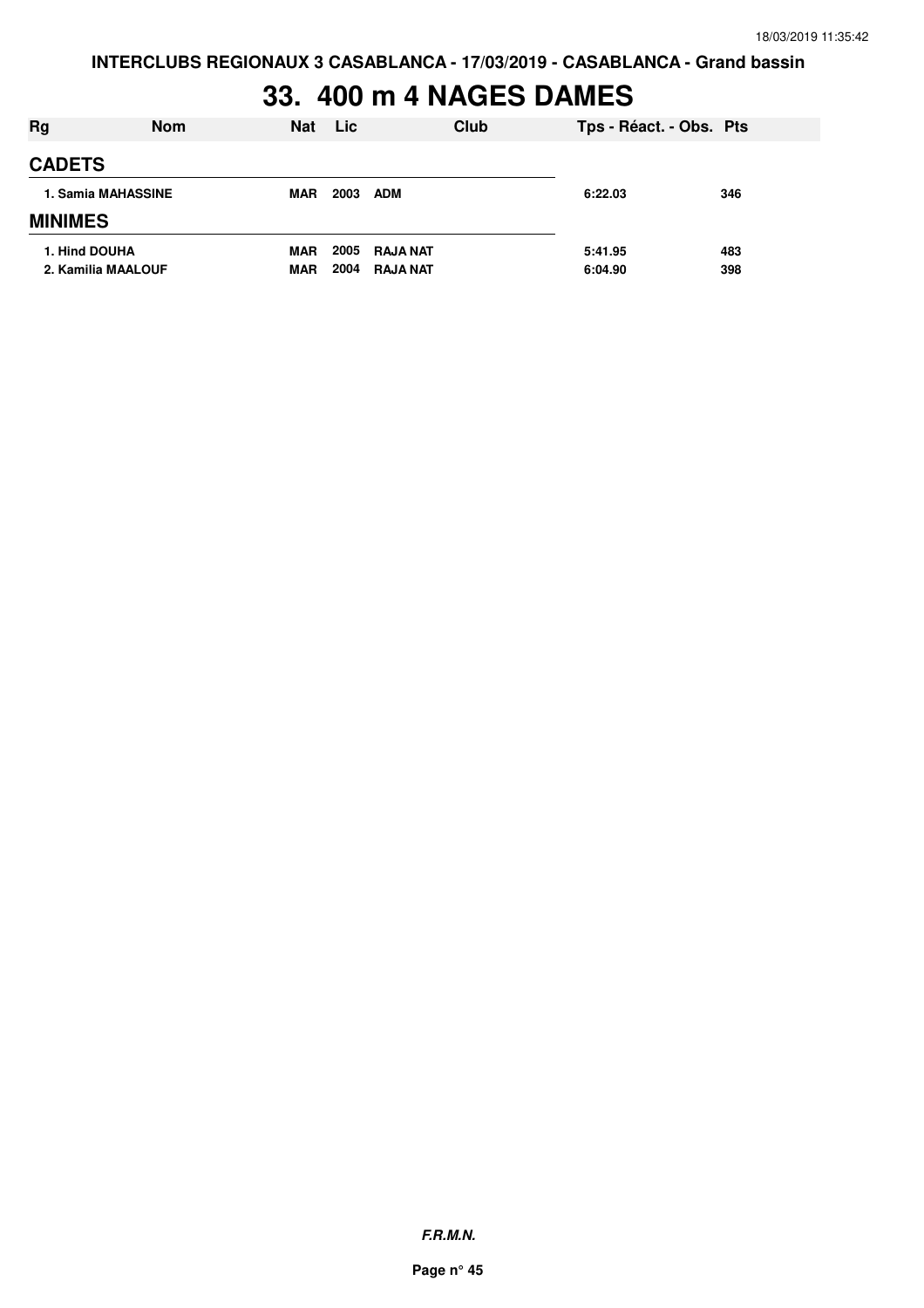INTERCLUBS REGIONAUX 3 CASABLANCA - 17/03/2019 - CASABLANCA - Grand bassin

# 33. 400 m 4 NAGES DAMES

| Rg | Nom | Nat | Lic | Club | Tps - Réact. - Obs. | Pts |
|---|---|---|---|---|---|---|
| **CADETS** | | | | | | |
| 1. Samia MAHASSINE | | MAR | 2003 | ADM | 6:22.03 | 346 |
| **MINIMES** | | | | | | |
| 1. Hind DOUHA | | MAR | 2005 | RAJA NAT | 5:41.95 | 483 |
| 2. Kamilia MAALOUF | | MAR | 2004 | RAJA NAT | 6:04.90 | 398 |

***F.R.M.N.***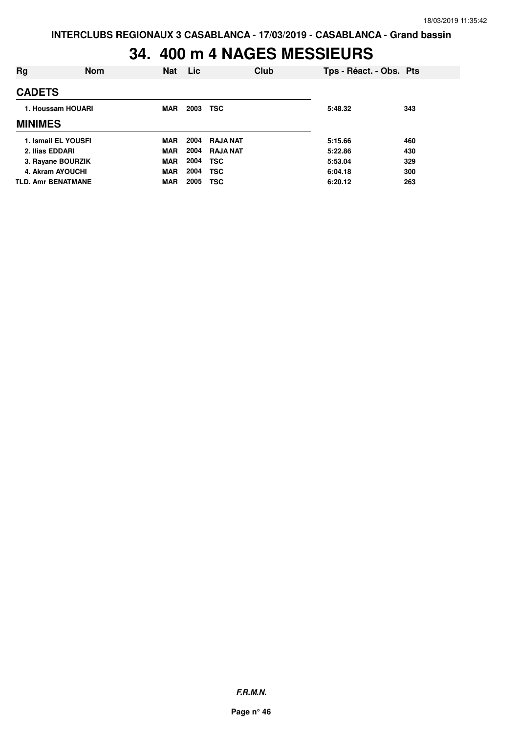INTERCLUBS REGIONAUX 3 CASABLANCA - 17/03/2019 - CASABLANCA - Grand bassin

# 34. 400 m 4 NAGES MESSIEURS

| Rg | Nom | Nat | Lic | Club | Tps - Réact. - Obs. | Pts |
|---|---|---|---|---|---|---|
| **CADETS** | | | | | | |
| 1. Houssam HOUARI | | MAR | 2003 | TSC | 5:48.32 | 343 |
| **MINIMES** | | | | | | |
| 1. Ismail EL YOUSFI | | MAR | 2004 | RAJA NAT | 5:15.66 | 460 |
| 2. Ilias EDDARI | | MAR | 2004 | RAJA NAT | 5:22.86 | 430 |
| 3. Rayane BOURZIK | | MAR | 2004 | TSC | 5:53.04 | 329 |
| 4. Akram AYOUCHI | | MAR | 2004 | TSC | 6:04.18 | 300 |
| TLD. Amr BENATMANE | | MAR | 2005 | TSC | 6:20.12 | 263 |

*F.R.M.N.*